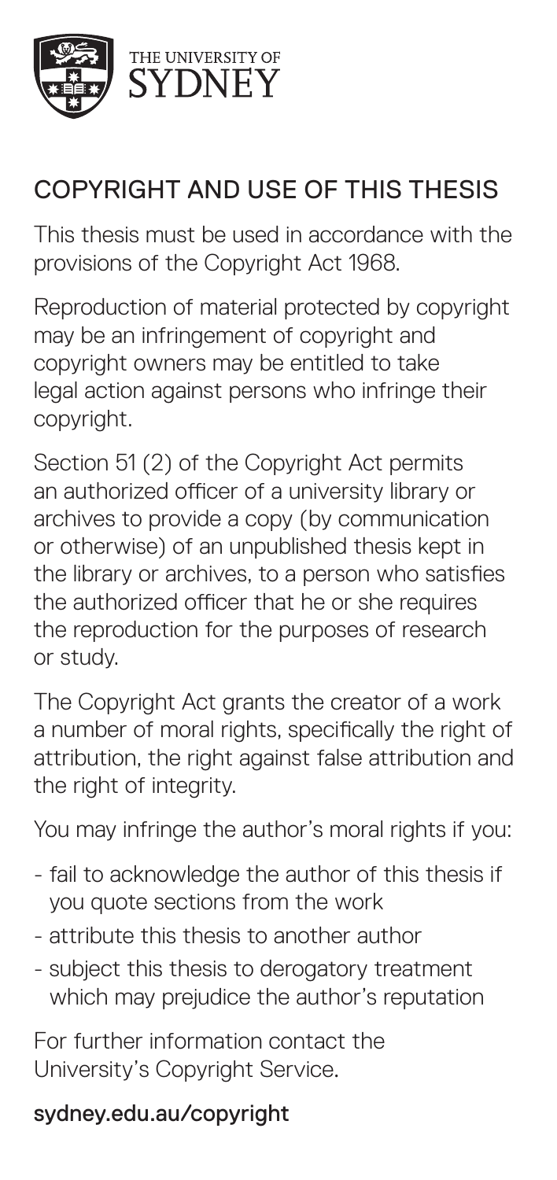THE UNIVERSITY OF SYDNEY

# COPYRIGHT AND USE OF THIS THESIS

This thesis must be used in accordance with the provisions of the Copyright Act 1968.

Reproduction of material protected by copyright may be an infringement of copyright and copyright owners may be entitled to take legal action against persons who infringe their copyright.

Section 51 (2) of the Copyright Act permits an authorized officer of a university library or archives to provide a copy (by communication or otherwise) of an unpublished thesis kept in the library or archives, to a person who satisfies the authorized officer that he or she requires the reproduction for the purposes of research or study.

The Copyright Act grants the creator of a work a number of moral rights, specifically the right of attribution, the right against false attribution and the right of integrity.

You may infringe the author's moral rights if you:

- fail to acknowledge the author of this thesis if you quote sections from the work
- attribute this thesis to another author
- subject this thesis to derogatory treatment which may prejudice the author's reputation

For further information contact the University's Copyright Service.

**sydney.edu.au/copyright**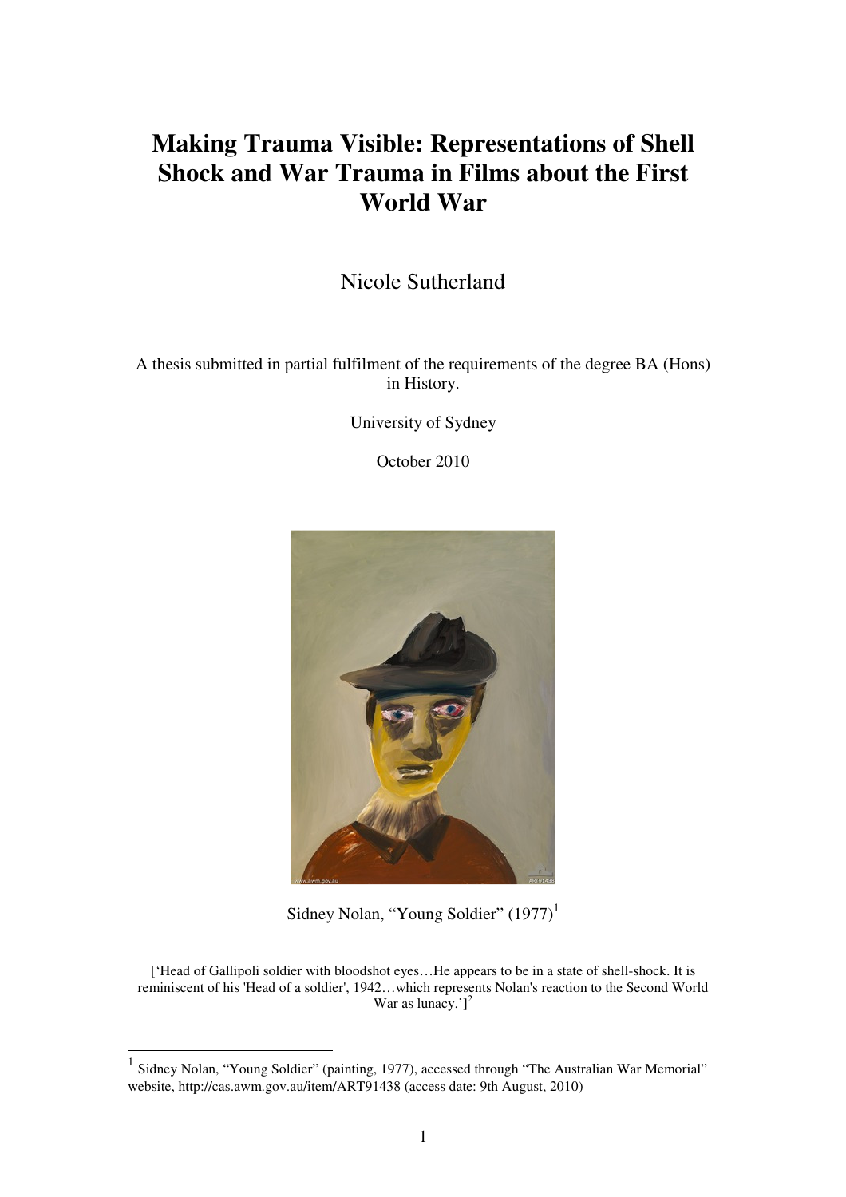# Making Trauma Visible: Representations of Shell Shock and War Trauma in Films about the First World War

Nicole Sutherland

A thesis submitted in partial fulfilment of the requirements of the degree BA (Hons) in History.

University of Sydney

October 2010

Sidney Nolan, "Young Soldier" (1977)[1]

['Head of Gallipoli soldier with bloodshot eyes…He appears to be in a state of shell-shock. It is reminiscent of his 'Head of a soldier', 1942…which represents Nolan's reaction to the Second World War as lunacy.'][2]

[1] Sidney Nolan, "Young Soldier" (painting, 1977), accessed through "The Australian War Memorial" website, http://cas.awm.gov.au/item/ART91438 (access date: 9th August, 2010)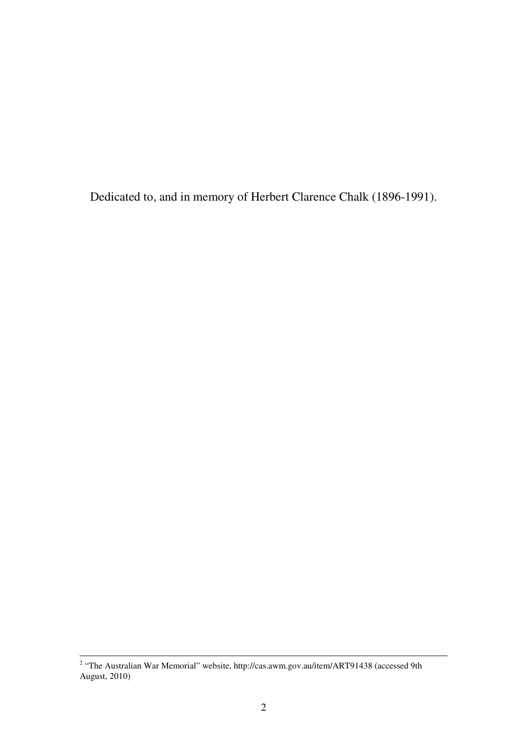Dedicated to, and in memory of Herbert Clarence Chalk (1896-1991).

[2] "The Australian War Memorial" website, http://cas.awm.gov.au/item/ART91438 (accessed 9th August, 2010)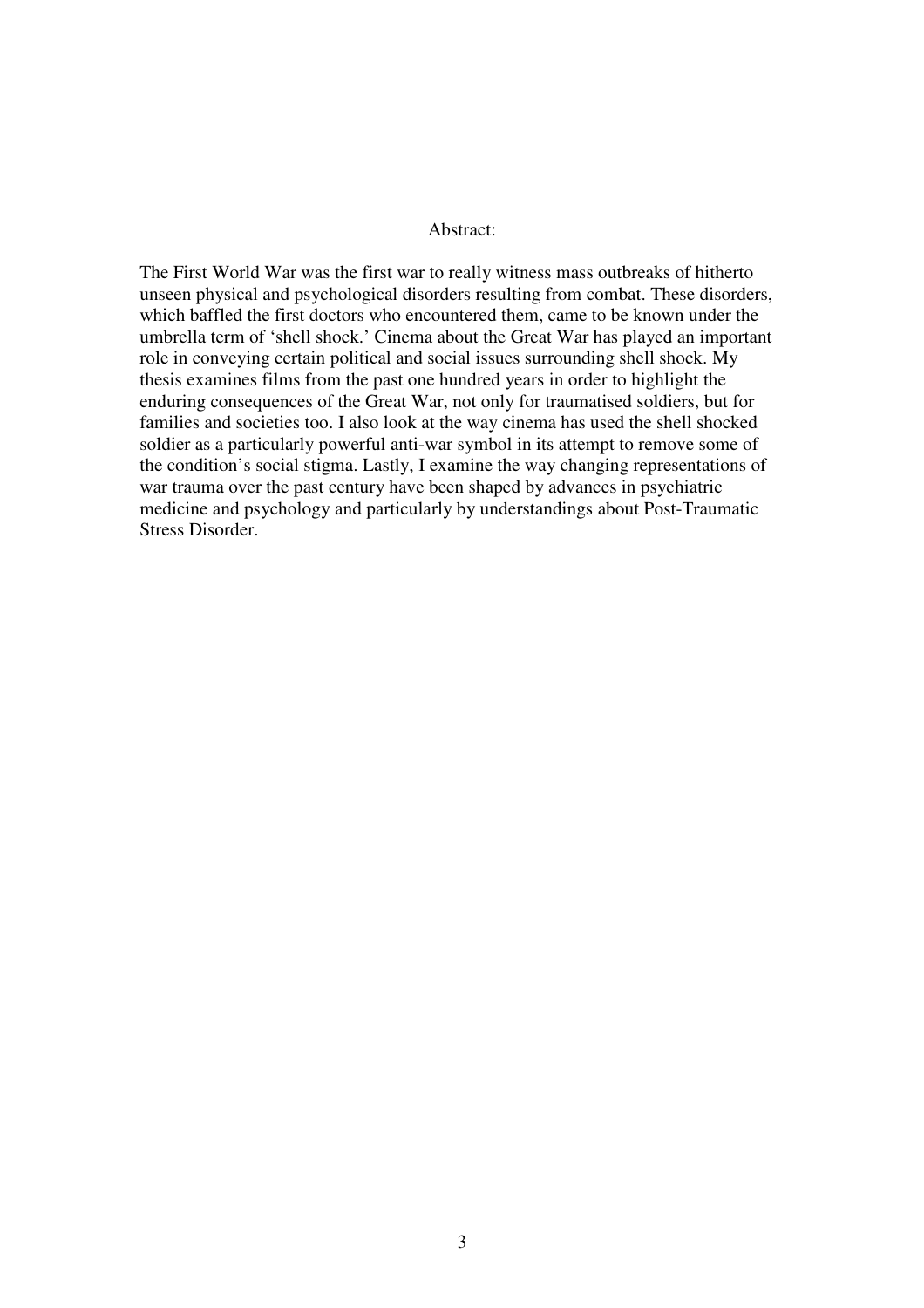## Abstract:

The First World War was the first war to really witness mass outbreaks of hitherto unseen physical and psychological disorders resulting from combat. These disorders, which baffled the first doctors who encountered them, came to be known under the umbrella term of 'shell shock.' Cinema about the Great War has played an important role in conveying certain political and social issues surrounding shell shock. My thesis examines films from the past one hundred years in order to highlight the enduring consequences of the Great War, not only for traumatised soldiers, but for families and societies too. I also look at the way cinema has used the shell shocked soldier as a particularly powerful anti-war symbol in its attempt to remove some of the condition's social stigma. Lastly, I examine the way changing representations of war trauma over the past century have been shaped by advances in psychiatric medicine and psychology and particularly by understandings about Post-Traumatic Stress Disorder.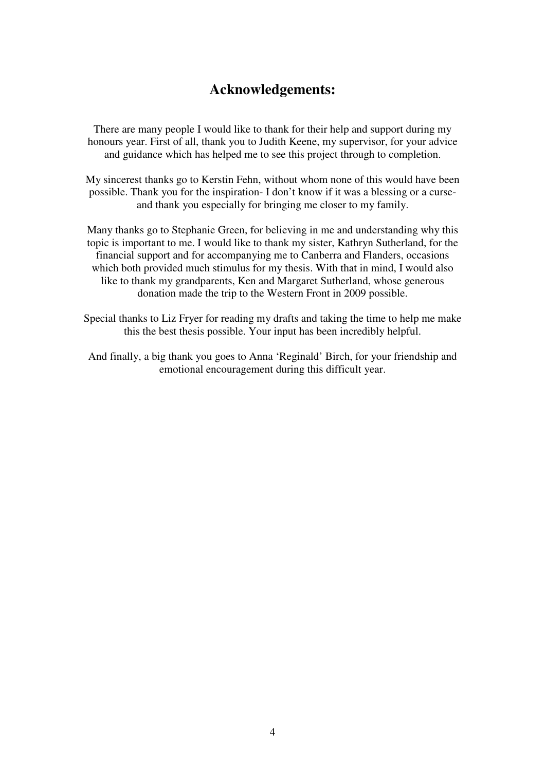# Acknowledgements:

There are many people I would like to thank for their help and support during my honours year. First of all, thank you to Judith Keene, my supervisor, for your advice and guidance which has helped me to see this project through to completion.

My sincerest thanks go to Kerstin Fehn, without whom none of this would have been possible. Thank you for the inspiration- I don't know if it was a blessing or a curse- and thank you especially for bringing me closer to my family.

Many thanks go to Stephanie Green, for believing in me and understanding why this topic is important to me. I would like to thank my sister, Kathryn Sutherland, for the financial support and for accompanying me to Canberra and Flanders, occasions which both provided much stimulus for my thesis. With that in mind, I would also like to thank my grandparents, Ken and Margaret Sutherland, whose generous donation made the trip to the Western Front in 2009 possible.

Special thanks to Liz Fryer for reading my drafts and taking the time to help me make this the best thesis possible. Your input has been incredibly helpful.

And finally, a big thank you goes to Anna 'Reginald' Birch, for your friendship and emotional encouragement during this difficult year.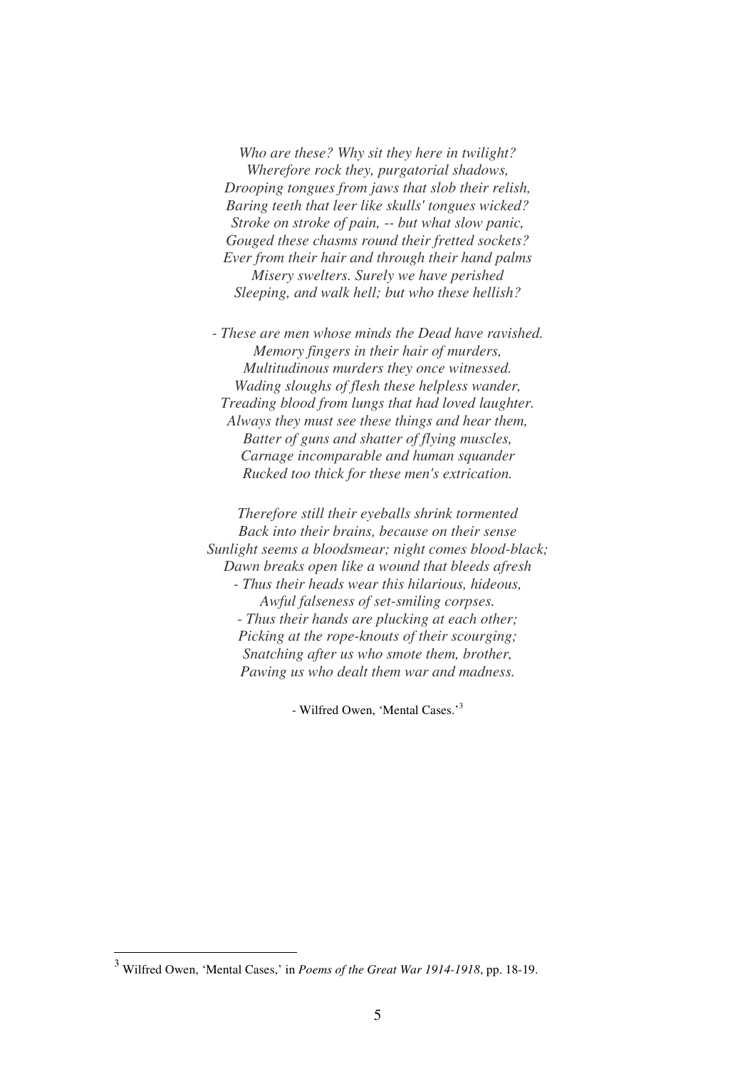*Who are these? Why sit they here in twilight?*
*Wherefore rock they, purgatorial shadows,*
*Drooping tongues from jaws that slob their relish,*
*Baring teeth that leer like skulls' tongues wicked?*
*Stroke on stroke of pain, -- but what slow panic,*
*Gouged these chasms round their fretted sockets?*
*Ever from their hair and through their hand palms*
*Misery swelters. Surely we have perished*
*Sleeping, and walk hell; but who these hellish?*

*- These are men whose minds the Dead have ravished.*
*Memory fingers in their hair of murders,*
*Multitudinous murders they once witnessed.*
*Wading sloughs of flesh these helpless wander,*
*Treading blood from lungs that had loved laughter.*
*Always they must see these things and hear them,*
*Batter of guns and shatter of flying muscles,*
*Carnage incomparable and human squander*
*Rucked too thick for these men's extrication.*

*Therefore still their eyeballs shrink tormented*
*Back into their brains, because on their sense*
*Sunlight seems a bloodsmear; night comes blood-black;*
*Dawn breaks open like a wound that bleeds afresh*
*- Thus their heads wear this hilarious, hideous,*
*Awful falseness of set-smiling corpses.*
*- Thus their hands are plucking at each other;*
*Picking at the rope-knouts of their scourging;*
*Snatching after us who smote them, brother,*
*Pawing us who dealt them war and madness.*

- Wilfred Owen, 'Mental Cases.'[3]

[3] Wilfred Owen, 'Mental Cases,' in *Poems of the Great War 1914-1918*, pp. 18-19.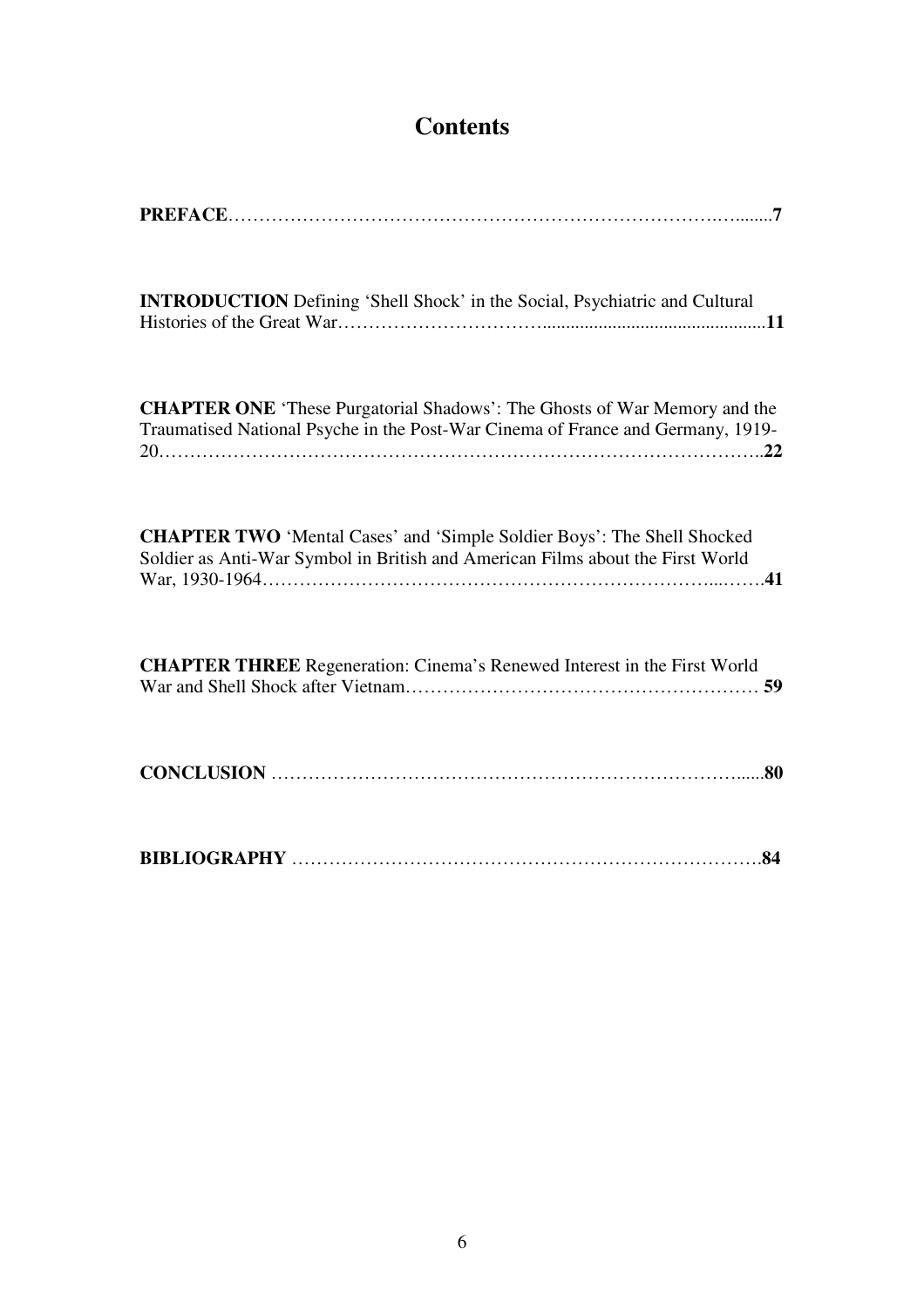# Contents

**PREFACE**……………………………………………………………………….…........**7**

**INTRODUCTION** Defining 'Shell Shock' in the Social, Psychiatric and Cultural Histories of the Great War…………………………….............................................**11**

**CHAPTER ONE** 'These Purgatorial Shadows': The Ghosts of War Memory and the Traumatised National Psyche in the Post-War Cinema of France and Germany, 1919-20……………………………………………………………………………………..**22**

**CHAPTER TWO** 'Mental Cases' and 'Simple Soldier Boys': The Shell Shocked Soldier as Anti-War Symbol in British and American Films about the First World War, 1930-1964……………………………………………………………….....…….**41**

**CHAPTER THREE** Regeneration: Cinema's Renewed Interest in the First World War and Shell Shock after Vietnam………………………………………………… **59**

**CONCLUSION** ………………………………………………………………….....**80**

**BIBLIOGRAPHY** ………………………………………………………………….**84**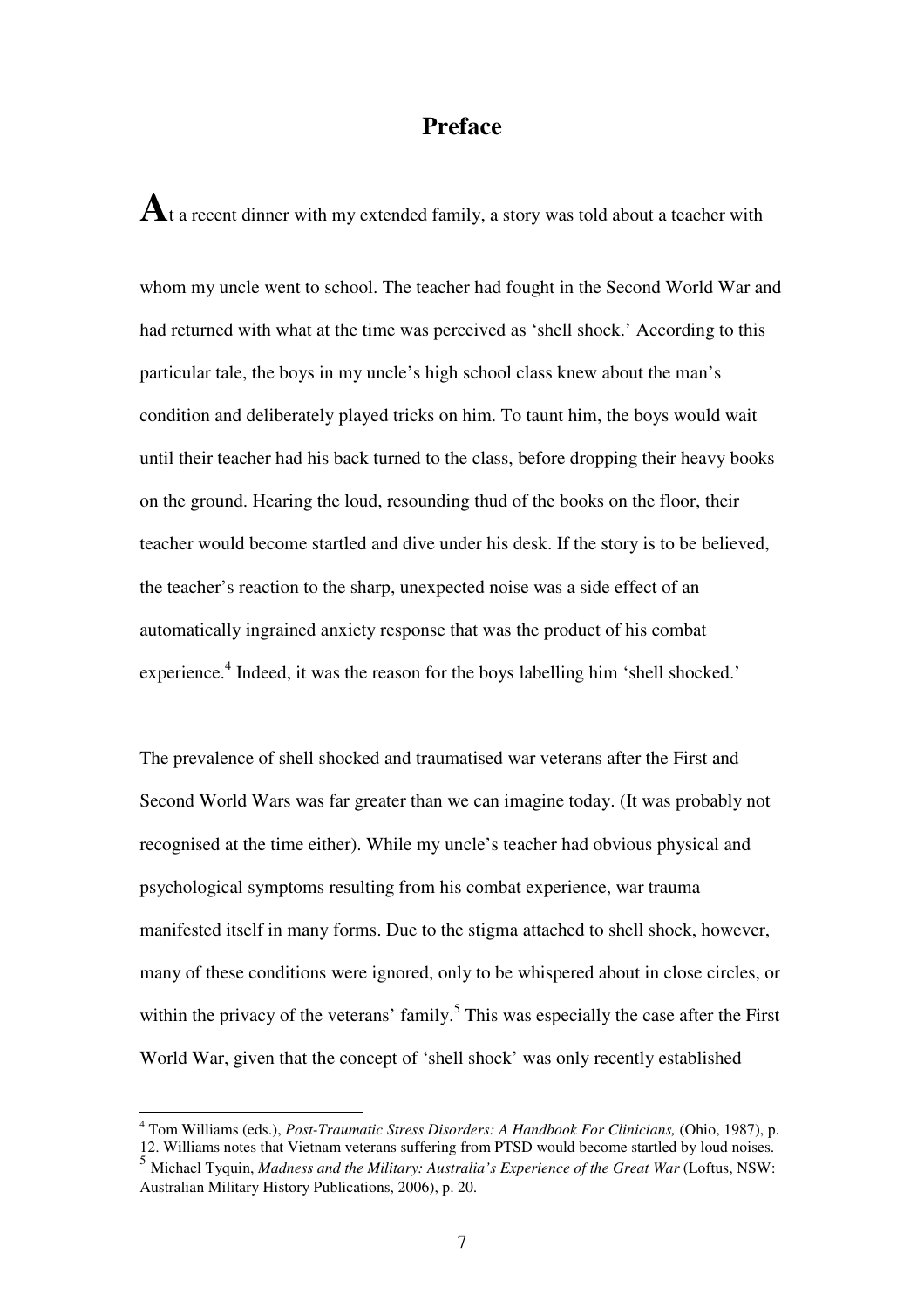# Preface

At a recent dinner with my extended family, a story was told about a teacher with whom my uncle went to school. The teacher had fought in the Second World War and had returned with what at the time was perceived as 'shell shock.' According to this particular tale, the boys in my uncle's high school class knew about the man's condition and deliberately played tricks on him. To taunt him, the boys would wait until their teacher had his back turned to the class, before dropping their heavy books on the ground. Hearing the loud, resounding thud of the books on the floor, their teacher would become startled and dive under his desk. If the story is to be believed, the teacher's reaction to the sharp, unexpected noise was a side effect of an automatically ingrained anxiety response that was the product of his combat experience.[4] Indeed, it was the reason for the boys labelling him 'shell shocked.'

The prevalence of shell shocked and traumatised war veterans after the First and Second World Wars was far greater than we can imagine today. (It was probably not recognised at the time either). While my uncle's teacher had obvious physical and psychological symptoms resulting from his combat experience, war trauma manifested itself in many forms. Due to the stigma attached to shell shock, however, many of these conditions were ignored, only to be whispered about in close circles, or within the privacy of the veterans' family.[5] This was especially the case after the First World War, given that the concept of 'shell shock' was only recently established

---

[4] Tom Williams (eds.), *Post-Traumatic Stress Disorders: A Handbook For Clinicians,* (Ohio, 1987), p. 12. Williams notes that Vietnam veterans suffering from PTSD would become startled by loud noises.

[5] Michael Tyquin, *Madness and the Military: Australia's Experience of the Great War* (Loftus, NSW: Australian Military History Publications, 2006), p. 20.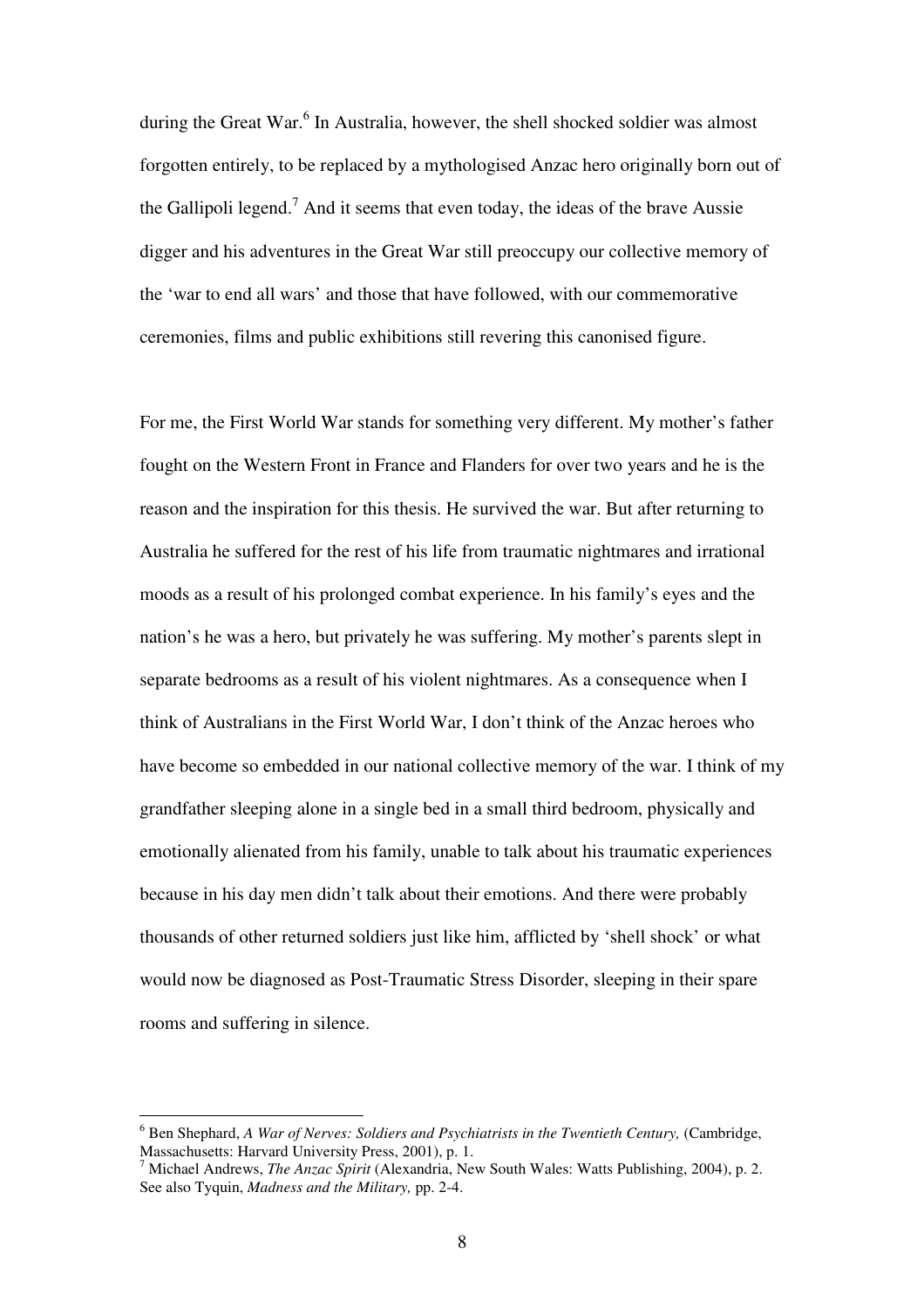during the Great War.[6] In Australia, however, the shell shocked soldier was almost forgotten entirely, to be replaced by a mythologised Anzac hero originally born out of the Gallipoli legend.[7] And it seems that even today, the ideas of the brave Aussie digger and his adventures in the Great War still preoccupy our collective memory of the 'war to end all wars' and those that have followed, with our commemorative ceremonies, films and public exhibitions still revering this canonised figure.

For me, the First World War stands for something very different. My mother's father fought on the Western Front in France and Flanders for over two years and he is the reason and the inspiration for this thesis. He survived the war. But after returning to Australia he suffered for the rest of his life from traumatic nightmares and irrational moods as a result of his prolonged combat experience. In his family's eyes and the nation's he was a hero, but privately he was suffering. My mother's parents slept in separate bedrooms as a result of his violent nightmares. As a consequence when I think of Australians in the First World War, I don't think of the Anzac heroes who have become so embedded in our national collective memory of the war. I think of my grandfather sleeping alone in a single bed in a small third bedroom, physically and emotionally alienated from his family, unable to talk about his traumatic experiences because in his day men didn't talk about their emotions. And there were probably thousands of other returned soldiers just like him, afflicted by 'shell shock' or what would now be diagnosed as Post-Traumatic Stress Disorder, sleeping in their spare rooms and suffering in silence.

---

[6] Ben Shephard, *A War of Nerves: Soldiers and Psychiatrists in the Twentieth Century,* (Cambridge, Massachusetts: Harvard University Press, 2001), p. 1.

[7] Michael Andrews, *The Anzac Spirit* (Alexandria, New South Wales: Watts Publishing, 2004), p. 2. See also Tyquin, *Madness and the Military,* pp. 2-4.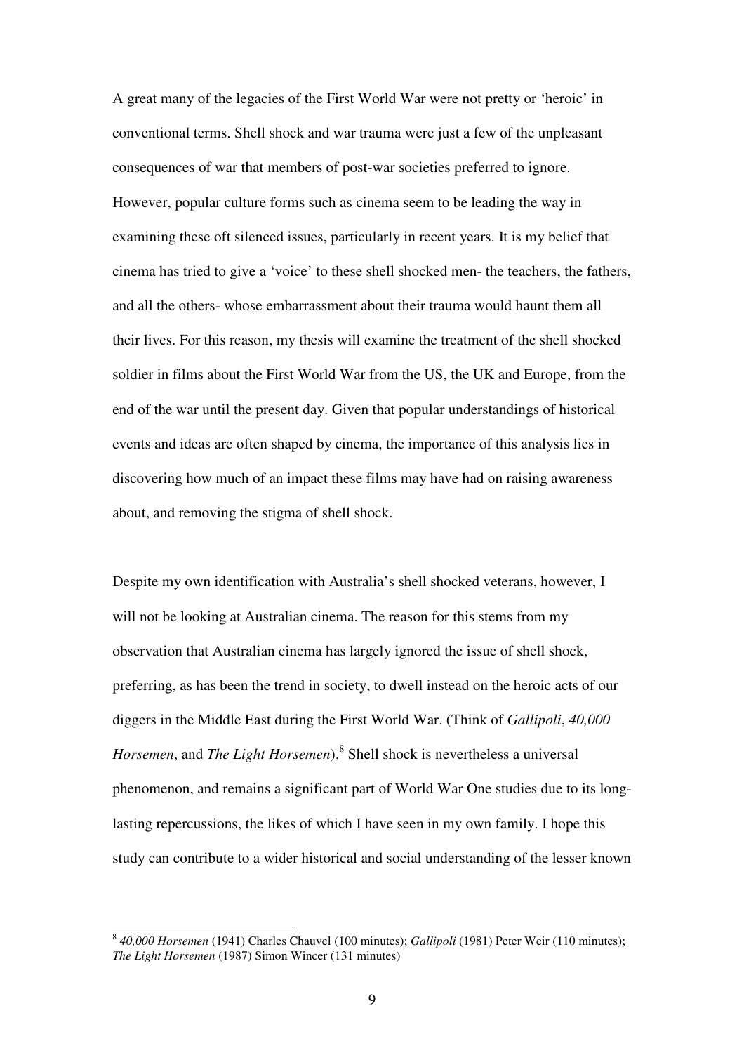A great many of the legacies of the First World War were not pretty or 'heroic' in conventional terms. Shell shock and war trauma were just a few of the unpleasant consequences of war that members of post-war societies preferred to ignore. However, popular culture forms such as cinema seem to be leading the way in examining these oft silenced issues, particularly in recent years. It is my belief that cinema has tried to give a 'voice' to these shell shocked men- the teachers, the fathers, and all the others- whose embarrassment about their trauma would haunt them all their lives. For this reason, my thesis will examine the treatment of the shell shocked soldier in films about the First World War from the US, the UK and Europe, from the end of the war until the present day. Given that popular understandings of historical events and ideas are often shaped by cinema, the importance of this analysis lies in discovering how much of an impact these films may have had on raising awareness about, and removing the stigma of shell shock.

Despite my own identification with Australia's shell shocked veterans, however, I will not be looking at Australian cinema. The reason for this stems from my observation that Australian cinema has largely ignored the issue of shell shock, preferring, as has been the trend in society, to dwell instead on the heroic acts of our diggers in the Middle East during the First World War. (Think of *Gallipoli*, *40,000 Horsemen*, and *The Light Horsemen*).[8] Shell shock is nevertheless a universal phenomenon, and remains a significant part of World War One studies due to its long-lasting repercussions, the likes of which I have seen in my own family. I hope this study can contribute to a wider historical and social understanding of the lesser known

[8] *40,000 Horsemen* (1941) Charles Chauvel (100 minutes); *Gallipoli* (1981) Peter Weir (110 minutes); *The Light Horsemen* (1987) Simon Wincer (131 minutes)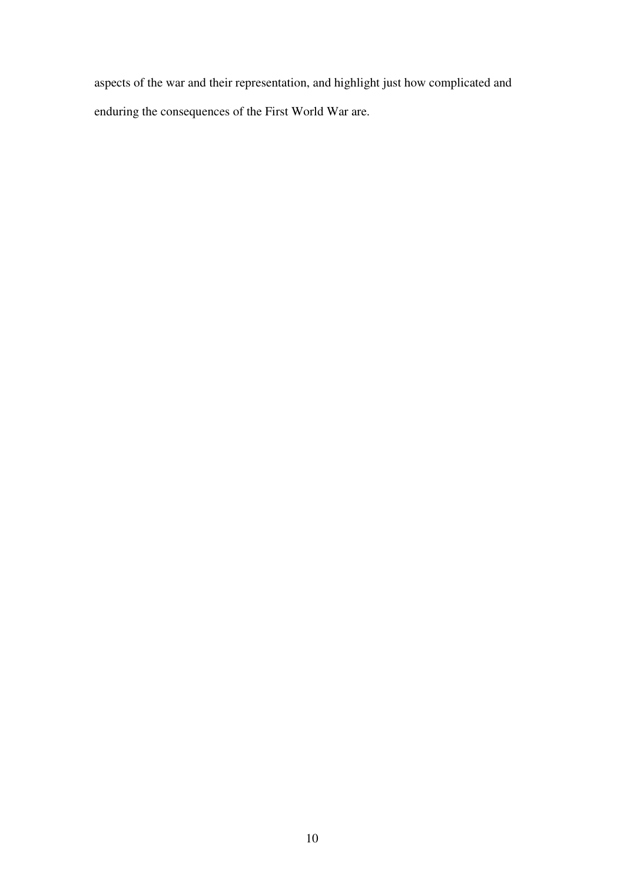aspects of the war and their representation, and highlight just how complicated and enduring the consequences of the First World War are.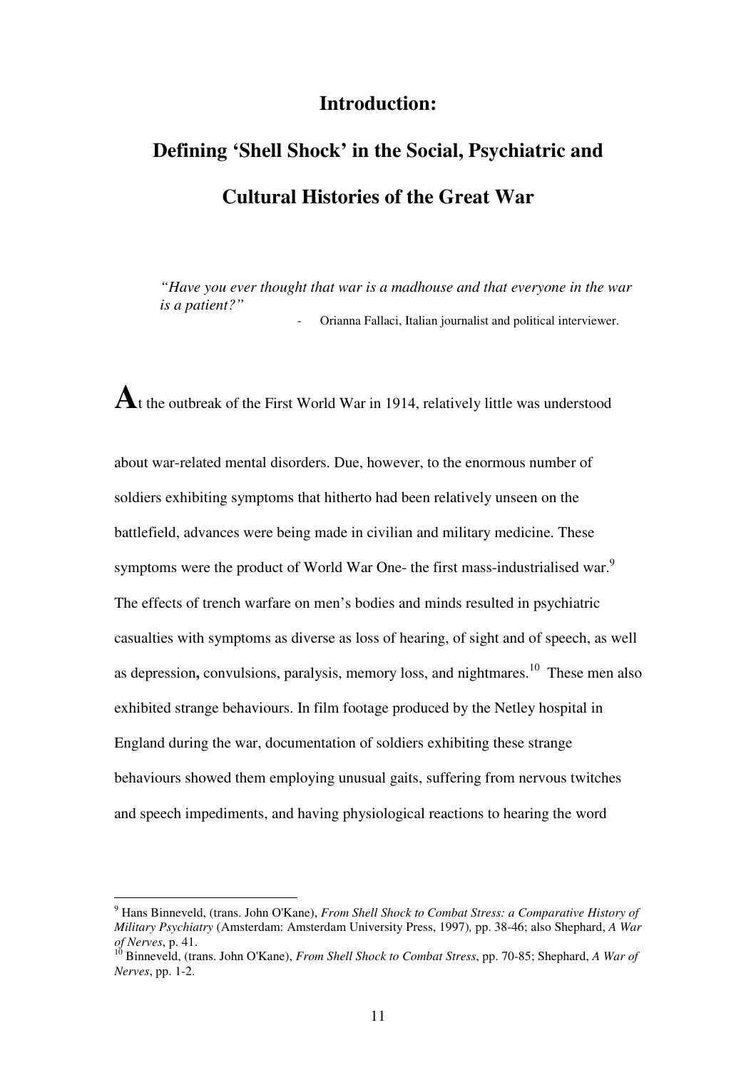# Introduction:

# Defining 'Shell Shock' in the Social, Psychiatric and Cultural Histories of the Great War

> *"Have you ever thought that war is a madhouse and that everyone in the war is a patient?"*
>
> - Orianna Fallaci, Italian journalist and political interviewer.

At the outbreak of the First World War in 1914, relatively little was understood about war-related mental disorders. Due, however, to the enormous number of soldiers exhibiting symptoms that hitherto had been relatively unseen on the battlefield, advances were being made in civilian and military medicine. These symptoms were the product of World War One- the first mass-industrialised war.[9] The effects of trench warfare on men's bodies and minds resulted in psychiatric casualties with symptoms as diverse as loss of hearing, of sight and of speech, as well as depression**,** convulsions, paralysis, memory loss, and nightmares.[10] These men also exhibited strange behaviours. In film footage produced by the Netley hospital in England during the war, documentation of soldiers exhibiting these strange behaviours showed them employing unusual gaits, suffering from nervous twitches and speech impediments, and having physiological reactions to hearing the word

---

[9] Hans Binneveld, (trans. John O'Kane), *From Shell Shock to Combat Stress: a Comparative History of Military Psychiatry* (Amsterdam: Amsterdam University Press, 1997)*,* pp. 38-46; also Shephard, *A War of Nerves*, p. 41.

[10] Binneveld, (trans. John O'Kane), *From Shell Shock to Combat Stress*, pp. 70-85; Shephard, *A War of Nerves*, pp. 1-2.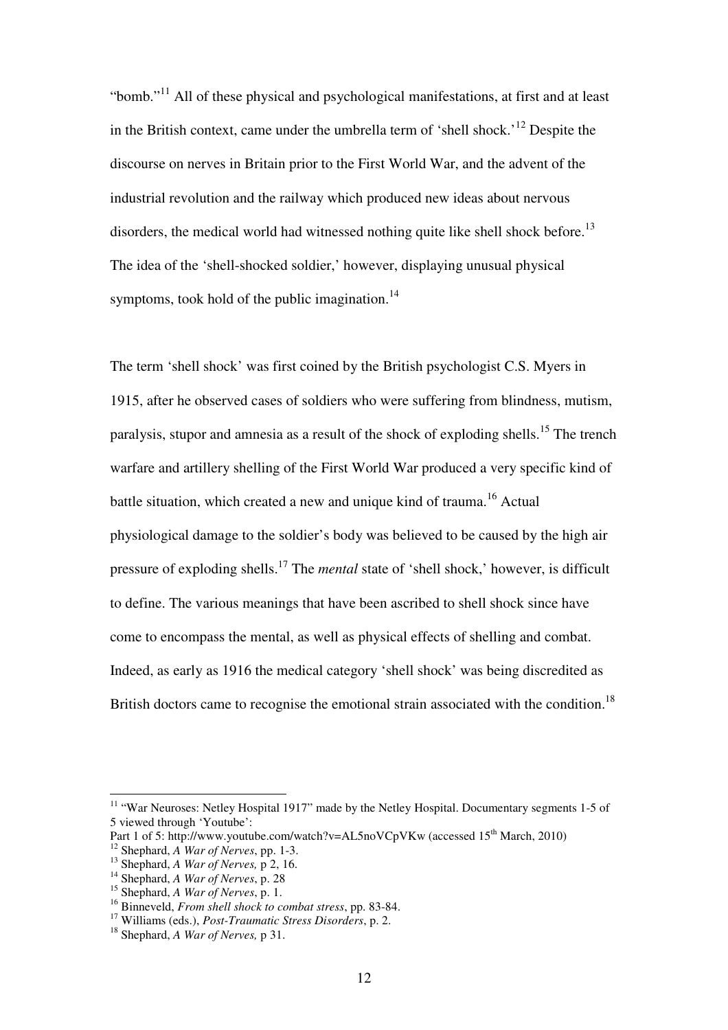"bomb."[11] All of these physical and psychological manifestations, at first and at least in the British context, came under the umbrella term of 'shell shock.'[12] Despite the discourse on nerves in Britain prior to the First World War, and the advent of the industrial revolution and the railway which produced new ideas about nervous disorders, the medical world had witnessed nothing quite like shell shock before.[13] The idea of the 'shell-shocked soldier,' however, displaying unusual physical symptoms, took hold of the public imagination.[14]

The term 'shell shock' was first coined by the British psychologist C.S. Myers in 1915, after he observed cases of soldiers who were suffering from blindness, mutism, paralysis, stupor and amnesia as a result of the shock of exploding shells.[15] The trench warfare and artillery shelling of the First World War produced a very specific kind of battle situation, which created a new and unique kind of trauma.[16] Actual physiological damage to the soldier's body was believed to be caused by the high air pressure of exploding shells.[17] The *mental* state of 'shell shock,' however, is difficult to define. The various meanings that have been ascribed to shell shock since have come to encompass the mental, as well as physical effects of shelling and combat. Indeed, as early as 1916 the medical category 'shell shock' was being discredited as British doctors came to recognise the emotional strain associated with the condition.[18]

---

[11] "War Neuroses: Netley Hospital 1917" made by the Netley Hospital. Documentary segments 1-5 of 5 viewed through 'Youtube':
Part 1 of 5: http://www.youtube.com/watch?v=AL5noVCpVKw (accessed 15th March, 2010)
[12] Shephard, *A War of Nerves*, pp. 1-3.
[13] Shephard, *A War of Nerves,* p 2, 16.
[14] Shephard, *A War of Nerves*, p. 28
[15] Shephard, *A War of Nerves*, p. 1.
[16] Binneveld, *From shell shock to combat stress*, pp. 83-84.
[17] Williams (eds.), *Post-Traumatic Stress Disorders*, p. 2.
[18] Shephard, *A War of Nerves,* p 31.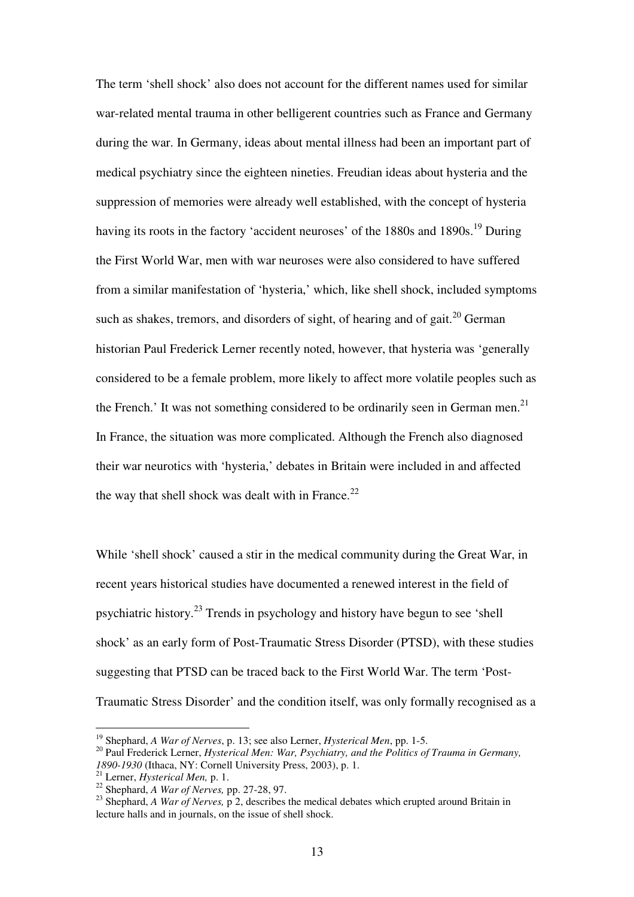The term 'shell shock' also does not account for the different names used for similar war-related mental trauma in other belligerent countries such as France and Germany during the war. In Germany, ideas about mental illness had been an important part of medical psychiatry since the eighteen nineties. Freudian ideas about hysteria and the suppression of memories were already well established, with the concept of hysteria having its roots in the factory 'accident neuroses' of the 1880s and 1890s.[19] During the First World War, men with war neuroses were also considered to have suffered from a similar manifestation of 'hysteria,' which, like shell shock, included symptoms such as shakes, tremors, and disorders of sight, of hearing and of gait.[20] German historian Paul Frederick Lerner recently noted, however, that hysteria was 'generally considered to be a female problem, more likely to affect more volatile peoples such as the French.' It was not something considered to be ordinarily seen in German men.[21] In France, the situation was more complicated. Although the French also diagnosed their war neurotics with 'hysteria,' debates in Britain were included in and affected the way that shell shock was dealt with in France.[22]

While 'shell shock' caused a stir in the medical community during the Great War, in recent years historical studies have documented a renewed interest in the field of psychiatric history.[23] Trends in psychology and history have begun to see 'shell shock' as an early form of Post-Traumatic Stress Disorder (PTSD), with these studies suggesting that PTSD can be traced back to the First World War. The term 'Post-Traumatic Stress Disorder' and the condition itself, was only formally recognised as a

---

[19] Shephard, *A War of Nerves*, p. 13; see also Lerner, *Hysterical Men*, pp. 1-5.

[20] Paul Frederick Lerner, *Hysterical Men: War, Psychiatry, and the Politics of Trauma in Germany, 1890-1930* (Ithaca, NY: Cornell University Press, 2003), p. 1.

[21] Lerner, *Hysterical Men,* p. 1.

[22] Shephard, *A War of Nerves,* pp. 27-28, 97.

[23] Shephard, *A War of Nerves,* p 2, describes the medical debates which erupted around Britain in lecture halls and in journals, on the issue of shell shock.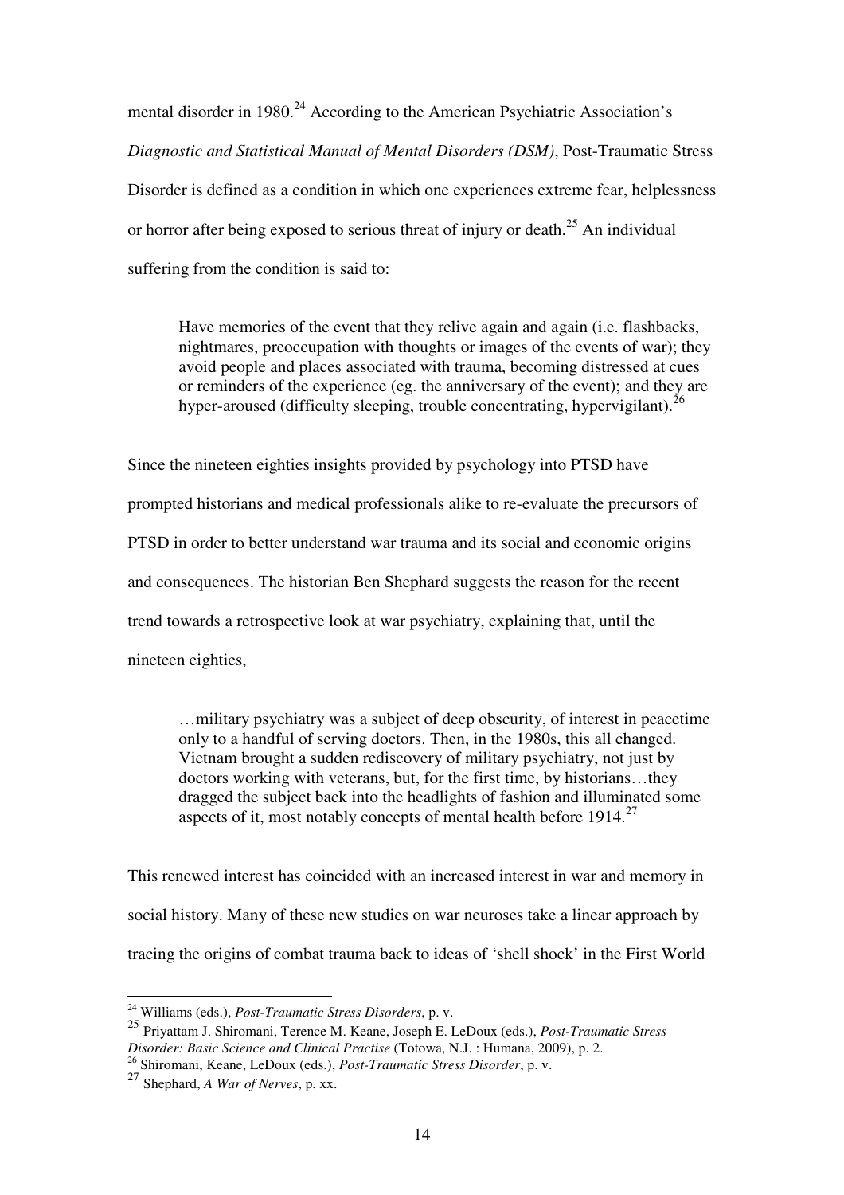mental disorder in 1980.[24] According to the American Psychiatric Association's *Diagnostic and Statistical Manual of Mental Disorders (DSM)*, Post-Traumatic Stress Disorder is defined as a condition in which one experiences extreme fear, helplessness or horror after being exposed to serious threat of injury or death.[25] An individual suffering from the condition is said to:

> Have memories of the event that they relive again and again (i.e. flashbacks, nightmares, preoccupation with thoughts or images of the events of war); they avoid people and places associated with trauma, becoming distressed at cues or reminders of the experience (eg. the anniversary of the event); and they are hyper-aroused (difficulty sleeping, trouble concentrating, hypervigilant).[26]

Since the nineteen eighties insights provided by psychology into PTSD have prompted historians and medical professionals alike to re-evaluate the precursors of PTSD in order to better understand war trauma and its social and economic origins and consequences. The historian Ben Shephard suggests the reason for the recent trend towards a retrospective look at war psychiatry, explaining that, until the nineteen eighties,

> …military psychiatry was a subject of deep obscurity, of interest in peacetime only to a handful of serving doctors. Then, in the 1980s, this all changed. Vietnam brought a sudden rediscovery of military psychiatry, not just by doctors working with veterans, but, for the first time, by historians…they dragged the subject back into the headlights of fashion and illuminated some aspects of it, most notably concepts of mental health before 1914.[27]

This renewed interest has coincided with an increased interest in war and memory in social history. Many of these new studies on war neuroses take a linear approach by tracing the origins of combat trauma back to ideas of 'shell shock' in the First World

---

[24] Williams (eds.), *Post-Traumatic Stress Disorders*, p. v.

[25] Priyattam J. Shiromani, Terence M. Keane, Joseph E. LeDoux (eds.), *Post-Traumatic Stress Disorder: Basic Science and Clinical Practise* (Totowa, N.J. : Humana, 2009), p. 2.

[26] Shiromani, Keane, LeDoux (eds.), *Post-Traumatic Stress Disorder*, p. v.

[27] Shephard, *A War of Nerves*, p. xx.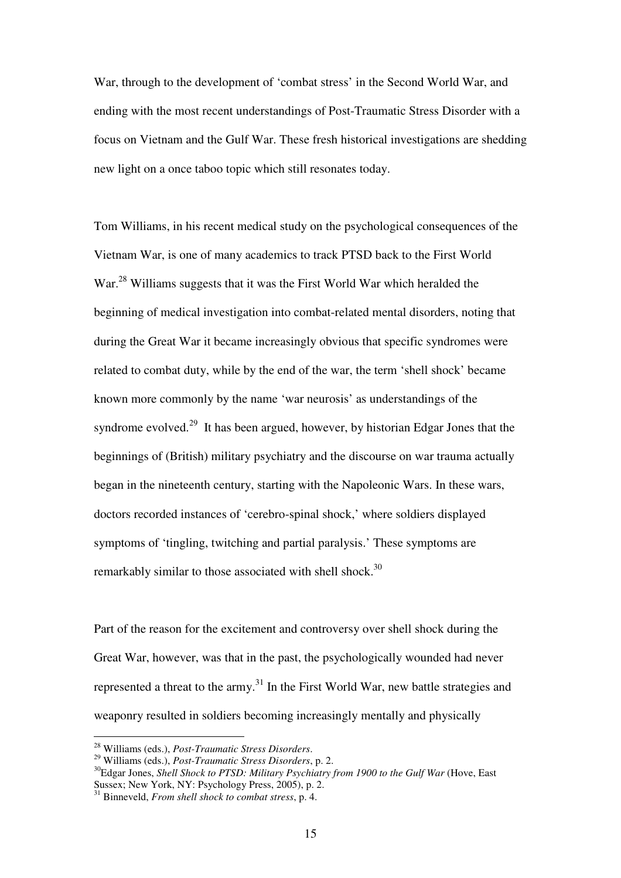War, through to the development of 'combat stress' in the Second World War, and ending with the most recent understandings of Post-Traumatic Stress Disorder with a focus on Vietnam and the Gulf War. These fresh historical investigations are shedding new light on a once taboo topic which still resonates today.

Tom Williams, in his recent medical study on the psychological consequences of the Vietnam War, is one of many academics to track PTSD back to the First World War.[28] Williams suggests that it was the First World War which heralded the beginning of medical investigation into combat-related mental disorders, noting that during the Great War it became increasingly obvious that specific syndromes were related to combat duty, while by the end of the war, the term 'shell shock' became known more commonly by the name 'war neurosis' as understandings of the syndrome evolved.[29] It has been argued, however, by historian Edgar Jones that the beginnings of (British) military psychiatry and the discourse on war trauma actually began in the nineteenth century, starting with the Napoleonic Wars. In these wars, doctors recorded instances of 'cerebro-spinal shock,' where soldiers displayed symptoms of 'tingling, twitching and partial paralysis.' These symptoms are remarkably similar to those associated with shell shock.[30]

Part of the reason for the excitement and controversy over shell shock during the Great War, however, was that in the past, the psychologically wounded had never represented a threat to the army.[31] In the First World War, new battle strategies and weaponry resulted in soldiers becoming increasingly mentally and physically

---

[28] Williams (eds.), *Post-Traumatic Stress Disorders*.

[29] Williams (eds.), *Post-Traumatic Stress Disorders*, p. 2.

[30] Edgar Jones, *Shell Shock to PTSD: Military Psychiatry from 1900 to the Gulf War* (Hove, East Sussex; New York, NY: Psychology Press, 2005), p. 2.

[31] Binneveld, *From shell shock to combat stress*, p. 4.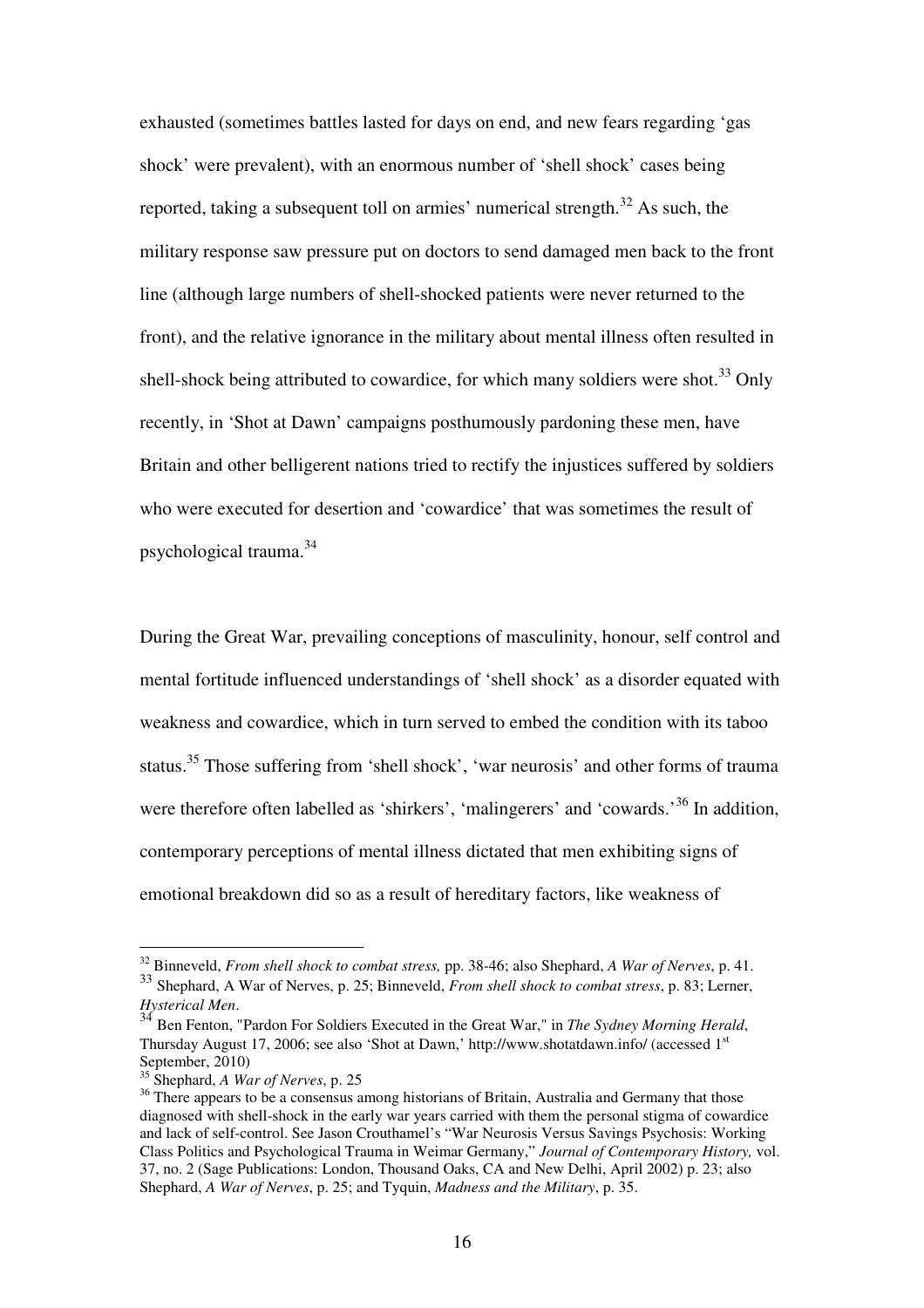exhausted (sometimes battles lasted for days on end, and new fears regarding 'gas shock' were prevalent), with an enormous number of 'shell shock' cases being reported, taking a subsequent toll on armies' numerical strength.[32] As such, the military response saw pressure put on doctors to send damaged men back to the front line (although large numbers of shell-shocked patients were never returned to the front), and the relative ignorance in the military about mental illness often resulted in shell-shock being attributed to cowardice, for which many soldiers were shot.[33] Only recently, in 'Shot at Dawn' campaigns posthumously pardoning these men, have Britain and other belligerent nations tried to rectify the injustices suffered by soldiers who were executed for desertion and 'cowardice' that was sometimes the result of psychological trauma.[34]

During the Great War, prevailing conceptions of masculinity, honour, self control and mental fortitude influenced understandings of 'shell shock' as a disorder equated with weakness and cowardice, which in turn served to embed the condition with its taboo status.[35] Those suffering from 'shell shock', 'war neurosis' and other forms of trauma were therefore often labelled as 'shirkers', 'malingerers' and 'cowards.'[36] In addition, contemporary perceptions of mental illness dictated that men exhibiting signs of emotional breakdown did so as a result of hereditary factors, like weakness of

---

[32] Binneveld, *From shell shock to combat stress,* pp. 38-46; also Shephard, *A War of Nerves*, p. 41.

[33] Shephard, A War of Nerves, p. 25; Binneveld, *From shell shock to combat stress*, p. 83; Lerner, *Hysterical Men*.

[34] Ben Fenton, "Pardon For Soldiers Executed in the Great War," in *The Sydney Morning Herald*, Thursday August 17, 2006; see also 'Shot at Dawn,' http://www.shotatdawn.info/ (accessed 1st September, 2010)

[35] Shephard, *A War of Nerves*, p. 25

[36] There appears to be a consensus among historians of Britain, Australia and Germany that those diagnosed with shell-shock in the early war years carried with them the personal stigma of cowardice and lack of self-control. See Jason Crouthamel's "War Neurosis Versus Savings Psychosis: Working Class Politics and Psychological Trauma in Weimar Germany," *Journal of Contemporary History,* vol. 37, no. 2 (Sage Publications: London, Thousand Oaks, CA and New Delhi, April 2002) p. 23; also Shephard, *A War of Nerves*, p. 25; and Tyquin, *Madness and the Military*, p. 35.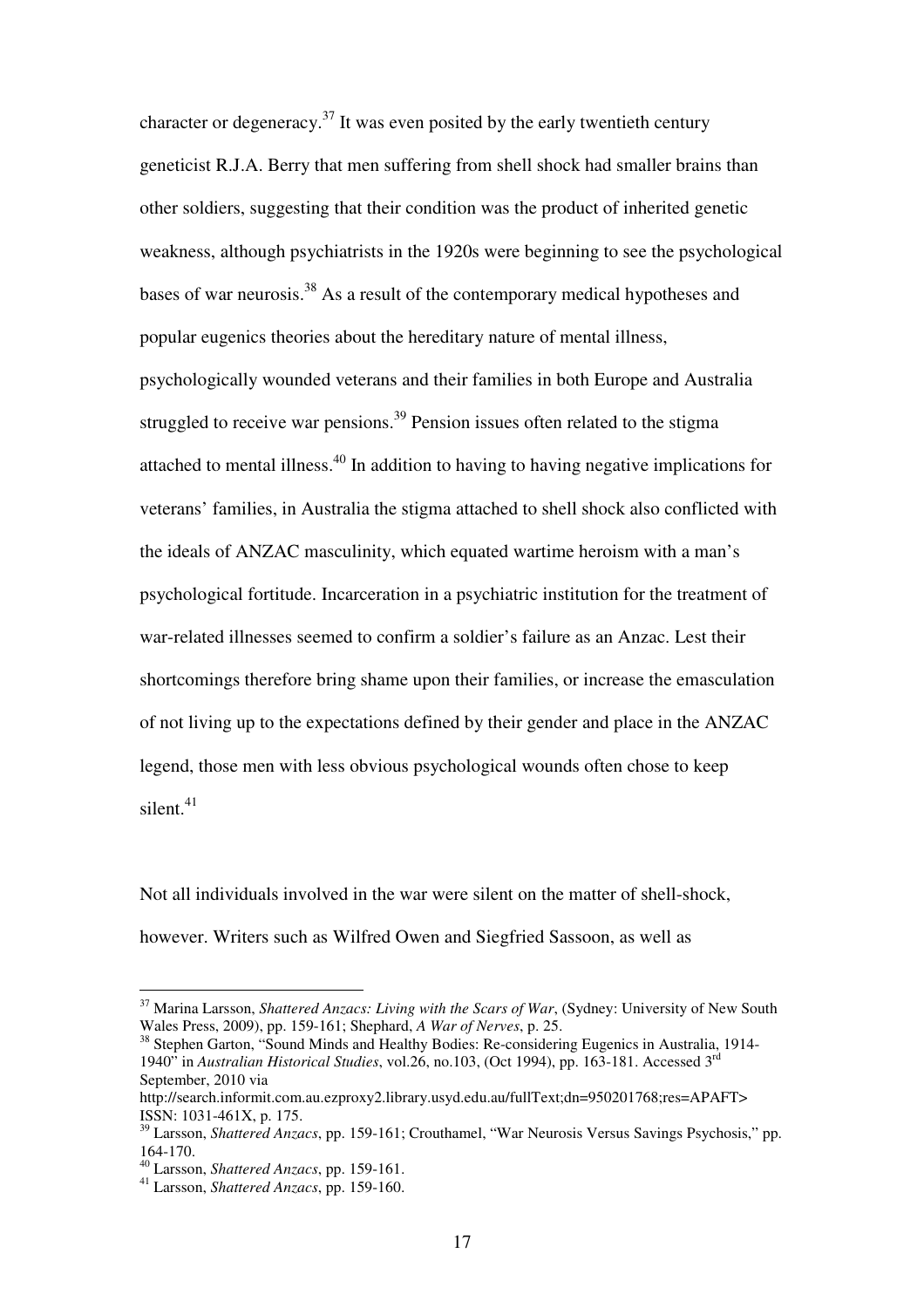character or degeneracy.[37] It was even posited by the early twentieth century geneticist R.J.A. Berry that men suffering from shell shock had smaller brains than other soldiers, suggesting that their condition was the product of inherited genetic weakness, although psychiatrists in the 1920s were beginning to see the psychological bases of war neurosis.[38] As a result of the contemporary medical hypotheses and popular eugenics theories about the hereditary nature of mental illness, psychologically wounded veterans and their families in both Europe and Australia struggled to receive war pensions.[39] Pension issues often related to the stigma attached to mental illness.[40] In addition to having to having negative implications for veterans' families, in Australia the stigma attached to shell shock also conflicted with the ideals of ANZAC masculinity, which equated wartime heroism with a man's psychological fortitude. Incarceration in a psychiatric institution for the treatment of war-related illnesses seemed to confirm a soldier's failure as an Anzac. Lest their shortcomings therefore bring shame upon their families, or increase the emasculation of not living up to the expectations defined by their gender and place in the ANZAC legend, those men with less obvious psychological wounds often chose to keep silent.[41]

Not all individuals involved in the war were silent on the matter of shell-shock, however. Writers such as Wilfred Owen and Siegfried Sassoon, as well as

---

[37] Marina Larsson, *Shattered Anzacs: Living with the Scars of War*, (Sydney: University of New South Wales Press, 2009), pp. 159-161; Shephard, *A War of Nerves*, p. 25.

[38] Stephen Garton, "Sound Minds and Healthy Bodies: Re-considering Eugenics in Australia, 1914-1940" in *Australian Historical Studies*, vol.26, no.103, (Oct 1994), pp. 163-181. Accessed 3rd September, 2010 via http://search.informit.com.au.ezproxy2.library.usyd.edu.au/fullText;dn=950201768;res=APAFT> ISSN: 1031-461X, p. 175.

[39] Larsson, *Shattered Anzacs*, pp. 159-161; Crouthamel, "War Neurosis Versus Savings Psychosis," pp. 164-170.

[40] Larsson, *Shattered Anzacs*, pp. 159-161.

[41] Larsson, *Shattered Anzacs*, pp. 159-160.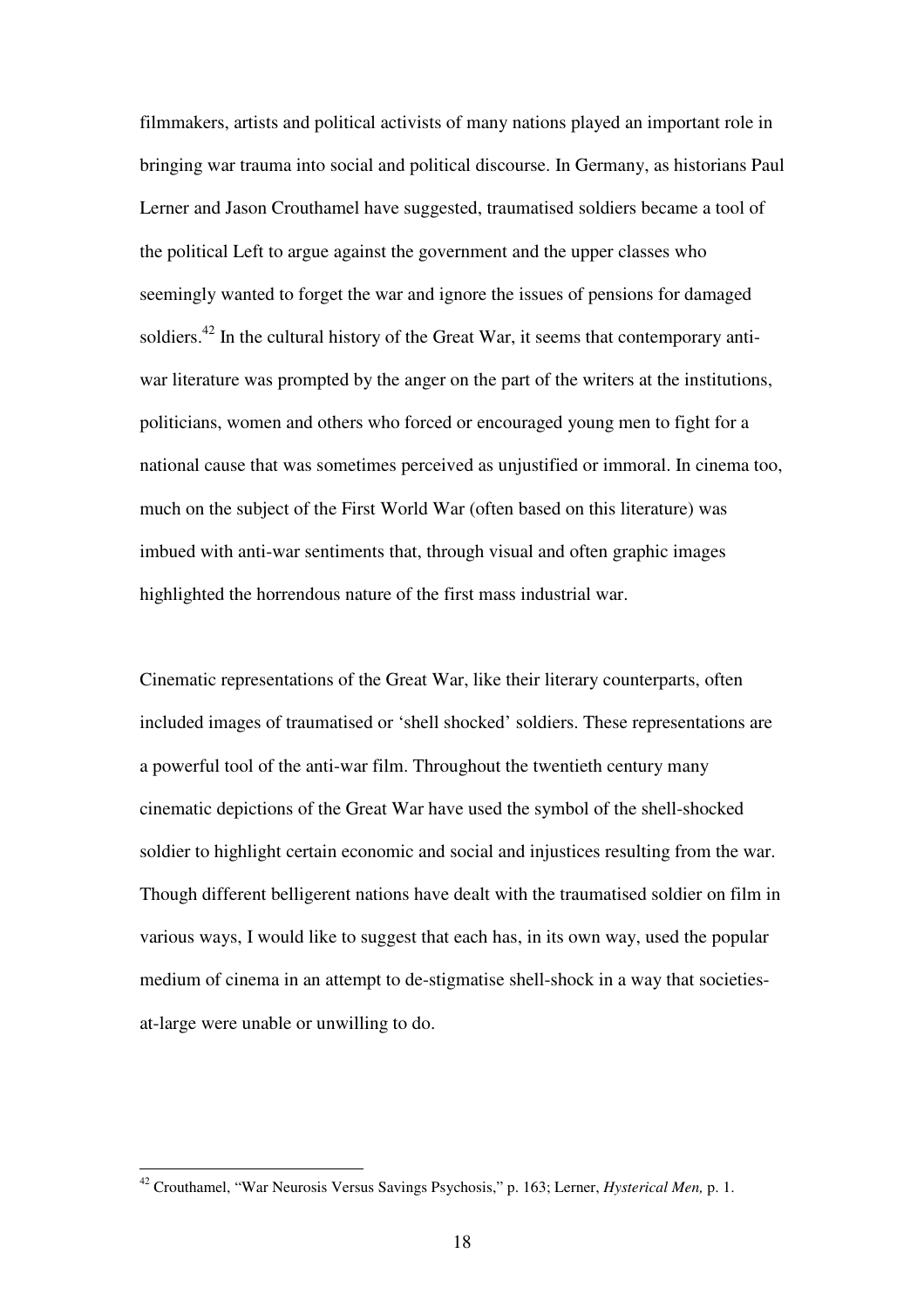filmmakers, artists and political activists of many nations played an important role in bringing war trauma into social and political discourse. In Germany, as historians Paul Lerner and Jason Crouthamel have suggested, traumatised soldiers became a tool of the political Left to argue against the government and the upper classes who seemingly wanted to forget the war and ignore the issues of pensions for damaged soldiers.[42] In the cultural history of the Great War, it seems that contemporary anti-war literature was prompted by the anger on the part of the writers at the institutions, politicians, women and others who forced or encouraged young men to fight for a national cause that was sometimes perceived as unjustified or immoral. In cinema too, much on the subject of the First World War (often based on this literature) was imbued with anti-war sentiments that, through visual and often graphic images highlighted the horrendous nature of the first mass industrial war.

Cinematic representations of the Great War, like their literary counterparts, often included images of traumatised or 'shell shocked' soldiers. These representations are a powerful tool of the anti-war film. Throughout the twentieth century many cinematic depictions of the Great War have used the symbol of the shell-shocked soldier to highlight certain economic and social and injustices resulting from the war. Though different belligerent nations have dealt with the traumatised soldier on film in various ways, I would like to suggest that each has, in its own way, used the popular medium of cinema in an attempt to de-stigmatise shell-shock in a way that societies-at-large were unable or unwilling to do.

---

[42] Crouthamel, "War Neurosis Versus Savings Psychosis," p. 163; Lerner, *Hysterical Men,* p. 1.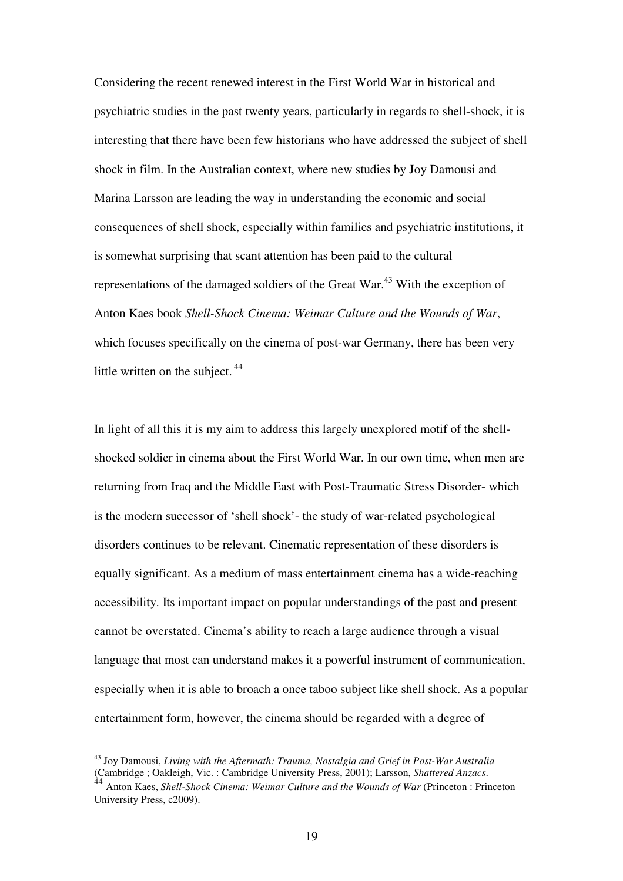Considering the recent renewed interest in the First World War in historical and psychiatric studies in the past twenty years, particularly in regards to shell-shock, it is interesting that there have been few historians who have addressed the subject of shell shock in film. In the Australian context, where new studies by Joy Damousi and Marina Larsson are leading the way in understanding the economic and social consequences of shell shock, especially within families and psychiatric institutions, it is somewhat surprising that scant attention has been paid to the cultural representations of the damaged soldiers of the Great War.[43] With the exception of Anton Kaes book *Shell-Shock Cinema: Weimar Culture and the Wounds of War*, which focuses specifically on the cinema of post-war Germany, there has been very little written on the subject.[44]

In light of all this it is my aim to address this largely unexplored motif of the shell-shocked soldier in cinema about the First World War. In our own time, when men are returning from Iraq and the Middle East with Post-Traumatic Stress Disorder- which is the modern successor of 'shell shock'- the study of war-related psychological disorders continues to be relevant. Cinematic representation of these disorders is equally significant. As a medium of mass entertainment cinema has a wide-reaching accessibility. Its important impact on popular understandings of the past and present cannot be overstated. Cinema's ability to reach a large audience through a visual language that most can understand makes it a powerful instrument of communication, especially when it is able to broach a once taboo subject like shell shock. As a popular entertainment form, however, the cinema should be regarded with a degree of

[43] Joy Damousi, *Living with the Aftermath: Trauma, Nostalgia and Grief in Post-War Australia* (Cambridge ; Oakleigh, Vic. : Cambridge University Press, 2001); Larsson, *Shattered Anzacs*.

[44] Anton Kaes, *Shell-Shock Cinema: Weimar Culture and the Wounds of War* (Princeton : Princeton University Press, c2009).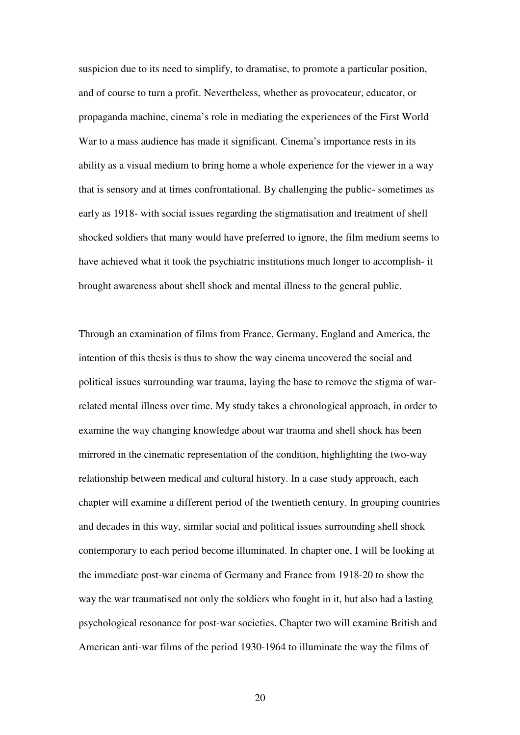suspicion due to its need to simplify, to dramatise, to promote a particular position, and of course to turn a profit. Nevertheless, whether as provocateur, educator, or propaganda machine, cinema's role in mediating the experiences of the First World War to a mass audience has made it significant. Cinema's importance rests in its ability as a visual medium to bring home a whole experience for the viewer in a way that is sensory and at times confrontational. By challenging the public- sometimes as early as 1918- with social issues regarding the stigmatisation and treatment of shell shocked soldiers that many would have preferred to ignore, the film medium seems to have achieved what it took the psychiatric institutions much longer to accomplish- it brought awareness about shell shock and mental illness to the general public.

Through an examination of films from France, Germany, England and America, the intention of this thesis is thus to show the way cinema uncovered the social and political issues surrounding war trauma, laying the base to remove the stigma of war-related mental illness over time. My study takes a chronological approach, in order to examine the way changing knowledge about war trauma and shell shock has been mirrored in the cinematic representation of the condition, highlighting the two-way relationship between medical and cultural history. In a case study approach, each chapter will examine a different period of the twentieth century. In grouping countries and decades in this way, similar social and political issues surrounding shell shock contemporary to each period become illuminated. In chapter one, I will be looking at the immediate post-war cinema of Germany and France from 1918-20 to show the way the war traumatised not only the soldiers who fought in it, but also had a lasting psychological resonance for post-war societies. Chapter two will examine British and American anti-war films of the period 1930-1964 to illuminate the way the films of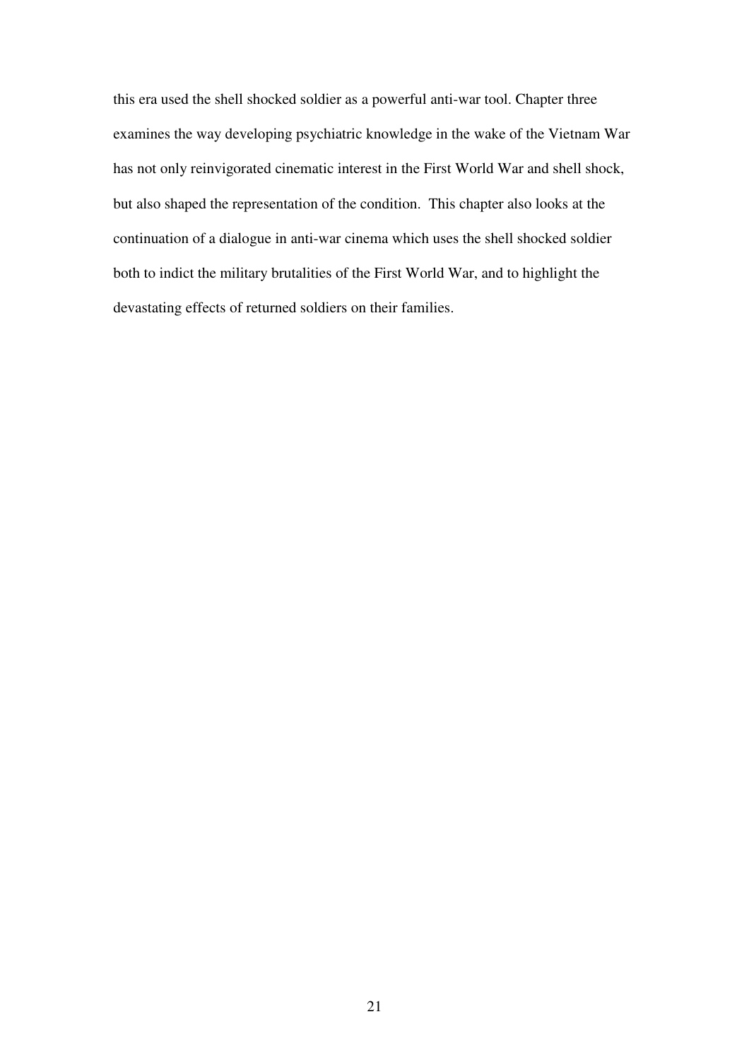this era used the shell shocked soldier as a powerful anti-war tool. Chapter three examines the way developing psychiatric knowledge in the wake of the Vietnam War has not only reinvigorated cinematic interest in the First World War and shell shock, but also shaped the representation of the condition. This chapter also looks at the continuation of a dialogue in anti-war cinema which uses the shell shocked soldier both to indict the military brutalities of the First World War, and to highlight the devastating effects of returned soldiers on their families.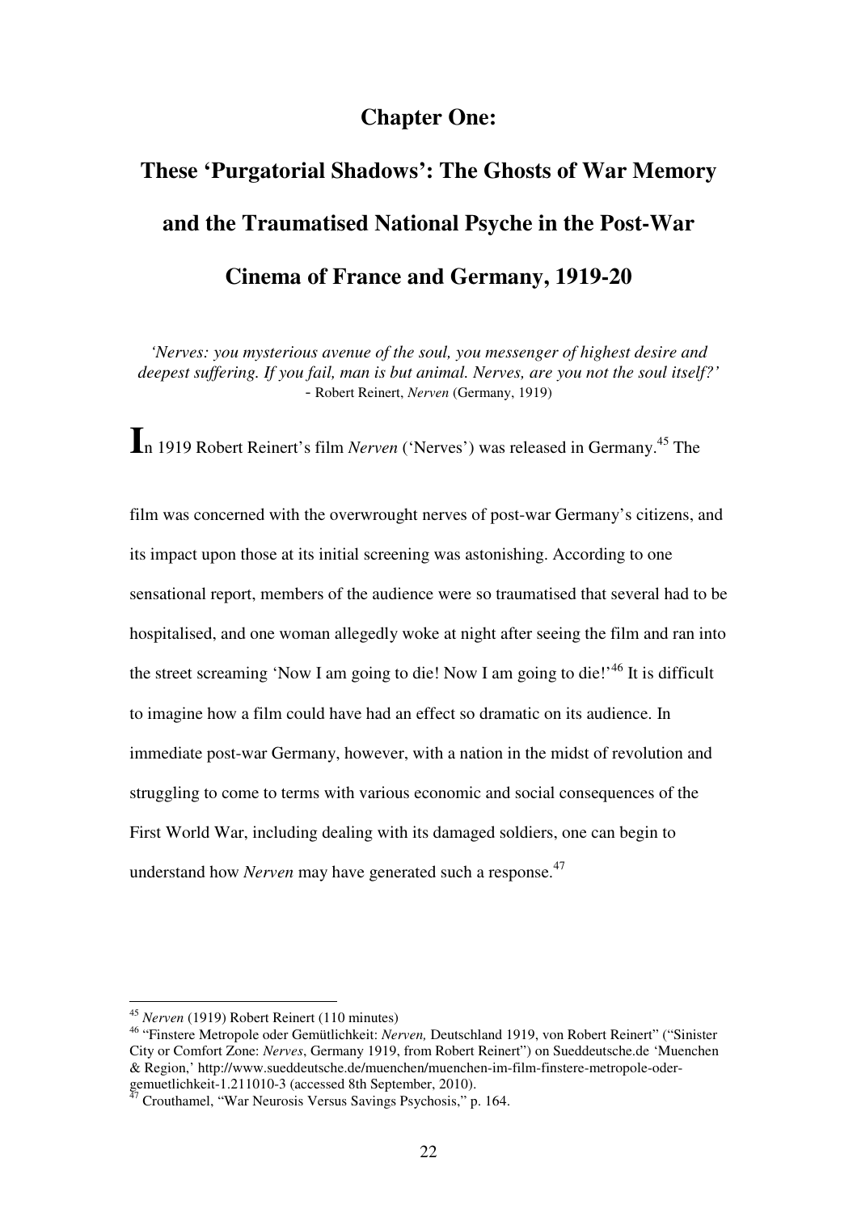# Chapter One:

# These 'Purgatorial Shadows': The Ghosts of War Memory and the Traumatised National Psyche in the Post-War Cinema of France and Germany, 1919-20

*'Nerves: you mysterious avenue of the soul, you messenger of highest desire and deepest suffering. If you fail, man is but animal. Nerves, are you not the soul itself?'*
- Robert Reinert, *Nerven* (Germany, 1919)

**I**n 1919 Robert Reinert's film *Nerven* ('Nerves') was released in Germany.[45] The film was concerned with the overwrought nerves of post-war Germany's citizens, and its impact upon those at its initial screening was astonishing. According to one sensational report, members of the audience were so traumatised that several had to be hospitalised, and one woman allegedly woke at night after seeing the film and ran into the street screaming 'Now I am going to die! Now I am going to die!'[46] It is difficult to imagine how a film could have had an effect so dramatic on its audience. In immediate post-war Germany, however, with a nation in the midst of revolution and struggling to come to terms with various economic and social consequences of the First World War, including dealing with its damaged soldiers, one can begin to understand how *Nerven* may have generated such a response.[47]

---

[45] *Nerven* (1919) Robert Reinert (110 minutes)

[46] "Finstere Metropole oder Gemütlichkeit: *Nerven,* Deutschland 1919, von Robert Reinert" ("Sinister City or Comfort Zone: *Nerves*, Germany 1919, from Robert Reinert") on Sueddeutsche.de 'Muenchen & Region,' http://www.sueddeutsche.de/muenchen/muenchen-im-film-finstere-metropole-oder-gemuetlichkeit-1.211010-3 (accessed 8th September, 2010).

[47] Crouthamel, "War Neurosis Versus Savings Psychosis," p. 164.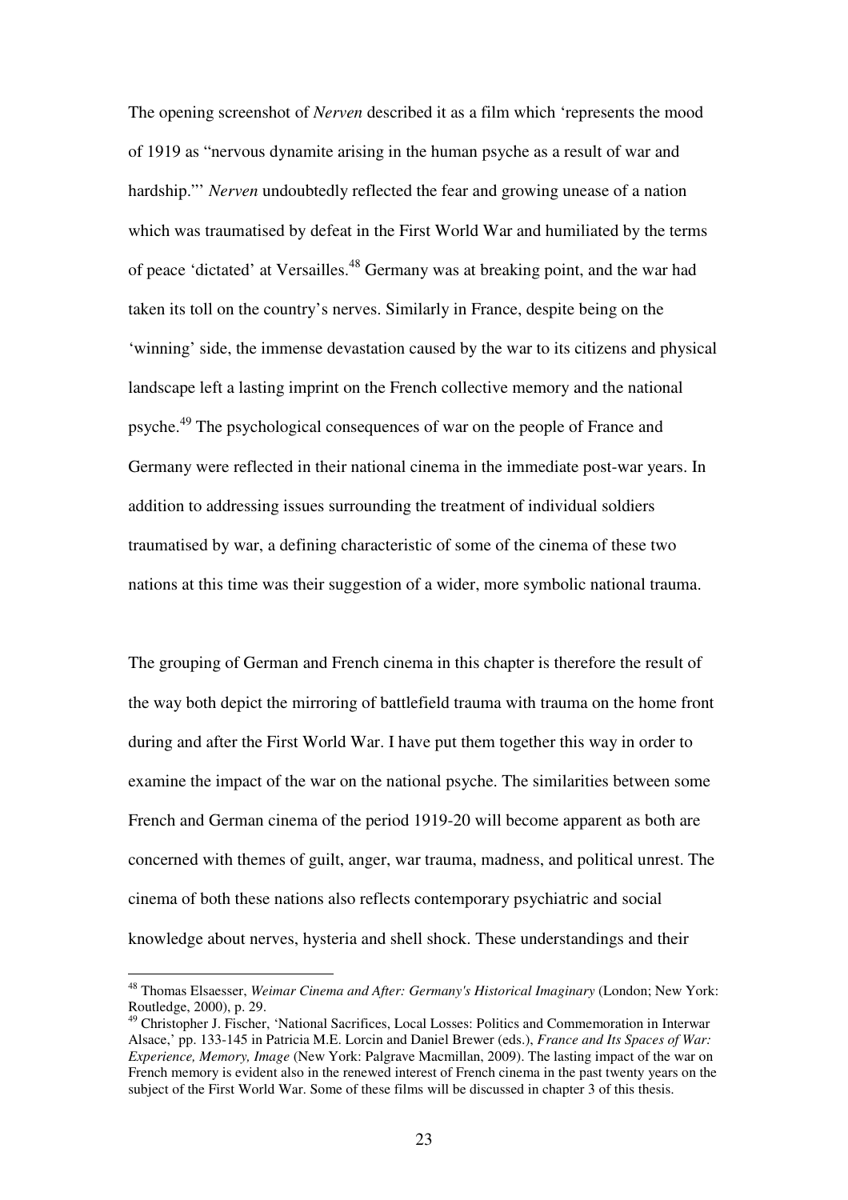The opening screenshot of *Nerven* described it as a film which 'represents the mood of 1919 as "nervous dynamite arising in the human psyche as a result of war and hardship."' *Nerven* undoubtedly reflected the fear and growing unease of a nation which was traumatised by defeat in the First World War and humiliated by the terms of peace 'dictated' at Versailles.[48] Germany was at breaking point, and the war had taken its toll on the country's nerves. Similarly in France, despite being on the 'winning' side, the immense devastation caused by the war to its citizens and physical landscape left a lasting imprint on the French collective memory and the national psyche.[49] The psychological consequences of war on the people of France and Germany were reflected in their national cinema in the immediate post-war years. In addition to addressing issues surrounding the treatment of individual soldiers traumatised by war, a defining characteristic of some of the cinema of these two nations at this time was their suggestion of a wider, more symbolic national trauma.

The grouping of German and French cinema in this chapter is therefore the result of the way both depict the mirroring of battlefield trauma with trauma on the home front during and after the First World War. I have put them together this way in order to examine the impact of the war on the national psyche. The similarities between some French and German cinema of the period 1919-20 will become apparent as both are concerned with themes of guilt, anger, war trauma, madness, and political unrest. The cinema of both these nations also reflects contemporary psychiatric and social knowledge about nerves, hysteria and shell shock. These understandings and their

---

[48] Thomas Elsaesser, *Weimar Cinema and After: Germany's Historical Imaginary* (London; New York: Routledge, 2000), p. 29.

[49] Christopher J. Fischer, 'National Sacrifices, Local Losses: Politics and Commemoration in Interwar Alsace,' pp. 133-145 in Patricia M.E. Lorcin and Daniel Brewer (eds.), *France and Its Spaces of War: Experience, Memory, Image* (New York: Palgrave Macmillan, 2009). The lasting impact of the war on French memory is evident also in the renewed interest of French cinema in the past twenty years on the subject of the First World War. Some of these films will be discussed in chapter 3 of this thesis.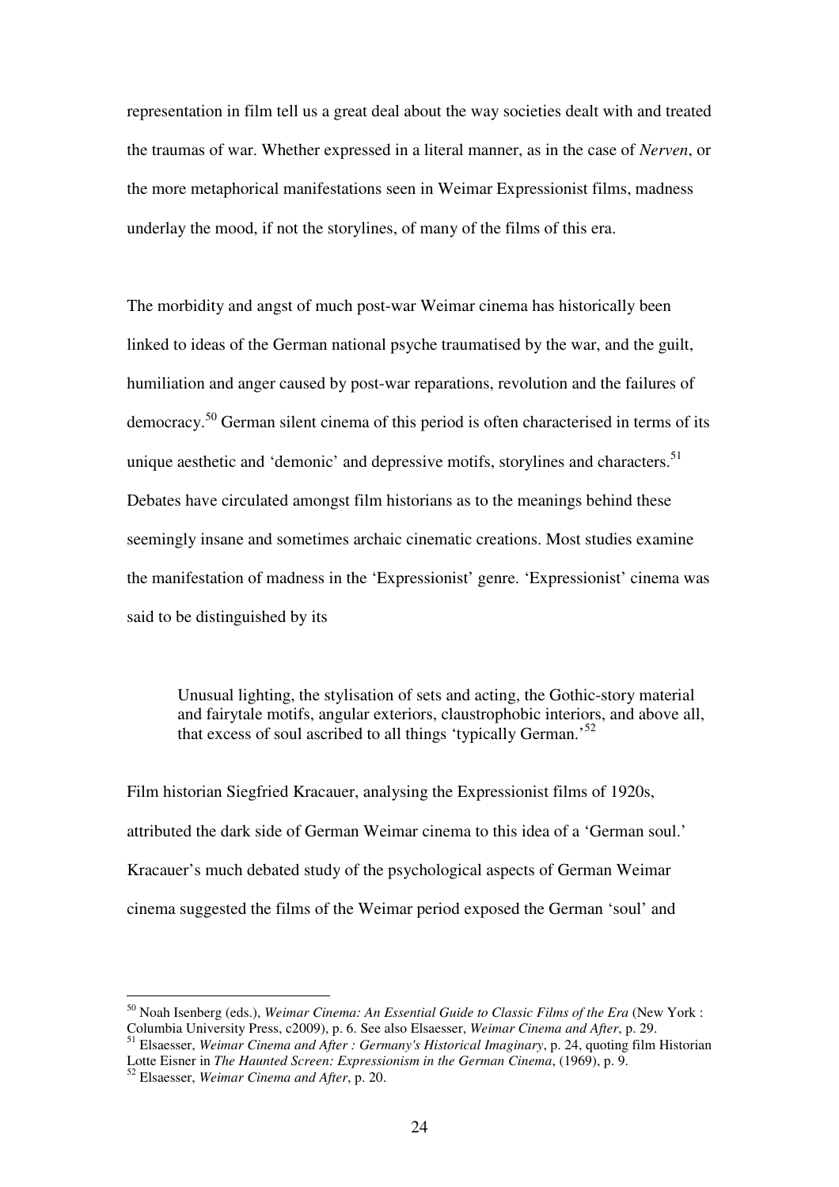representation in film tell us a great deal about the way societies dealt with and treated the traumas of war. Whether expressed in a literal manner, as in the case of *Nerven*, or the more metaphorical manifestations seen in Weimar Expressionist films, madness underlay the mood, if not the storylines, of many of the films of this era.

The morbidity and angst of much post-war Weimar cinema has historically been linked to ideas of the German national psyche traumatised by the war, and the guilt, humiliation and anger caused by post-war reparations, revolution and the failures of democracy.[50] German silent cinema of this period is often characterised in terms of its unique aesthetic and 'demonic' and depressive motifs, storylines and characters.[51] Debates have circulated amongst film historians as to the meanings behind these seemingly insane and sometimes archaic cinematic creations. Most studies examine the manifestation of madness in the 'Expressionist' genre. 'Expressionist' cinema was said to be distinguished by its

> Unusual lighting, the stylisation of sets and acting, the Gothic-story material and fairytale motifs, angular exteriors, claustrophobic interiors, and above all, that excess of soul ascribed to all things 'typically German.'[52]

Film historian Siegfried Kracauer, analysing the Expressionist films of 1920s, attributed the dark side of German Weimar cinema to this idea of a 'German soul.' Kracauer's much debated study of the psychological aspects of German Weimar cinema suggested the films of the Weimar period exposed the German 'soul' and

---

[50] Noah Isenberg (eds.), *Weimar Cinema: An Essential Guide to Classic Films of the Era* (New York : Columbia University Press, c2009), p. 6. See also Elsaesser, *Weimar Cinema and After*, p. 29.

[51] Elsaesser, *Weimar Cinema and After : Germany's Historical Imaginary*, p. 24, quoting film Historian Lotte Eisner in *The Haunted Screen: Expressionism in the German Cinema*, (1969), p. 9.

[52] Elsaesser, *Weimar Cinema and After*, p. 20.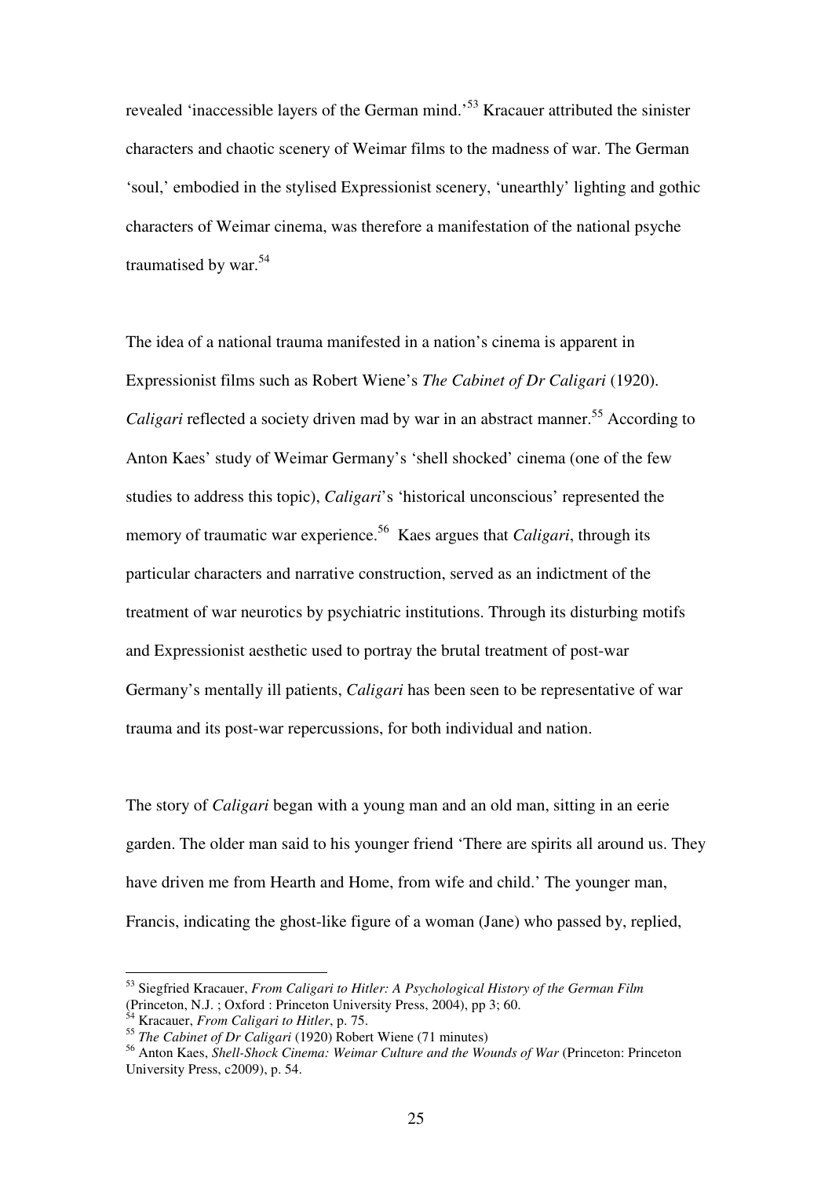revealed 'inaccessible layers of the German mind.'[53] Kracauer attributed the sinister characters and chaotic scenery of Weimar films to the madness of war. The German 'soul,' embodied in the stylised Expressionist scenery, 'unearthly' lighting and gothic characters of Weimar cinema, was therefore a manifestation of the national psyche traumatised by war.[54]

The idea of a national trauma manifested in a nation's cinema is apparent in Expressionist films such as Robert Wiene's *The Cabinet of Dr Caligari* (1920). *Caligari* reflected a society driven mad by war in an abstract manner.[55] According to Anton Kaes' study of Weimar Germany's 'shell shocked' cinema (one of the few studies to address this topic), *Caligari*'s 'historical unconscious' represented the memory of traumatic war experience.[56] Kaes argues that *Caligari*, through its particular characters and narrative construction, served as an indictment of the treatment of war neurotics by psychiatric institutions. Through its disturbing motifs and Expressionist aesthetic used to portray the brutal treatment of post-war Germany's mentally ill patients, *Caligari* has been seen to be representative of war trauma and its post-war repercussions, for both individual and nation.

The story of *Caligari* began with a young man and an old man, sitting in an eerie garden. The older man said to his younger friend 'There are spirits all around us. They have driven me from Hearth and Home, from wife and child.' The younger man, Francis, indicating the ghost-like figure of a woman (Jane) who passed by, replied,

---

[53] Siegfried Kracauer, *From Caligari to Hitler: A Psychological History of the German Film* (Princeton, N.J. ; Oxford : Princeton University Press, 2004), pp 3; 60.

[54] Kracauer, *From Caligari to Hitler*, p. 75.

[55] *The Cabinet of Dr Caligari* (1920) Robert Wiene (71 minutes)

[56] Anton Kaes, *Shell-Shock Cinema: Weimar Culture and the Wounds of War* (Princeton: Princeton University Press, c2009), p. 54.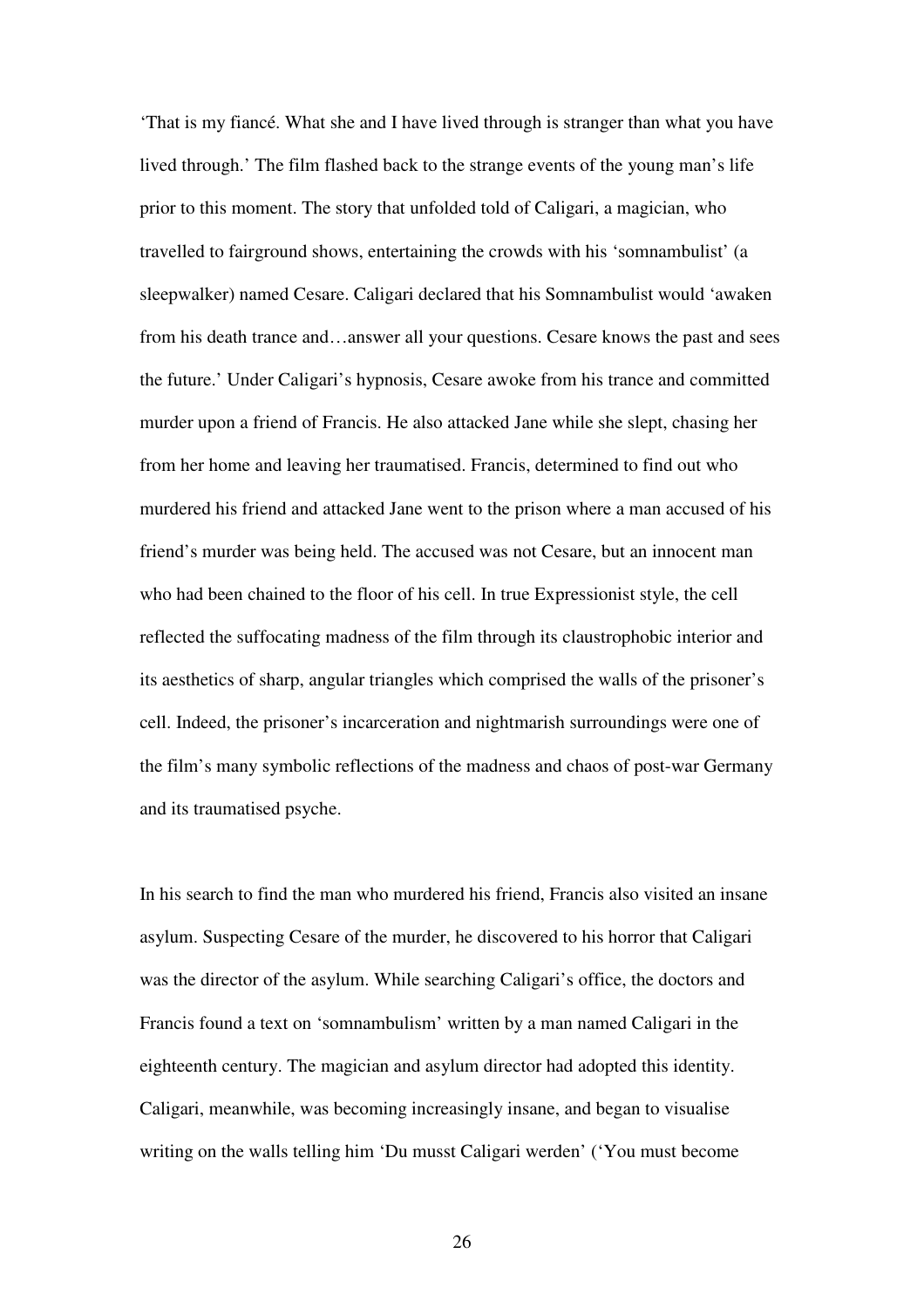'That is my fiancé. What she and I have lived through is stranger than what you have lived through.' The film flashed back to the strange events of the young man's life prior to this moment. The story that unfolded told of Caligari, a magician, who travelled to fairground shows, entertaining the crowds with his 'somnambulist' (a sleepwalker) named Cesare. Caligari declared that his Somnambulist would 'awaken from his death trance and…answer all your questions. Cesare knows the past and sees the future.' Under Caligari's hypnosis, Cesare awoke from his trance and committed murder upon a friend of Francis. He also attacked Jane while she slept, chasing her from her home and leaving her traumatised. Francis, determined to find out who murdered his friend and attacked Jane went to the prison where a man accused of his friend's murder was being held. The accused was not Cesare, but an innocent man who had been chained to the floor of his cell. In true Expressionist style, the cell reflected the suffocating madness of the film through its claustrophobic interior and its aesthetics of sharp, angular triangles which comprised the walls of the prisoner's cell. Indeed, the prisoner's incarceration and nightmarish surroundings were one of the film's many symbolic reflections of the madness and chaos of post-war Germany and its traumatised psyche.

In his search to find the man who murdered his friend, Francis also visited an insane asylum. Suspecting Cesare of the murder, he discovered to his horror that Caligari was the director of the asylum. While searching Caligari's office, the doctors and Francis found a text on 'somnambulism' written by a man named Caligari in the eighteenth century. The magician and asylum director had adopted this identity. Caligari, meanwhile, was becoming increasingly insane, and began to visualise writing on the walls telling him 'Du musst Caligari werden' ('You must become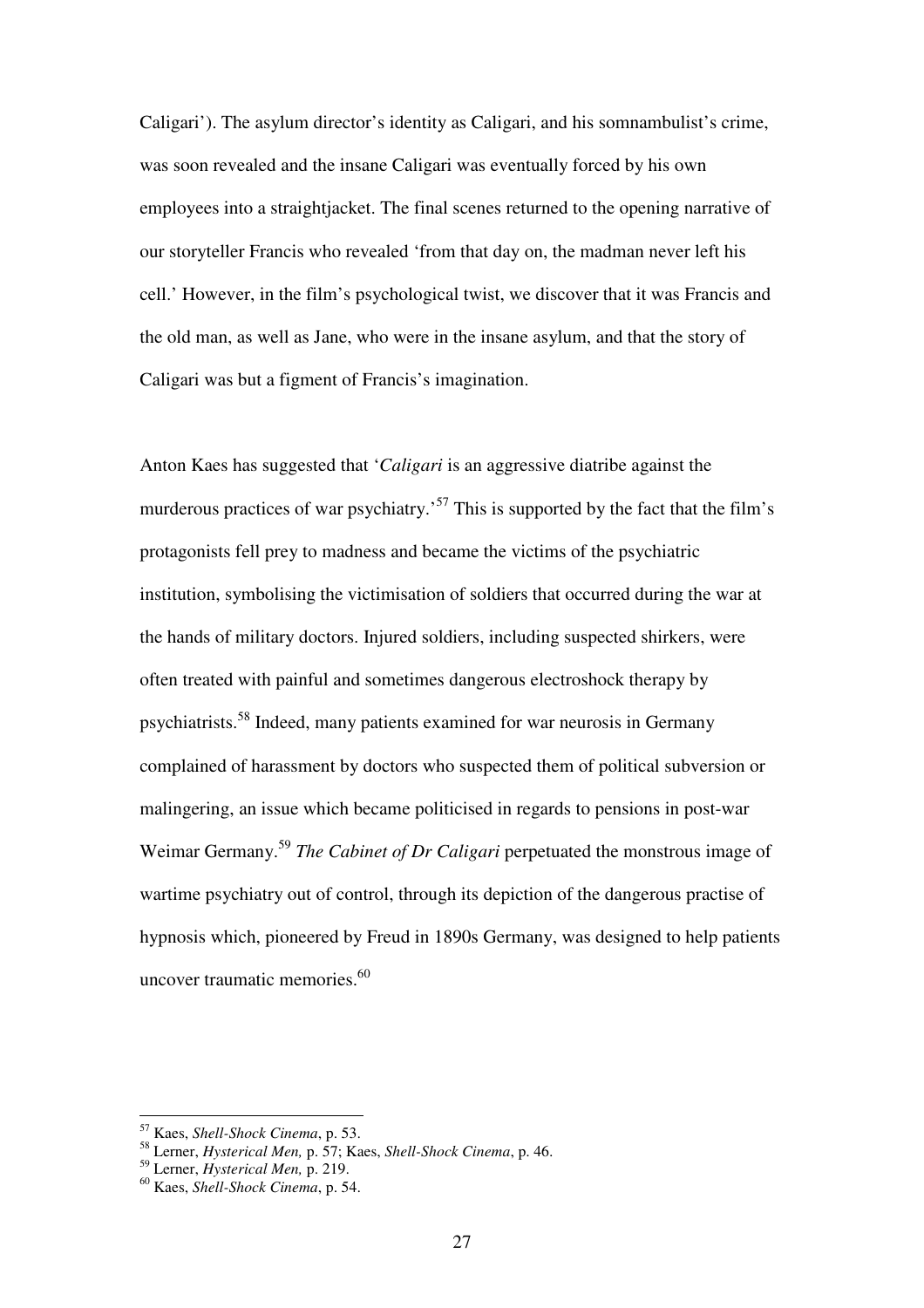Caligari'). The asylum director's identity as Caligari, and his somnambulist's crime, was soon revealed and the insane Caligari was eventually forced by his own employees into a straightjacket. The final scenes returned to the opening narrative of our storyteller Francis who revealed 'from that day on, the madman never left his cell.' However, in the film's psychological twist, we discover that it was Francis and the old man, as well as Jane, who were in the insane asylum, and that the story of Caligari was but a figment of Francis's imagination.

Anton Kaes has suggested that '*Caligari* is an aggressive diatribe against the murderous practices of war psychiatry.'[57] This is supported by the fact that the film's protagonists fell prey to madness and became the victims of the psychiatric institution, symbolising the victimisation of soldiers that occurred during the war at the hands of military doctors. Injured soldiers, including suspected shirkers, were often treated with painful and sometimes dangerous electroshock therapy by psychiatrists.[58] Indeed, many patients examined for war neurosis in Germany complained of harassment by doctors who suspected them of political subversion or malingering, an issue which became politicised in regards to pensions in post-war Weimar Germany.[59] *The Cabinet of Dr Caligari* perpetuated the monstrous image of wartime psychiatry out of control, through its depiction of the dangerous practise of hypnosis which, pioneered by Freud in 1890s Germany, was designed to help patients uncover traumatic memories.[60]

[57] Kaes, *Shell-Shock Cinema*, p. 53.

[58] Lerner, *Hysterical Men,* p. 57; Kaes, *Shell-Shock Cinema*, p. 46.

[59] Lerner, *Hysterical Men,* p. 219.

[60] Kaes, *Shell-Shock Cinema*, p. 54.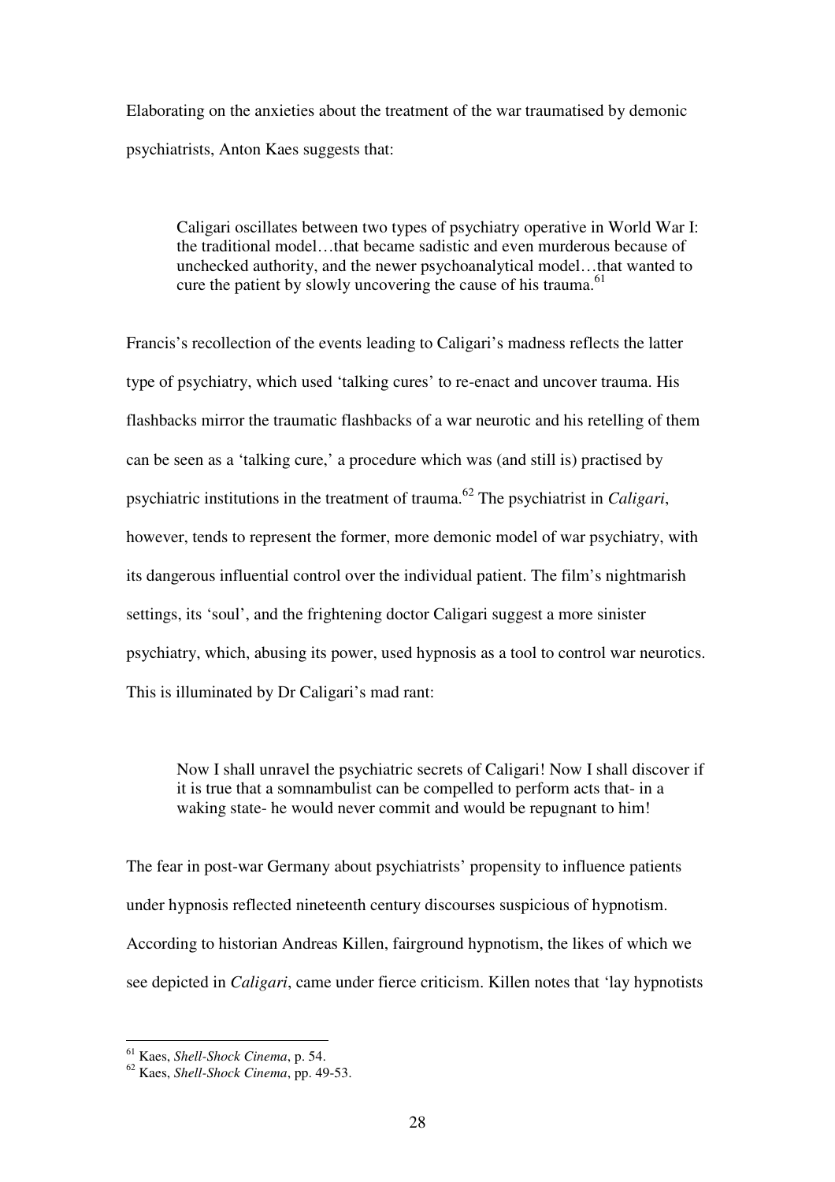Elaborating on the anxieties about the treatment of the war traumatised by demonic psychiatrists, Anton Kaes suggests that:

> Caligari oscillates between two types of psychiatry operative in World War I: the traditional model…that became sadistic and even murderous because of unchecked authority, and the newer psychoanalytical model…that wanted to cure the patient by slowly uncovering the cause of his trauma.[61]

Francis's recollection of the events leading to Caligari's madness reflects the latter type of psychiatry, which used 'talking cures' to re-enact and uncover trauma. His flashbacks mirror the traumatic flashbacks of a war neurotic and his retelling of them can be seen as a 'talking cure,' a procedure which was (and still is) practised by psychiatric institutions in the treatment of trauma.[62] The psychiatrist in *Caligari*, however, tends to represent the former, more demonic model of war psychiatry, with its dangerous influential control over the individual patient. The film's nightmarish settings, its 'soul', and the frightening doctor Caligari suggest a more sinister psychiatry, which, abusing its power, used hypnosis as a tool to control war neurotics. This is illuminated by Dr Caligari's mad rant:

> Now I shall unravel the psychiatric secrets of Caligari! Now I shall discover if it is true that a somnambulist can be compelled to perform acts that- in a waking state- he would never commit and would be repugnant to him!

The fear in post-war Germany about psychiatrists' propensity to influence patients under hypnosis reflected nineteenth century discourses suspicious of hypnotism. According to historian Andreas Killen, fairground hypnotism, the likes of which we see depicted in *Caligari*, came under fierce criticism. Killen notes that 'lay hypnotists

---

[61] Kaes, *Shell-Shock Cinema*, p. 54.
[62] Kaes, *Shell-Shock Cinema*, pp. 49-53.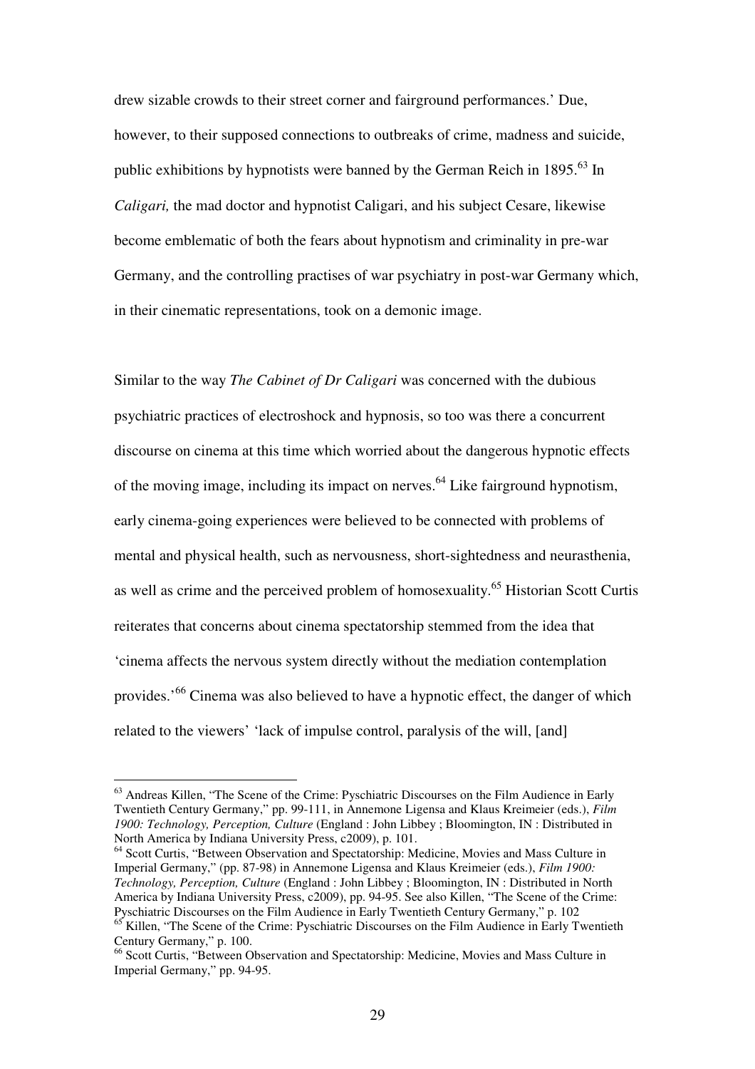drew sizable crowds to their street corner and fairground performances.' Due, however, to their supposed connections to outbreaks of crime, madness and suicide, public exhibitions by hypnotists were banned by the German Reich in 1895.[63] In *Caligari,* the mad doctor and hypnotist Caligari, and his subject Cesare, likewise become emblematic of both the fears about hypnotism and criminality in pre-war Germany, and the controlling practises of war psychiatry in post-war Germany which, in their cinematic representations, took on a demonic image.

Similar to the way *The Cabinet of Dr Caligari* was concerned with the dubious psychiatric practices of electroshock and hypnosis, so too was there a concurrent discourse on cinema at this time which worried about the dangerous hypnotic effects of the moving image, including its impact on nerves.[64] Like fairground hypnotism, early cinema-going experiences were believed to be connected with problems of mental and physical health, such as nervousness, short-sightedness and neurasthenia, as well as crime and the perceived problem of homosexuality.[65] Historian Scott Curtis reiterates that concerns about cinema spectatorship stemmed from the idea that 'cinema affects the nervous system directly without the mediation contemplation provides.'[66] Cinema was also believed to have a hypnotic effect, the danger of which related to the viewers' 'lack of impulse control, paralysis of the will, [and]

---

[63] Andreas Killen, "The Scene of the Crime: Pyschiatric Discourses on the Film Audience in Early Twentieth Century Germany," pp. 99-111, in Annemone Ligensa and Klaus Kreimeier (eds.), *Film 1900: Technology, Perception, Culture* (England : John Libbey ; Bloomington, IN : Distributed in North America by Indiana University Press, c2009), p. 101.

[64] Scott Curtis, "Between Observation and Spectatorship: Medicine, Movies and Mass Culture in Imperial Germany," (pp. 87-98) in Annemone Ligensa and Klaus Kreimeier (eds.), *Film 1900: Technology, Perception, Culture* (England : John Libbey ; Bloomington, IN : Distributed in North America by Indiana University Press, c2009), pp. 94-95. See also Killen, "The Scene of the Crime: Pyschiatric Discourses on the Film Audience in Early Twentieth Century Germany," p. 102

[65] Killen, "The Scene of the Crime: Pyschiatric Discourses on the Film Audience in Early Twentieth Century Germany," p. 100.

[66] Scott Curtis, "Between Observation and Spectatorship: Medicine, Movies and Mass Culture in Imperial Germany," pp. 94-95.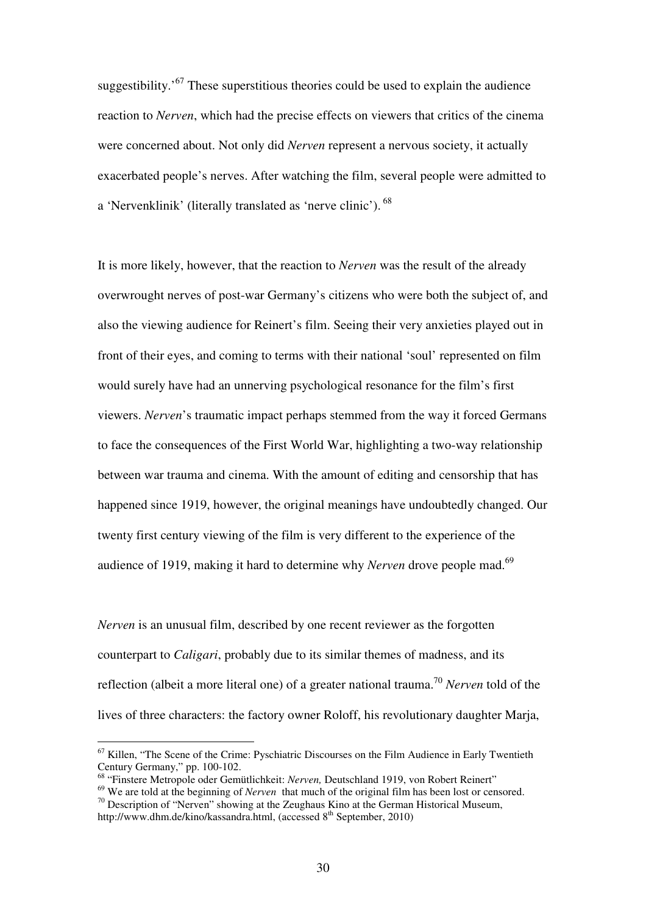suggestibility.'[67] These superstitious theories could be used to explain the audience reaction to *Nerven*, which had the precise effects on viewers that critics of the cinema were concerned about. Not only did *Nerven* represent a nervous society, it actually exacerbated people's nerves. After watching the film, several people were admitted to a 'Nervenklinik' (literally translated as 'nerve clinic').[68]

It is more likely, however, that the reaction to *Nerven* was the result of the already overwrought nerves of post-war Germany's citizens who were both the subject of, and also the viewing audience for Reinert's film. Seeing their very anxieties played out in front of their eyes, and coming to terms with their national 'soul' represented on film would surely have had an unnerving psychological resonance for the film's first viewers. *Nerven*'s traumatic impact perhaps stemmed from the way it forced Germans to face the consequences of the First World War, highlighting a two-way relationship between war trauma and cinema. With the amount of editing and censorship that has happened since 1919, however, the original meanings have undoubtedly changed. Our twenty first century viewing of the film is very different to the experience of the audience of 1919, making it hard to determine why *Nerven* drove people mad.[69]

*Nerven* is an unusual film, described by one recent reviewer as the forgotten counterpart to *Caligari*, probably due to its similar themes of madness, and its reflection (albeit a more literal one) of a greater national trauma.[70] *Nerven* told of the lives of three characters: the factory owner Roloff, his revolutionary daughter Marja,

---

[67] Killen, "The Scene of the Crime: Pschiatric Discourses on the Film Audience in Early Twentieth Century Germany," pp. 100-102.

[68] "Finstere Metropole oder Gemütlichkeit: *Nerven,* Deutschland 1919, von Robert Reinert"

[69] We are told at the beginning of *Nerven* that much of the original film has been lost or censored.

[70] Description of "Nerven" showing at the Zeughaus Kino at the German Historical Museum, http://www.dhm.de/kino/kassandra.html, (accessed 8th September, 2010)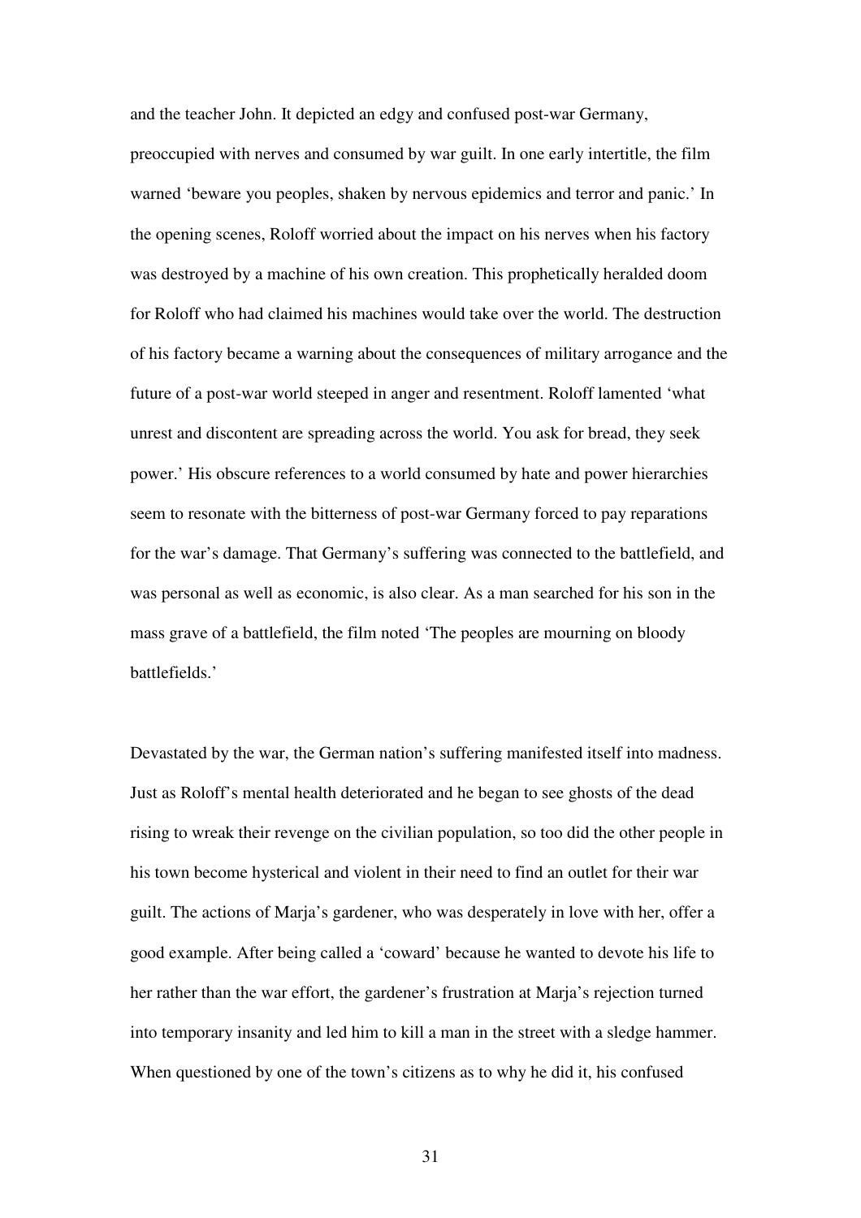and the teacher John. It depicted an edgy and confused post-war Germany, preoccupied with nerves and consumed by war guilt. In one early intertitle, the film warned 'beware you peoples, shaken by nervous epidemics and terror and panic.' In the opening scenes, Roloff worried about the impact on his nerves when his factory was destroyed by a machine of his own creation. This prophetically heralded doom for Roloff who had claimed his machines would take over the world. The destruction of his factory became a warning about the consequences of military arrogance and the future of a post-war world steeped in anger and resentment. Roloff lamented 'what unrest and discontent are spreading across the world. You ask for bread, they seek power.' His obscure references to a world consumed by hate and power hierarchies seem to resonate with the bitterness of post-war Germany forced to pay reparations for the war's damage. That Germany's suffering was connected to the battlefield, and was personal as well as economic, is also clear. As a man searched for his son in the mass grave of a battlefield, the film noted 'The peoples are mourning on bloody battlefields.'

Devastated by the war, the German nation's suffering manifested itself into madness. Just as Roloff's mental health deteriorated and he began to see ghosts of the dead rising to wreak their revenge on the civilian population, so too did the other people in his town become hysterical and violent in their need to find an outlet for their war guilt. The actions of Marja's gardener, who was desperately in love with her, offer a good example. After being called a 'coward' because he wanted to devote his life to her rather than the war effort, the gardener's frustration at Marja's rejection turned into temporary insanity and led him to kill a man in the street with a sledge hammer. When questioned by one of the town's citizens as to why he did it, his confused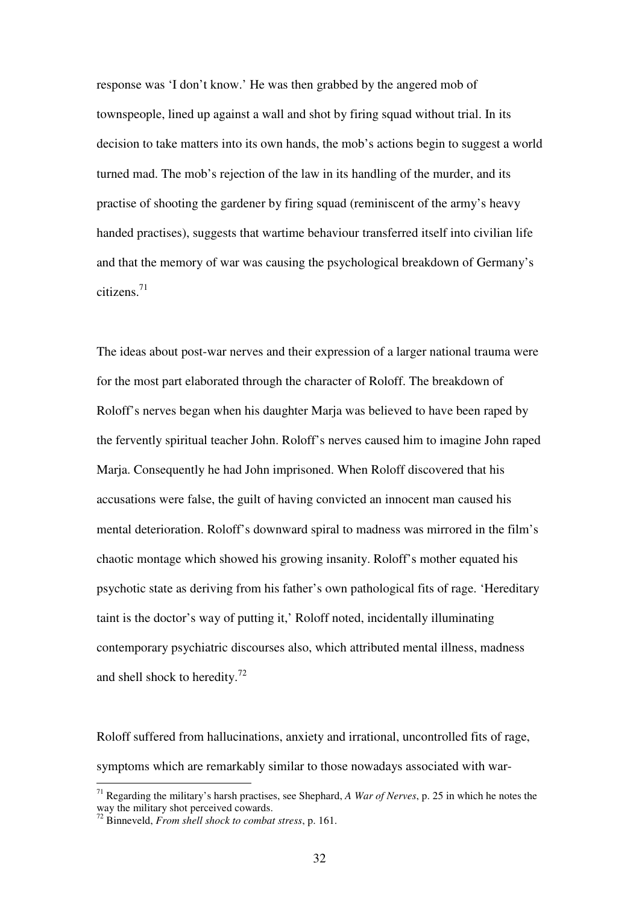response was 'I don't know.' He was then grabbed by the angered mob of townspeople, lined up against a wall and shot by firing squad without trial. In its decision to take matters into its own hands, the mob's actions begin to suggest a world turned mad. The mob's rejection of the law in its handling of the murder, and its practise of shooting the gardener by firing squad (reminiscent of the army's heavy handed practises), suggests that wartime behaviour transferred itself into civilian life and that the memory of war was causing the psychological breakdown of Germany's citizens.[71]

The ideas about post-war nerves and their expression of a larger national trauma were for the most part elaborated through the character of Roloff. The breakdown of Roloff's nerves began when his daughter Marja was believed to have been raped by the fervently spiritual teacher John. Roloff's nerves caused him to imagine John raped Marja. Consequently he had John imprisoned. When Roloff discovered that his accusations were false, the guilt of having convicted an innocent man caused his mental deterioration. Roloff's downward spiral to madness was mirrored in the film's chaotic montage which showed his growing insanity. Roloff's mother equated his psychotic state as deriving from his father's own pathological fits of rage. 'Hereditary taint is the doctor's way of putting it,' Roloff noted, incidentally illuminating contemporary psychiatric discourses also, which attributed mental illness, madness and shell shock to heredity.[72]

Roloff suffered from hallucinations, anxiety and irrational, uncontrolled fits of rage, symptoms which are remarkably similar to those nowadays associated with war-

[71] Regarding the military's harsh practises, see Shephard, *A War of Nerves*, p. 25 in which he notes the way the military shot perceived cowards.

[72] Binneveld, *From shell shock to combat stress*, p. 161.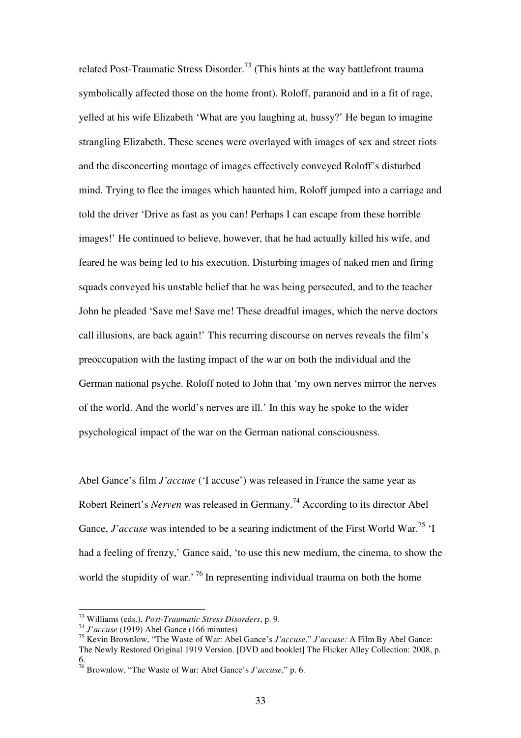related Post-Traumatic Stress Disorder.[73] (This hints at the way battlefront trauma symbolically affected those on the home front). Roloff, paranoid and in a fit of rage, yelled at his wife Elizabeth 'What are you laughing at, hussy?' He began to imagine strangling Elizabeth. These scenes were overlayed with images of sex and street riots and the disconcerting montage of images effectively conveyed Roloff's disturbed mind. Trying to flee the images which haunted him, Roloff jumped into a carriage and told the driver 'Drive as fast as you can! Perhaps I can escape from these horrible images!' He continued to believe, however, that he had actually killed his wife, and feared he was being led to his execution. Disturbing images of naked men and firing squads conveyed his unstable belief that he was being persecuted, and to the teacher John he pleaded 'Save me! Save me! These dreadful images, which the nerve doctors call illusions, are back again!' This recurring discourse on nerves reveals the film's preoccupation with the lasting impact of the war on both the individual and the German national psyche. Roloff noted to John that 'my own nerves mirror the nerves of the world. And the world's nerves are ill.' In this way he spoke to the wider psychological impact of the war on the German national consciousness.

Abel Gance's film *J'accuse* ('I accuse') was released in France the same year as Robert Reinert's *Nerven* was released in Germany.[74] According to its director Abel Gance, *J'accuse* was intended to be a searing indictment of the First World War.[75] 'I had a feeling of frenzy,' Gance said, 'to use this new medium, the cinema, to show the world the stupidity of war.' [76] In representing individual trauma on both the home

---

[73] Williams (eds.), *Post-Traumatic Stress Disorders*, p. 9.

[74] *J'accuse* (1919) Abel Gance (166 minutes)

[75] Kevin Brownlow, "The Waste of War: Abel Gance's *J'accuse*." *J'accuse:* A Film By Abel Gance: The Newly Restored Original 1919 Version. [DVD and booklet] The Flicker Alley Collection: 2008, p. 6.

[76] Brownlow, "The Waste of War: Abel Gance's *J'accuse*," p. 6.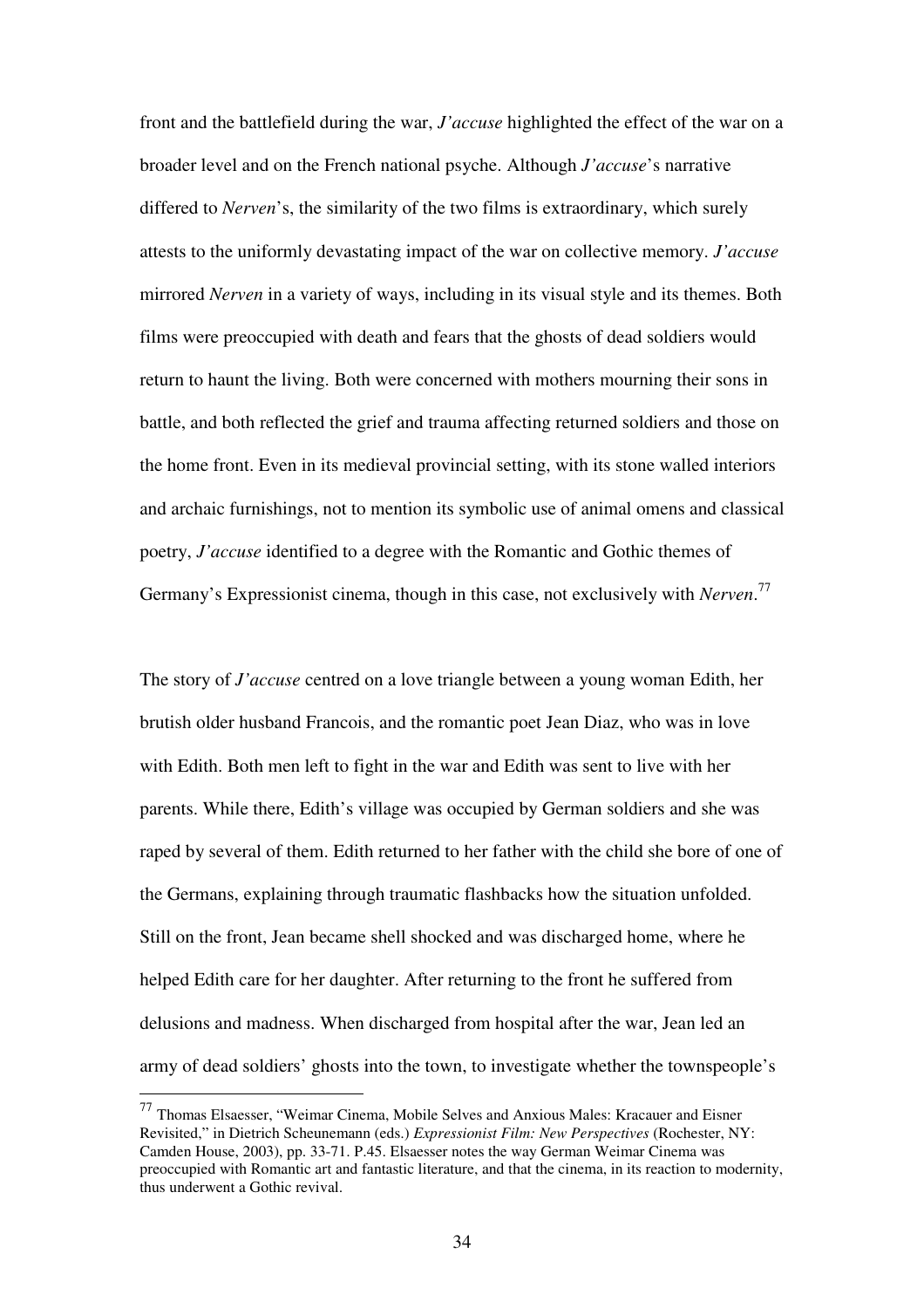front and the battlefield during the war, *J'accuse* highlighted the effect of the war on a broader level and on the French national psyche. Although *J'accuse*'s narrative differed to *Nerven*'s, the similarity of the two films is extraordinary, which surely attests to the uniformly devastating impact of the war on collective memory. *J'accuse* mirrored *Nerven* in a variety of ways, including in its visual style and its themes. Both films were preoccupied with death and fears that the ghosts of dead soldiers would return to haunt the living. Both were concerned with mothers mourning their sons in battle, and both reflected the grief and trauma affecting returned soldiers and those on the home front. Even in its medieval provincial setting, with its stone walled interiors and archaic furnishings, not to mention its symbolic use of animal omens and classical poetry, *J'accuse* identified to a degree with the Romantic and Gothic themes of Germany's Expressionist cinema, though in this case, not exclusively with *Nerven*.[77]

The story of *J'accuse* centred on a love triangle between a young woman Edith, her brutish older husband Francois, and the romantic poet Jean Diaz, who was in love with Edith. Both men left to fight in the war and Edith was sent to live with her parents. While there, Edith's village was occupied by German soldiers and she was raped by several of them. Edith returned to her father with the child she bore of one of the Germans, explaining through traumatic flashbacks how the situation unfolded. Still on the front, Jean became shell shocked and was discharged home, where he helped Edith care for her daughter. After returning to the front he suffered from delusions and madness. When discharged from hospital after the war, Jean led an army of dead soldiers' ghosts into the town, to investigate whether the townspeople's

[77] Thomas Elsaesser, "Weimar Cinema, Mobile Selves and Anxious Males: Kracauer and Eisner Revisited," in Dietrich Scheunemann (eds.) *Expressionist Film: New Perspectives* (Rochester, NY: Camden House, 2003), pp. 33-71. P.45. Elsaesser notes the way German Weimar Cinema was preoccupied with Romantic art and fantastic literature, and that the cinema, in its reaction to modernity, thus underwent a Gothic revival.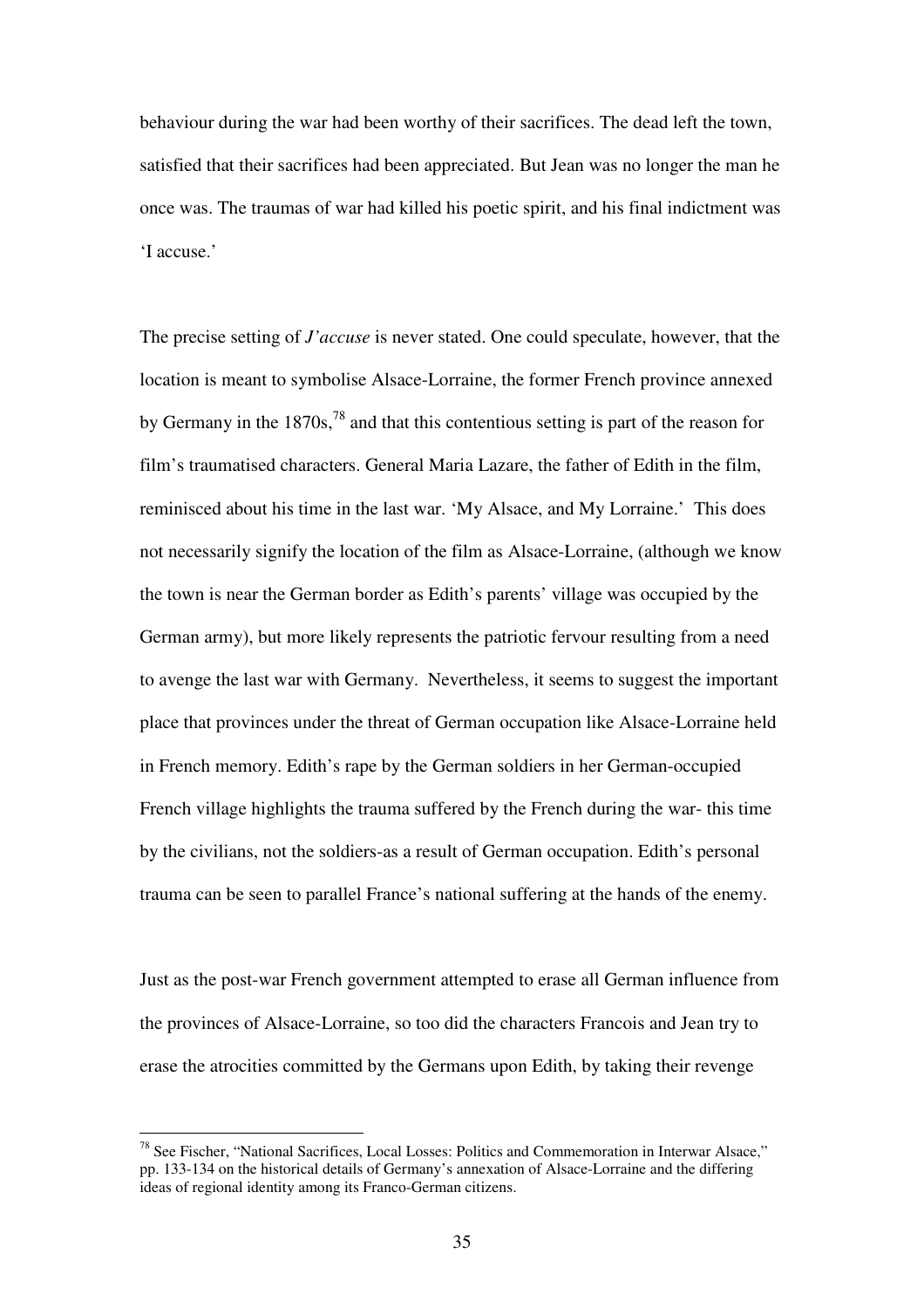behaviour during the war had been worthy of their sacrifices. The dead left the town, satisfied that their sacrifices had been appreciated. But Jean was no longer the man he once was. The traumas of war had killed his poetic spirit, and his final indictment was 'I accuse.'

The precise setting of *J'accuse* is never stated. One could speculate, however, that the location is meant to symbolise Alsace-Lorraine, the former French province annexed by Germany in the 1870s,[78] and that this contentious setting is part of the reason for film's traumatised characters. General Maria Lazare, the father of Edith in the film, reminisced about his time in the last war. 'My Alsace, and My Lorraine.' This does not necessarily signify the location of the film as Alsace-Lorraine, (although we know the town is near the German border as Edith's parents' village was occupied by the German army), but more likely represents the patriotic fervour resulting from a need to avenge the last war with Germany. Nevertheless, it seems to suggest the important place that provinces under the threat of German occupation like Alsace-Lorraine held in French memory. Edith's rape by the German soldiers in her German-occupied French village highlights the trauma suffered by the French during the war- this time by the civilians, not the soldiers-as a result of German occupation. Edith's personal trauma can be seen to parallel France's national suffering at the hands of the enemy.

Just as the post-war French government attempted to erase all German influence from the provinces of Alsace-Lorraine, so too did the characters Francois and Jean try to erase the atrocities committed by the Germans upon Edith, by taking their revenge

[78] See Fischer, "National Sacrifices, Local Losses: Politics and Commemoration in Interwar Alsace," pp. 133-134 on the historical details of Germany's annexation of Alsace-Lorraine and the differing ideas of regional identity among its Franco-German citizens.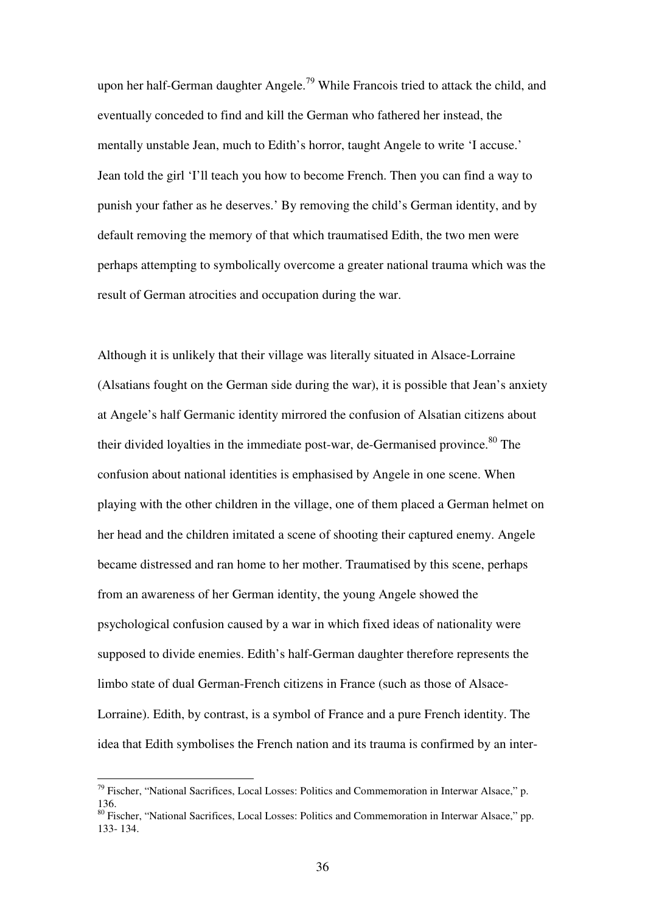upon her half-German daughter Angele.[79] While Francois tried to attack the child, and eventually conceded to find and kill the German who fathered her instead, the mentally unstable Jean, much to Edith's horror, taught Angele to write 'I accuse.' Jean told the girl 'I'll teach you how to become French. Then you can find a way to punish your father as he deserves.' By removing the child's German identity, and by default removing the memory of that which traumatised Edith, the two men were perhaps attempting to symbolically overcome a greater national trauma which was the result of German atrocities and occupation during the war.

Although it is unlikely that their village was literally situated in Alsace-Lorraine (Alsatians fought on the German side during the war), it is possible that Jean's anxiety at Angele's half Germanic identity mirrored the confusion of Alsatian citizens about their divided loyalties in the immediate post-war, de-Germanised province.[80] The confusion about national identities is emphasised by Angele in one scene. When playing with the other children in the village, one of them placed a German helmet on her head and the children imitated a scene of shooting their captured enemy. Angele became distressed and ran home to her mother. Traumatised by this scene, perhaps from an awareness of her German identity, the young Angele showed the psychological confusion caused by a war in which fixed ideas of nationality were supposed to divide enemies. Edith's half-German daughter therefore represents the limbo state of dual German-French citizens in France (such as those of Alsace-Lorraine). Edith, by contrast, is a symbol of France and a pure French identity. The idea that Edith symbolises the French nation and its trauma is confirmed by an inter-

[79] Fischer, "National Sacrifices, Local Losses: Politics and Commemoration in Interwar Alsace," p. 136.

[80] Fischer, "National Sacrifices, Local Losses: Politics and Commemoration in Interwar Alsace," pp. 133- 134.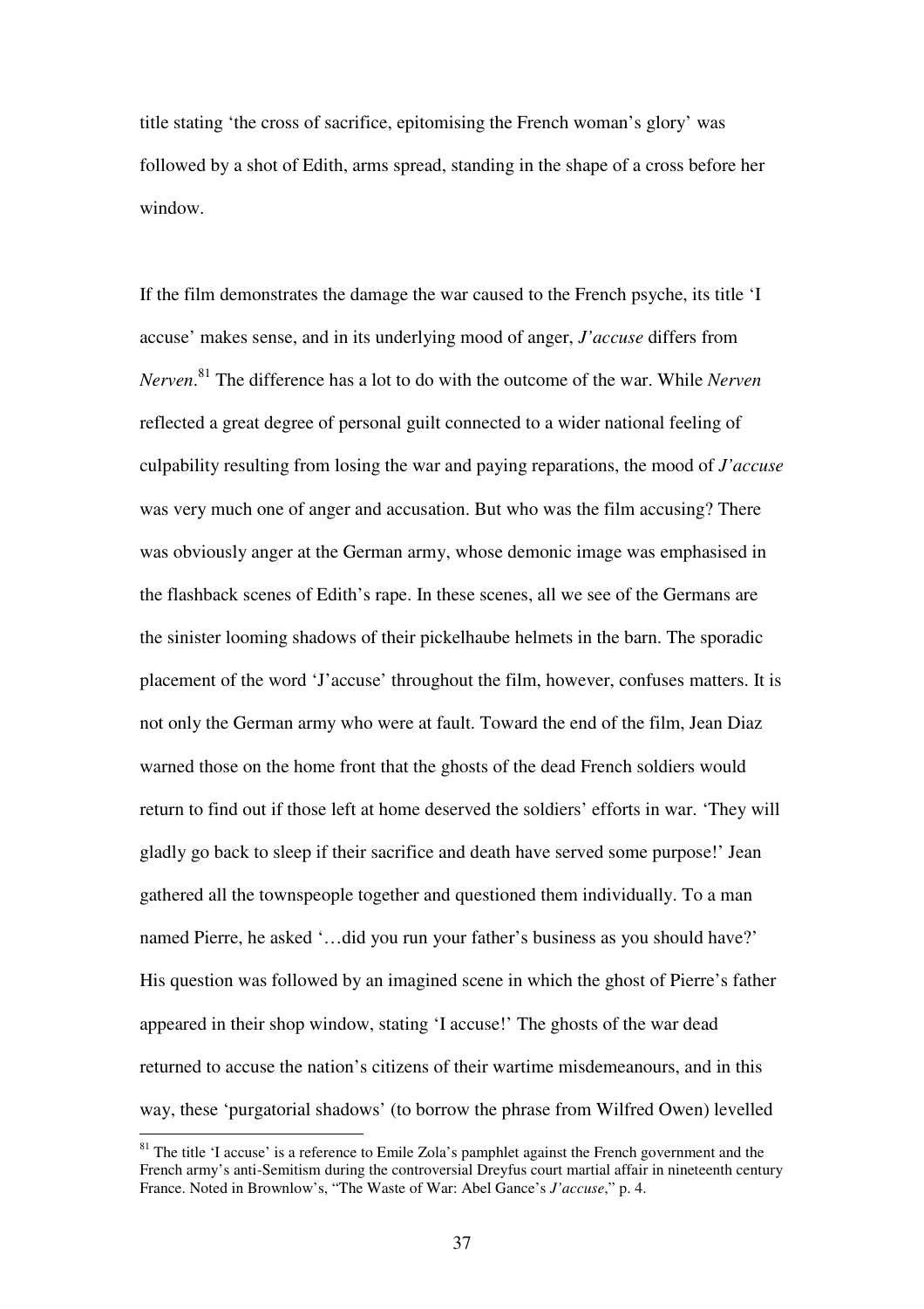title stating 'the cross of sacrifice, epitomising the French woman's glory' was followed by a shot of Edith, arms spread, standing in the shape of a cross before her window.

If the film demonstrates the damage the war caused to the French psyche, its title 'I accuse' makes sense, and in its underlying mood of anger, *J'accuse* differs from *Nerven*.[81] The difference has a lot to do with the outcome of the war. While *Nerven* reflected a great degree of personal guilt connected to a wider national feeling of culpability resulting from losing the war and paying reparations, the mood of *J'accuse* was very much one of anger and accusation. But who was the film accusing? There was obviously anger at the German army, whose demonic image was emphasised in the flashback scenes of Edith's rape. In these scenes, all we see of the Germans are the sinister looming shadows of their pickelhaube helmets in the barn. The sporadic placement of the word 'J'accuse' throughout the film, however, confuses matters. It is not only the German army who were at fault. Toward the end of the film, Jean Diaz warned those on the home front that the ghosts of the dead French soldiers would return to find out if those left at home deserved the soldiers' efforts in war. 'They will gladly go back to sleep if their sacrifice and death have served some purpose!' Jean gathered all the townspeople together and questioned them individually. To a man named Pierre, he asked '…did you run your father's business as you should have?' His question was followed by an imagined scene in which the ghost of Pierre's father appeared in their shop window, stating 'I accuse!' The ghosts of the war dead returned to accuse the nation's citizens of their wartime misdemeanours, and in this way, these 'purgatorial shadows' (to borrow the phrase from Wilfred Owen) levelled

[81] The title 'I accuse' is a reference to Emile Zola's pamphlet against the French government and the French army's anti-Semitism during the controversial Dreyfus court martial affair in nineteenth century France. Noted in Brownlow's, "The Waste of War: Abel Gance's *J'accuse*," p. 4.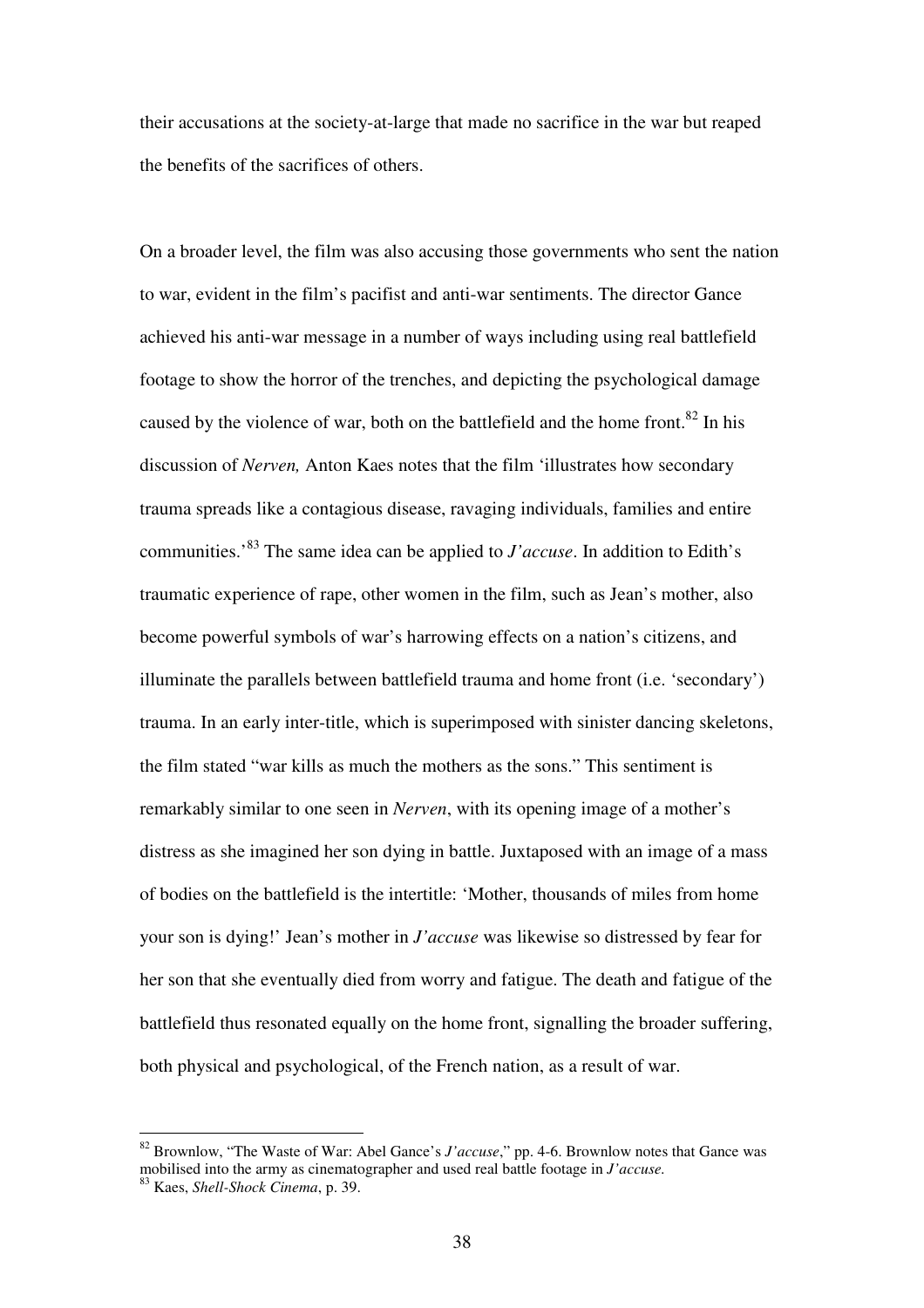their accusations at the society-at-large that made no sacrifice in the war but reaped the benefits of the sacrifices of others.

On a broader level, the film was also accusing those governments who sent the nation to war, evident in the film's pacifist and anti-war sentiments. The director Gance achieved his anti-war message in a number of ways including using real battlefield footage to show the horror of the trenches, and depicting the psychological damage caused by the violence of war, both on the battlefield and the home front.[82] In his discussion of *Nerven,* Anton Kaes notes that the film 'illustrates how secondary trauma spreads like a contagious disease, ravaging individuals, families and entire communities.'[83] The same idea can be applied to *J'accuse*. In addition to Edith's traumatic experience of rape, other women in the film, such as Jean's mother, also become powerful symbols of war's harrowing effects on a nation's citizens, and illuminate the parallels between battlefield trauma and home front (i.e. 'secondary') trauma. In an early inter-title, which is superimposed with sinister dancing skeletons, the film stated "war kills as much the mothers as the sons." This sentiment is remarkably similar to one seen in *Nerven*, with its opening image of a mother's distress as she imagined her son dying in battle. Juxtaposed with an image of a mass of bodies on the battlefield is the intertitle: 'Mother, thousands of miles from home your son is dying!' Jean's mother in *J'accuse* was likewise so distressed by fear for her son that she eventually died from worry and fatigue. The death and fatigue of the battlefield thus resonated equally on the home front, signalling the broader suffering, both physical and psychological, of the French nation, as a result of war.

---

[82] Brownlow, "The Waste of War: Abel Gance's *J'accuse*," pp. 4-6. Brownlow notes that Gance was mobilised into the army as cinematographer and used real battle footage in *J'accuse.*

[83] Kaes, *Shell-Shock Cinema*, p. 39.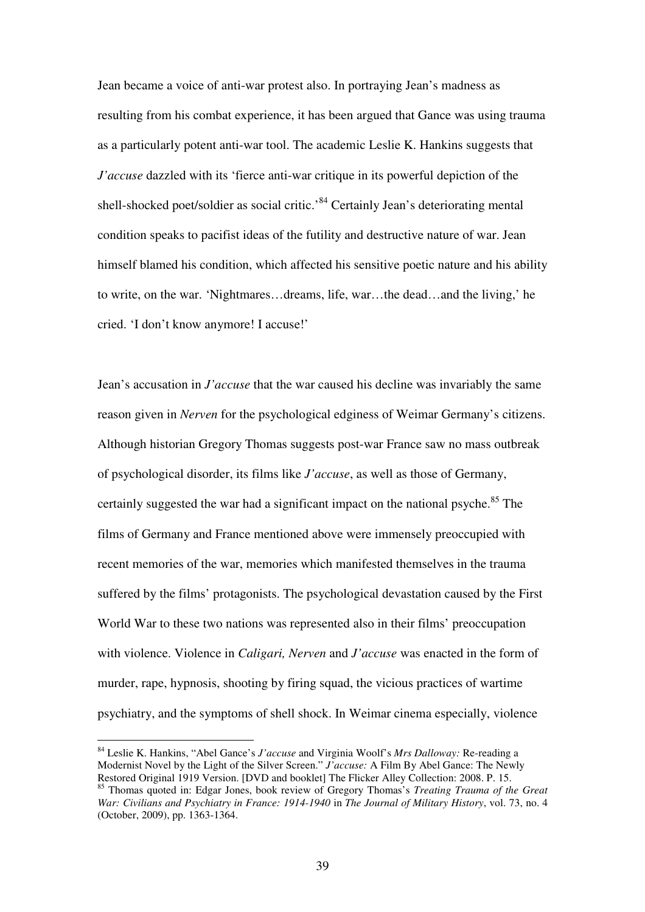Jean became a voice of anti-war protest also. In portraying Jean's madness as resulting from his combat experience, it has been argued that Gance was using trauma as a particularly potent anti-war tool. The academic Leslie K. Hankins suggests that *J'accuse* dazzled with its 'fierce anti-war critique in its powerful depiction of the shell-shocked poet/soldier as social critic.'[84] Certainly Jean's deteriorating mental condition speaks to pacifist ideas of the futility and destructive nature of war. Jean himself blamed his condition, which affected his sensitive poetic nature and his ability to write, on the war. 'Nightmares…dreams, life, war…the dead…and the living,' he cried. 'I don't know anymore! I accuse!'

Jean's accusation in *J'accuse* that the war caused his decline was invariably the same reason given in *Nerven* for the psychological edginess of Weimar Germany's citizens. Although historian Gregory Thomas suggests post-war France saw no mass outbreak of psychological disorder, its films like *J'accuse*, as well as those of Germany, certainly suggested the war had a significant impact on the national psyche.[85] The films of Germany and France mentioned above were immensely preoccupied with recent memories of the war, memories which manifested themselves in the trauma suffered by the films' protagonists. The psychological devastation caused by the First World War to these two nations was represented also in their films' preoccupation with violence. Violence in *Caligari, Nerven* and *J'accuse* was enacted in the form of murder, rape, hypnosis, shooting by firing squad, the vicious practices of wartime psychiatry, and the symptoms of shell shock. In Weimar cinema especially, violence

---

[84] Leslie K. Hankins, "Abel Gance's *J'accuse* and Virginia Woolf's *Mrs Dalloway:* Re-reading a Modernist Novel by the Light of the Silver Screen." *J'accuse:* A Film By Abel Gance: The Newly Restored Original 1919 Version. [DVD and booklet] The Flicker Alley Collection: 2008. P. 15.

[85] Thomas quoted in: Edgar Jones, book review of Gregory Thomas's *Treating Trauma of the Great War: Civilians and Psychiatry in France: 1914-1940* in *The Journal of Military History*, vol. 73, no. 4 (October, 2009), pp. 1363-1364.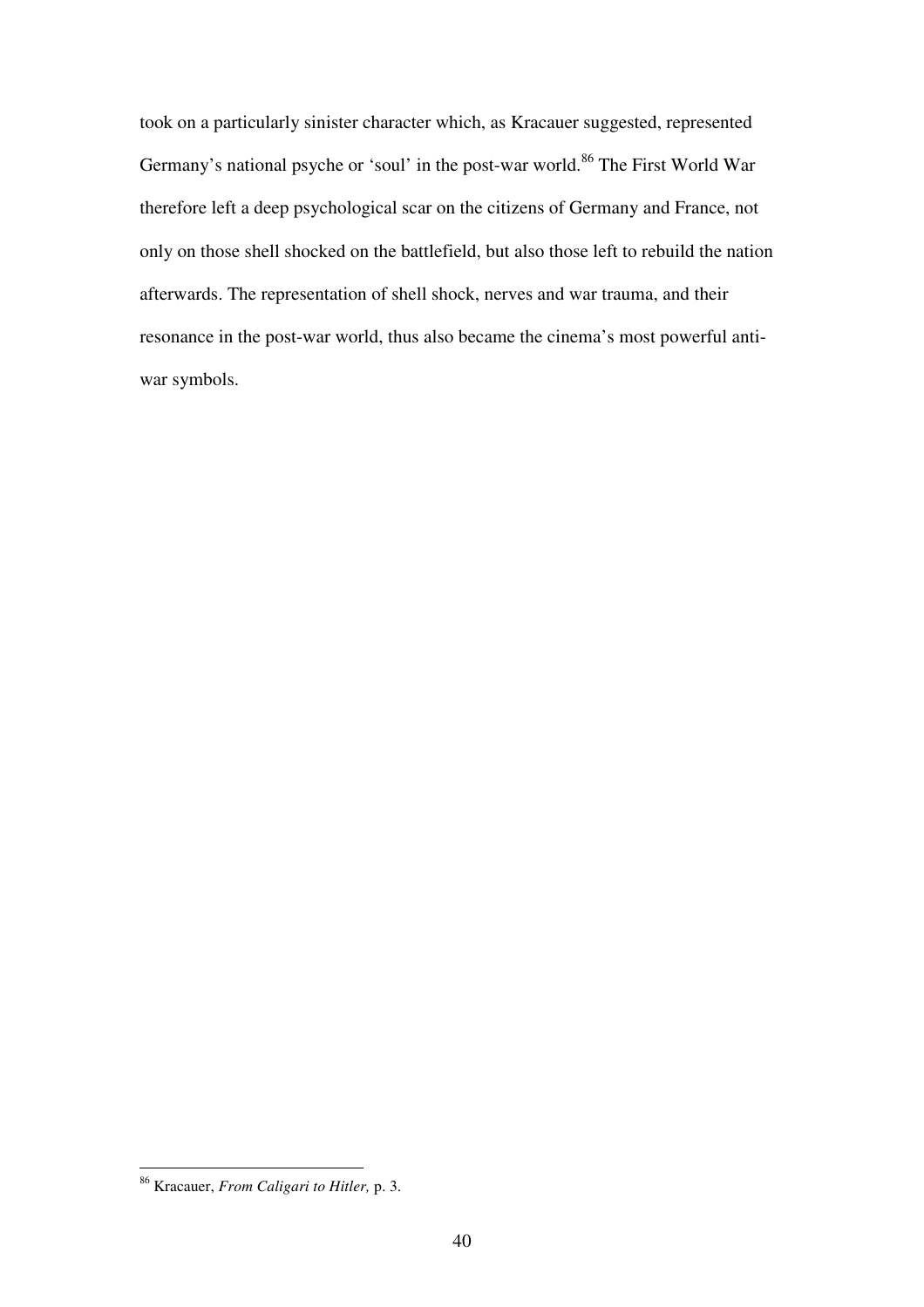took on a particularly sinister character which, as Kracauer suggested, represented Germany's national psyche or 'soul' in the post-war world.[86] The First World War therefore left a deep psychological scar on the citizens of Germany and France, not only on those shell shocked on the battlefield, but also those left to rebuild the nation afterwards. The representation of shell shock, nerves and war trauma, and their resonance in the post-war world, thus also became the cinema's most powerful anti-war symbols.

[86] Kracauer, *From Caligari to Hitler,* p. 3.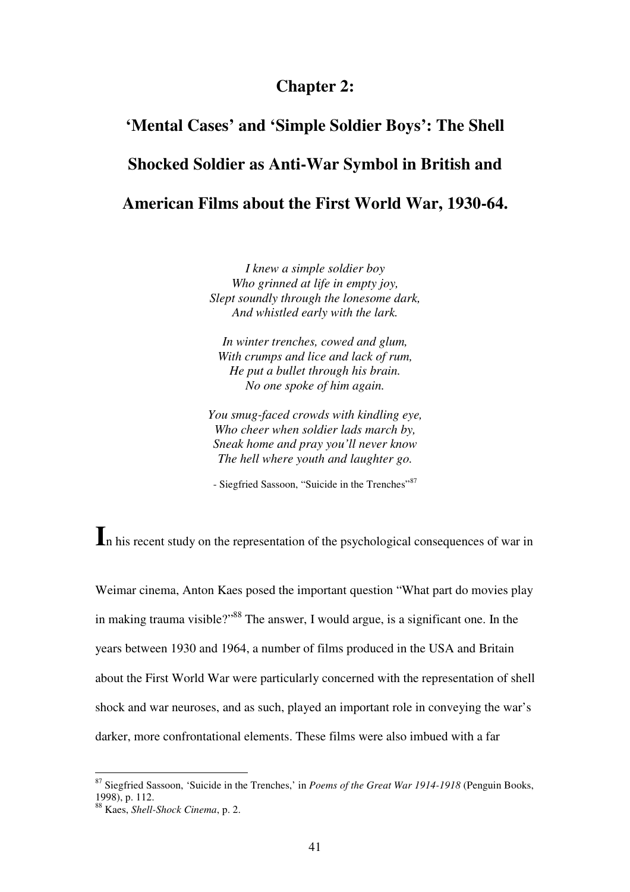# Chapter 2:

# 'Mental Cases' and 'Simple Soldier Boys': The Shell Shocked Soldier as Anti-War Symbol in British and American Films about the First World War, 1930-64.

*I knew a simple soldier boy*
*Who grinned at life in empty joy,*
*Slept soundly through the lonesome dark,*
*And whistled early with the lark.*

*In winter trenches, cowed and glum,*
*With crumps and lice and lack of rum,*
*He put a bullet through his brain.*
*No one spoke of him again.*

*You smug-faced crowds with kindling eye,*
*Who cheer when soldier lads march by,*
*Sneak home and pray you'll never know*
*The hell where youth and laughter go.*

- Siegfried Sassoon, "Suicide in the Trenches"[87]

**I**n his recent study on the representation of the psychological consequences of war in Weimar cinema, Anton Kaes posed the important question "What part do movies play in making trauma visible?"[88] The answer, I would argue, is a significant one. In the years between 1930 and 1964, a number of films produced in the USA and Britain about the First World War were particularly concerned with the representation of shell shock and war neuroses, and as such, played an important role in conveying the war's darker, more confrontational elements. These films were also imbued with a far

---

[87] Siegfried Sassoon, 'Suicide in the Trenches,' in *Poems of the Great War 1914-1918* (Penguin Books, 1998), p. 112.

[88] Kaes, *Shell-Shock Cinema*, p. 2.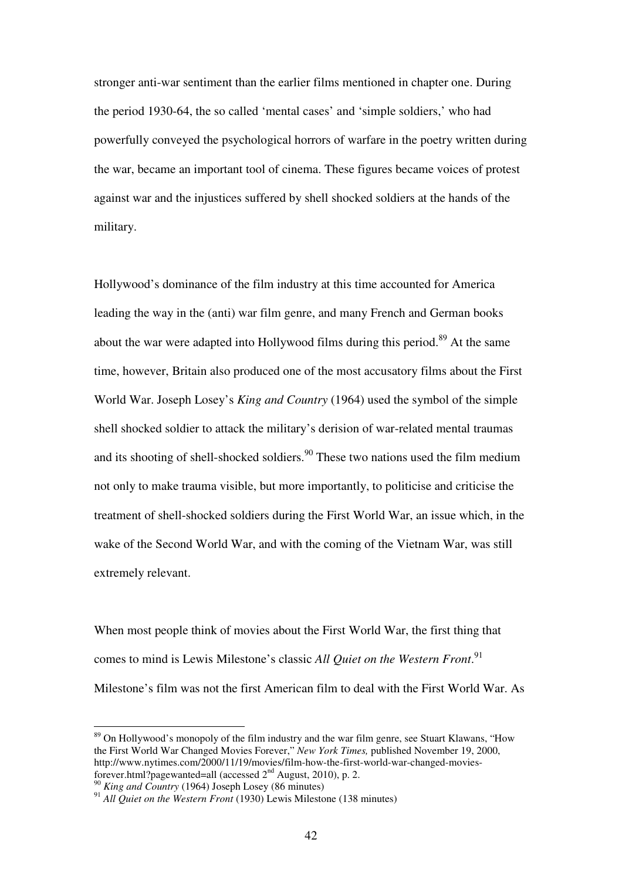stronger anti-war sentiment than the earlier films mentioned in chapter one. During the period 1930-64, the so called 'mental cases' and 'simple soldiers,' who had powerfully conveyed the psychological horrors of warfare in the poetry written during the war, became an important tool of cinema. These figures became voices of protest against war and the injustices suffered by shell shocked soldiers at the hands of the military.

Hollywood's dominance of the film industry at this time accounted for America leading the way in the (anti) war film genre, and many French and German books about the war were adapted into Hollywood films during this period.[89] At the same time, however, Britain also produced one of the most accusatory films about the First World War. Joseph Losey's *King and Country* (1964) used the symbol of the simple shell shocked soldier to attack the military's derision of war-related mental traumas and its shooting of shell-shocked soldiers.[90] These two nations used the film medium not only to make trauma visible, but more importantly, to politicise and criticise the treatment of shell-shocked soldiers during the First World War, an issue which, in the wake of the Second World War, and with the coming of the Vietnam War, was still extremely relevant.

When most people think of movies about the First World War, the first thing that comes to mind is Lewis Milestone's classic *All Quiet on the Western Front*.[91] Milestone's film was not the first American film to deal with the First World War. As

---

[89] On Hollywood's monopoly of the film industry and the war film genre, see Stuart Klawans, "How the First World War Changed Movies Forever," *New York Times,* published November 19, 2000, http://www.nytimes.com/2000/11/19/movies/film-how-the-first-world-war-changed-movies-forever.html?pagewanted=all (accessed 2nd August, 2010), p. 2.

[90] *King and Country* (1964) Joseph Losey (86 minutes)

[91] *All Quiet on the Western Front* (1930) Lewis Milestone (138 minutes)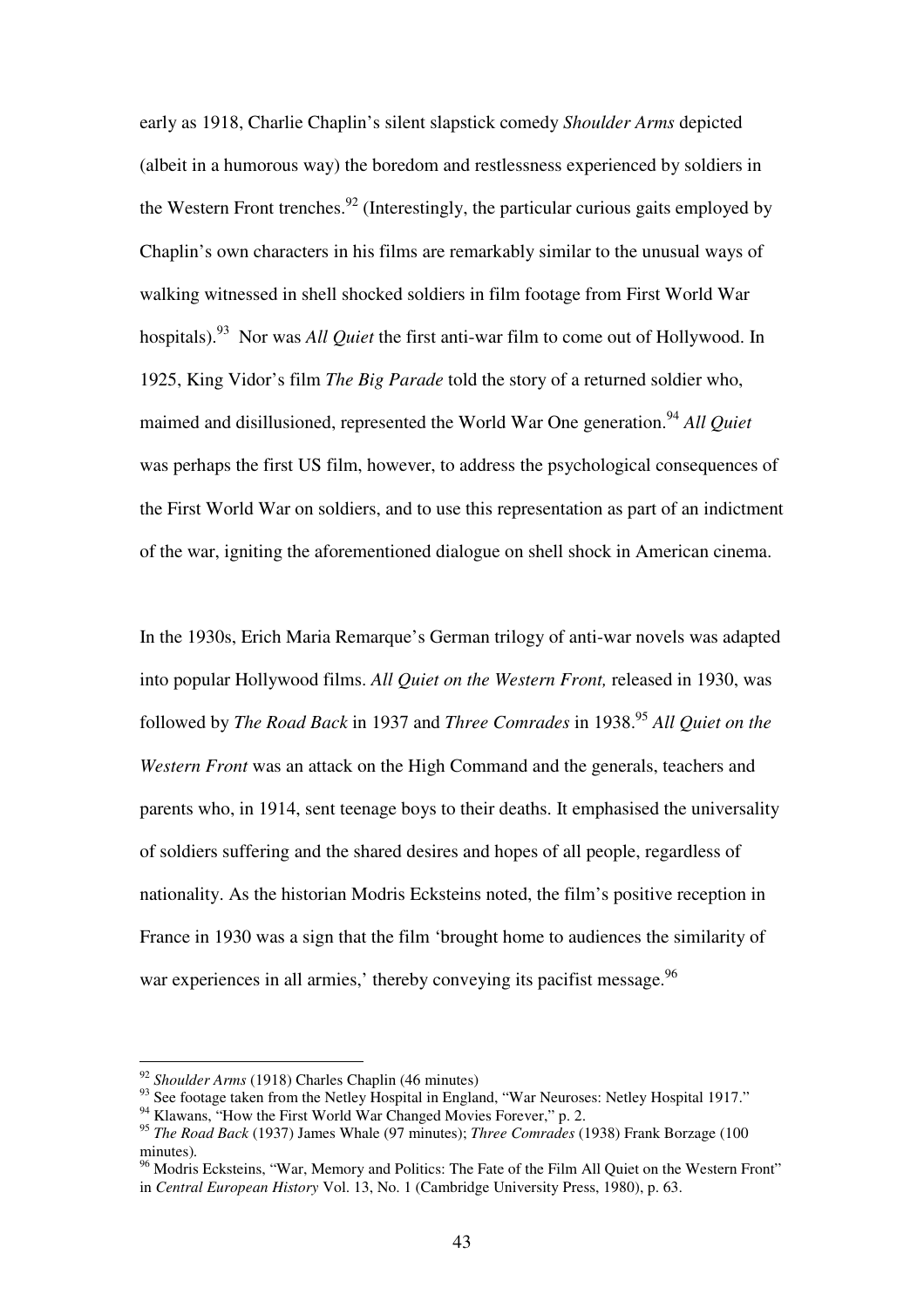early as 1918, Charlie Chaplin's silent slapstick comedy *Shoulder Arms* depicted (albeit in a humorous way) the boredom and restlessness experienced by soldiers in the Western Front trenches.[92] (Interestingly, the particular curious gaits employed by Chaplin's own characters in his films are remarkably similar to the unusual ways of walking witnessed in shell shocked soldiers in film footage from First World War hospitals).[93] Nor was *All Quiet* the first anti-war film to come out of Hollywood. In 1925, King Vidor's film *The Big Parade* told the story of a returned soldier who, maimed and disillusioned, represented the World War One generation.[94] *All Quiet* was perhaps the first US film, however, to address the psychological consequences of the First World War on soldiers, and to use this representation as part of an indictment of the war, igniting the aforementioned dialogue on shell shock in American cinema.

In the 1930s, Erich Maria Remarque's German trilogy of anti-war novels was adapted into popular Hollywood films. *All Quiet on the Western Front,* released in 1930, was followed by *The Road Back* in 1937 and *Three Comrades* in 1938.[95] *All Quiet on the Western Front* was an attack on the High Command and the generals, teachers and parents who, in 1914, sent teenage boys to their deaths. It emphasised the universality of soldiers suffering and the shared desires and hopes of all people, regardless of nationality. As the historian Modris Ecksteins noted, the film's positive reception in France in 1930 was a sign that the film 'brought home to audiences the similarity of war experiences in all armies,' thereby conveying its pacifist message.[96]

---

[92] *Shoulder Arms* (1918) Charles Chaplin (46 minutes)

[93] See footage taken from the Netley Hospital in England, "War Neuroses: Netley Hospital 1917."

[94] Klawans, "How the First World War Changed Movies Forever," p. 2.

[95] *The Road Back* (1937) James Whale (97 minutes); *Three Comrades* (1938) Frank Borzage (100 minutes).

[96] Modris Ecksteins, "War, Memory and Politics: The Fate of the Film All Quiet on the Western Front" in *Central European History* Vol. 13, No. 1 (Cambridge University Press, 1980), p. 63.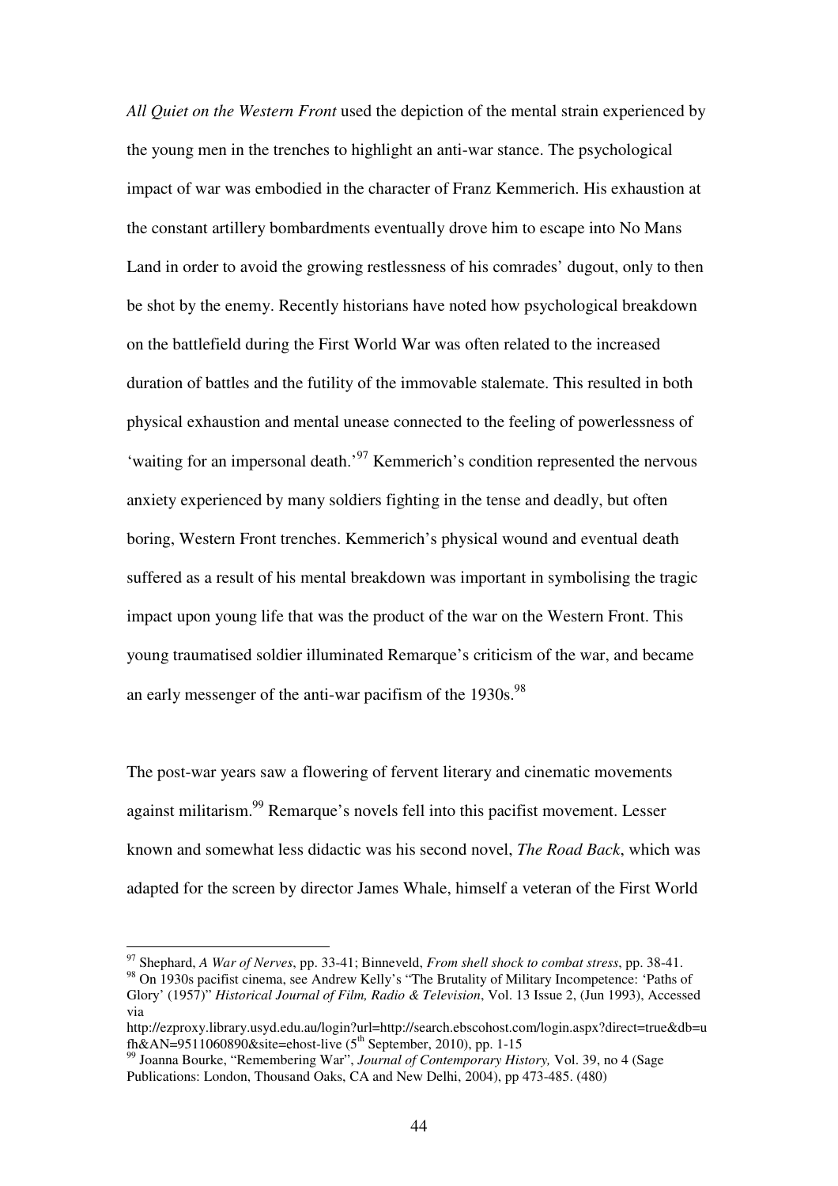*All Quiet on the Western Front* used the depiction of the mental strain experienced by the young men in the trenches to highlight an anti-war stance. The psychological impact of war was embodied in the character of Franz Kemmerich. His exhaustion at the constant artillery bombardments eventually drove him to escape into No Mans Land in order to avoid the growing restlessness of his comrades' dugout, only to then be shot by the enemy. Recently historians have noted how psychological breakdown on the battlefield during the First World War was often related to the increased duration of battles and the futility of the immovable stalemate. This resulted in both physical exhaustion and mental unease connected to the feeling of powerlessness of 'waiting for an impersonal death.'[97] Kemmerich's condition represented the nervous anxiety experienced by many soldiers fighting in the tense and deadly, but often boring, Western Front trenches. Kemmerich's physical wound and eventual death suffered as a result of his mental breakdown was important in symbolising the tragic impact upon young life that was the product of the war on the Western Front. This young traumatised soldier illuminated Remarque's criticism of the war, and became an early messenger of the anti-war pacifism of the 1930s.[98]

The post-war years saw a flowering of fervent literary and cinematic movements against militarism.[99] Remarque's novels fell into this pacifist movement. Lesser known and somewhat less didactic was his second novel, *The Road Back*, which was adapted for the screen by director James Whale, himself a veteran of the First World

---

[97] Shephard, *A War of Nerves*, pp. 33-41; Binneveld, *From shell shock to combat stress*, pp. 38-41.

[98] On 1930s pacifist cinema, see Andrew Kelly's "The Brutality of Military Incompetence: 'Paths of Glory' (1957)" *Historical Journal of Film, Radio & Television*, Vol. 13 Issue 2, (Jun 1993), Accessed via http://ezproxy.library.usyd.edu.au/login?url=http://search.ebscohost.com/login.aspx?direct=true&db=ufh&AN=9511060890&site=ehost-live (5th September, 2010), pp. 1-15

[99] Joanna Bourke, "Remembering War", *Journal of Contemporary History,* Vol. 39, no 4 (Sage Publications: London, Thousand Oaks, CA and New Delhi, 2004), pp 473-485. (480)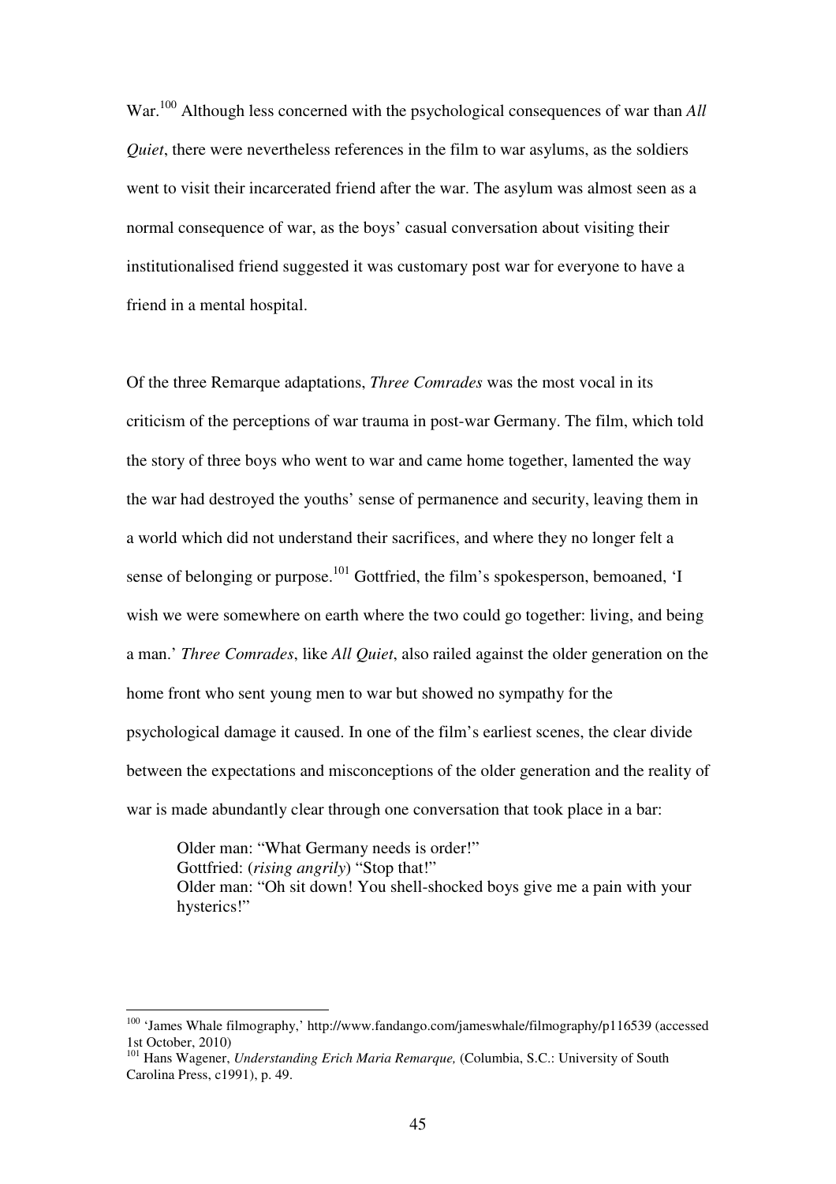War.[100] Although less concerned with the psychological consequences of war than *All Quiet*, there were nevertheless references in the film to war asylums, as the soldiers went to visit their incarcerated friend after the war. The asylum was almost seen as a normal consequence of war, as the boys' casual conversation about visiting their institutionalised friend suggested it was customary post war for everyone to have a friend in a mental hospital.

Of the three Remarque adaptations, *Three Comrades* was the most vocal in its criticism of the perceptions of war trauma in post-war Germany. The film, which told the story of three boys who went to war and came home together, lamented the way the war had destroyed the youths' sense of permanence and security, leaving them in a world which did not understand their sacrifices, and where they no longer felt a sense of belonging or purpose.[101] Gottfried, the film's spokesperson, bemoaned, 'I wish we were somewhere on earth where the two could go together: living, and being a man.' *Three Comrades*, like *All Quiet*, also railed against the older generation on the home front who sent young men to war but showed no sympathy for the psychological damage it caused. In one of the film's earliest scenes, the clear divide between the expectations and misconceptions of the older generation and the reality of war is made abundantly clear through one conversation that took place in a bar:

> Older man: "What Germany needs is order!"
> Gottfried: (*rising angrily*) "Stop that!"
> Older man: "Oh sit down! You shell-shocked boys give me a pain with your hysterics!"

---

[100] 'James Whale filmography,' http://www.fandango.com/jameswhale/filmography/p116539 (accessed 1st October, 2010)

[101] Hans Wagener, *Understanding Erich Maria Remarque,* (Columbia, S.C.: University of South Carolina Press, c1991), p. 49.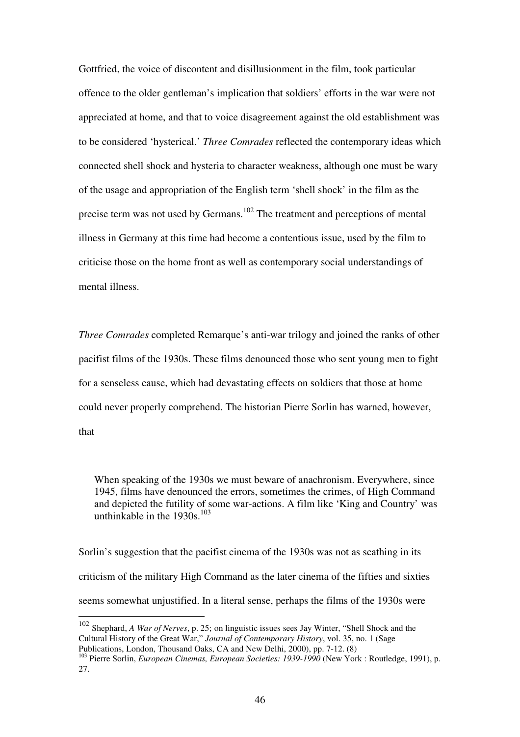Gottfried, the voice of discontent and disillusionment in the film, took particular offence to the older gentleman's implication that soldiers' efforts in the war were not appreciated at home, and that to voice disagreement against the old establishment was to be considered 'hysterical.' *Three Comrades* reflected the contemporary ideas which connected shell shock and hysteria to character weakness, although one must be wary of the usage and appropriation of the English term 'shell shock' in the film as the precise term was not used by Germans.[102] The treatment and perceptions of mental illness in Germany at this time had become a contentious issue, used by the film to criticise those on the home front as well as contemporary social understandings of mental illness.

*Three Comrades* completed Remarque's anti-war trilogy and joined the ranks of other pacifist films of the 1930s. These films denounced those who sent young men to fight for a senseless cause, which had devastating effects on soldiers that those at home could never properly comprehend. The historian Pierre Sorlin has warned, however, that

> When speaking of the 1930s we must beware of anachronism. Everywhere, since 1945, films have denounced the errors, sometimes the crimes, of High Command and depicted the futility of some war-actions. A film like 'King and Country' was unthinkable in the 1930s.[103]

Sorlin's suggestion that the pacifist cinema of the 1930s was not as scathing in its criticism of the military High Command as the later cinema of the fifties and sixties seems somewhat unjustified. In a literal sense, perhaps the films of the 1930s were

---

[102] Shephard, *A War of Nerves*, p. 25; on linguistic issues sees Jay Winter, "Shell Shock and the Cultural History of the Great War," *Journal of Contemporary History*, vol. 35, no. 1 (Sage Publications, London, Thousand Oaks, CA and New Delhi, 2000), pp. 7-12. (8)

[103] Pierre Sorlin, *European Cinemas, European Societies: 1939-1990* (New York : Routledge, 1991), p. 27.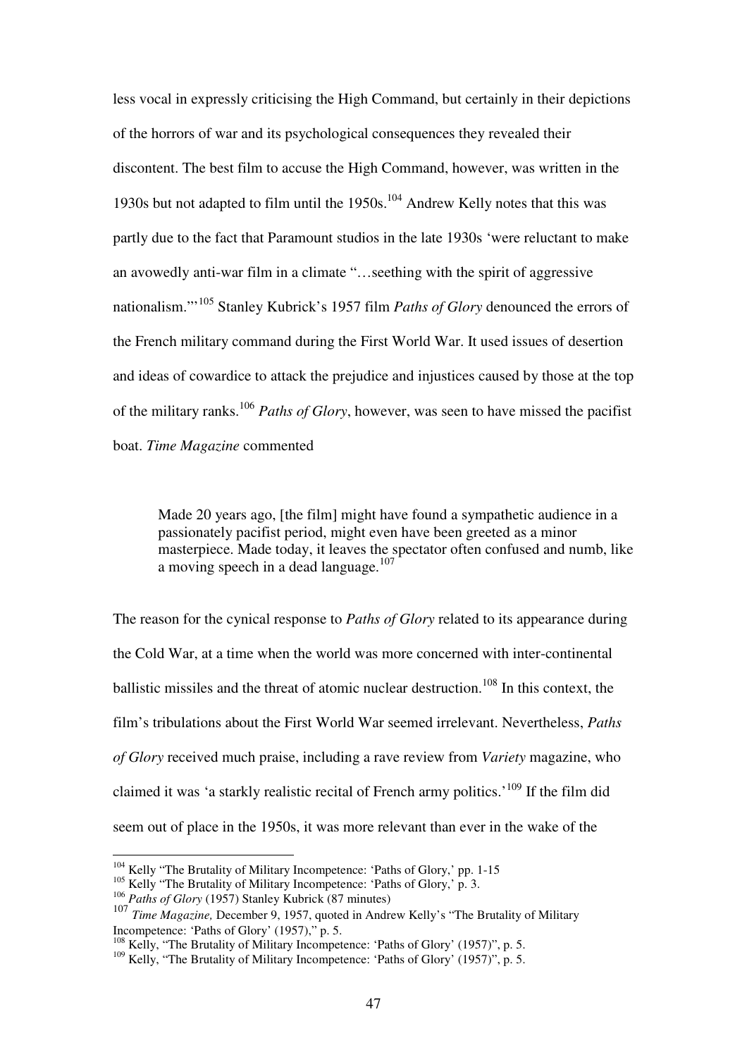less vocal in expressly criticising the High Command, but certainly in their depictions of the horrors of war and its psychological consequences they revealed their discontent. The best film to accuse the High Command, however, was written in the 1930s but not adapted to film until the 1950s.[104] Andrew Kelly notes that this was partly due to the fact that Paramount studios in the late 1930s 'were reluctant to make an avowedly anti-war film in a climate "…seething with the spirit of aggressive nationalism."'[105] Stanley Kubrick's 1957 film *Paths of Glory* denounced the errors of the French military command during the First World War. It used issues of desertion and ideas of cowardice to attack the prejudice and injustices caused by those at the top of the military ranks.[106] *Paths of Glory*, however, was seen to have missed the pacifist boat. *Time Magazine* commented

> Made 20 years ago, [the film] might have found a sympathetic audience in a passionately pacifist period, might even have been greeted as a minor masterpiece. Made today, it leaves the spectator often confused and numb, like a moving speech in a dead language.[107]

The reason for the cynical response to *Paths of Glory* related to its appearance during the Cold War, at a time when the world was more concerned with inter-continental ballistic missiles and the threat of atomic nuclear destruction.[108] In this context, the film's tribulations about the First World War seemed irrelevant. Nevertheless, *Paths of Glory* received much praise, including a rave review from *Variety* magazine, who claimed it was 'a starkly realistic recital of French army politics.'[109] If the film did seem out of place in the 1950s, it was more relevant than ever in the wake of the

---

[104] Kelly "The Brutality of Military Incompetence: 'Paths of Glory,' pp. 1-15

[105] Kelly "The Brutality of Military Incompetence: 'Paths of Glory,' p. 3.

[106] *Paths of Glory* (1957) Stanley Kubrick (87 minutes)

[107] *Time Magazine,* December 9, 1957, quoted in Andrew Kelly's "The Brutality of Military Incompetence: 'Paths of Glory' (1957)," p. 5.

[108] Kelly, "The Brutality of Military Incompetence: 'Paths of Glory' (1957)", p. 5.

[109] Kelly, "The Brutality of Military Incompetence: 'Paths of Glory' (1957)", p. 5.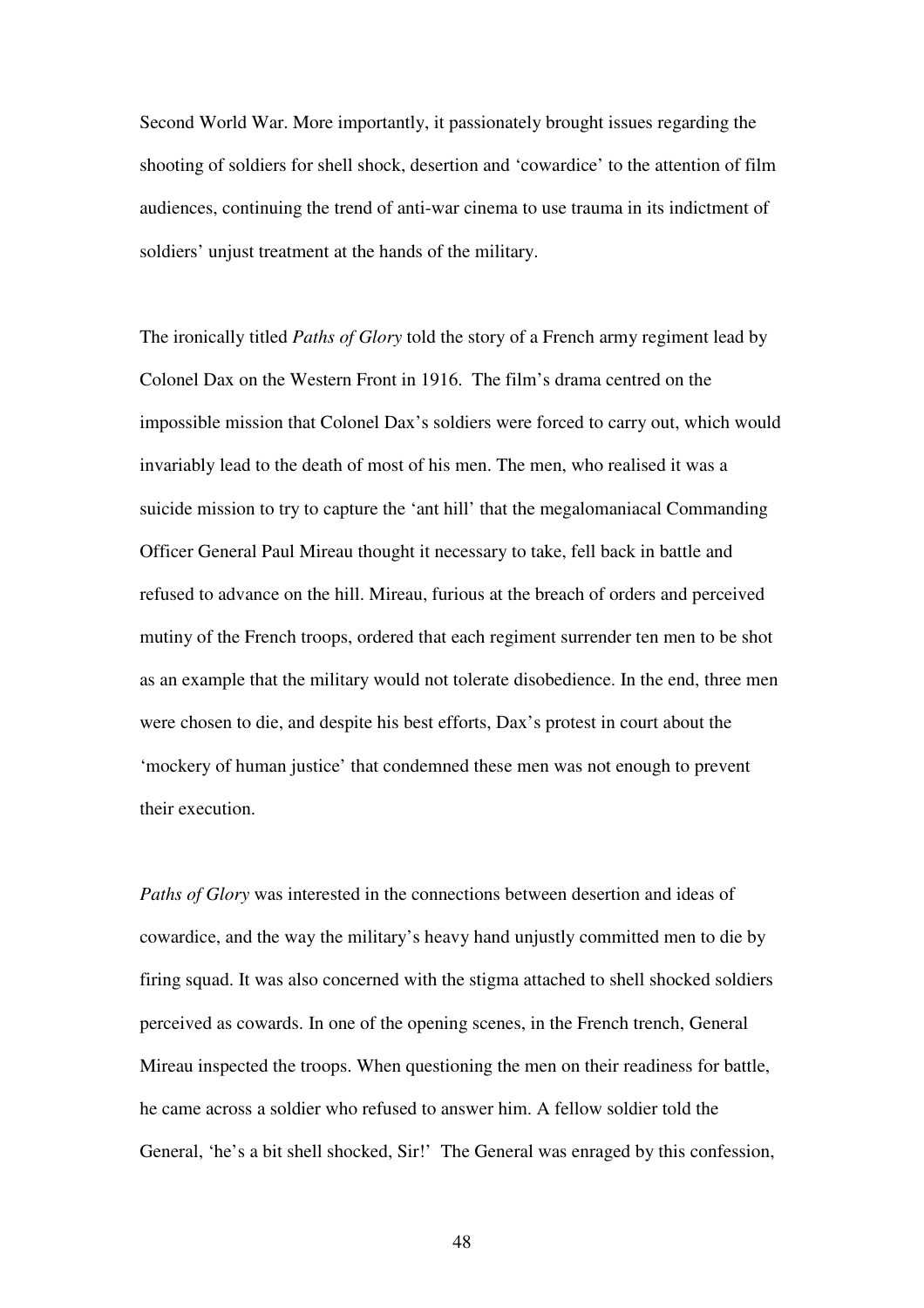Second World War. More importantly, it passionately brought issues regarding the shooting of soldiers for shell shock, desertion and 'cowardice' to the attention of film audiences, continuing the trend of anti-war cinema to use trauma in its indictment of soldiers' unjust treatment at the hands of the military.

The ironically titled *Paths of Glory* told the story of a French army regiment lead by Colonel Dax on the Western Front in 1916. The film's drama centred on the impossible mission that Colonel Dax's soldiers were forced to carry out, which would invariably lead to the death of most of his men. The men, who realised it was a suicide mission to try to capture the 'ant hill' that the megalomaniacal Commanding Officer General Paul Mireau thought it necessary to take, fell back in battle and refused to advance on the hill. Mireau, furious at the breach of orders and perceived mutiny of the French troops, ordered that each regiment surrender ten men to be shot as an example that the military would not tolerate disobedience. In the end, three men were chosen to die, and despite his best efforts, Dax's protest in court about the 'mockery of human justice' that condemned these men was not enough to prevent their execution.

*Paths of Glory* was interested in the connections between desertion and ideas of cowardice, and the way the military's heavy hand unjustly committed men to die by firing squad. It was also concerned with the stigma attached to shell shocked soldiers perceived as cowards. In one of the opening scenes, in the French trench, General Mireau inspected the troops. When questioning the men on their readiness for battle, he came across a soldier who refused to answer him. A fellow soldier told the General, 'he's a bit shell shocked, Sir!' The General was enraged by this confession,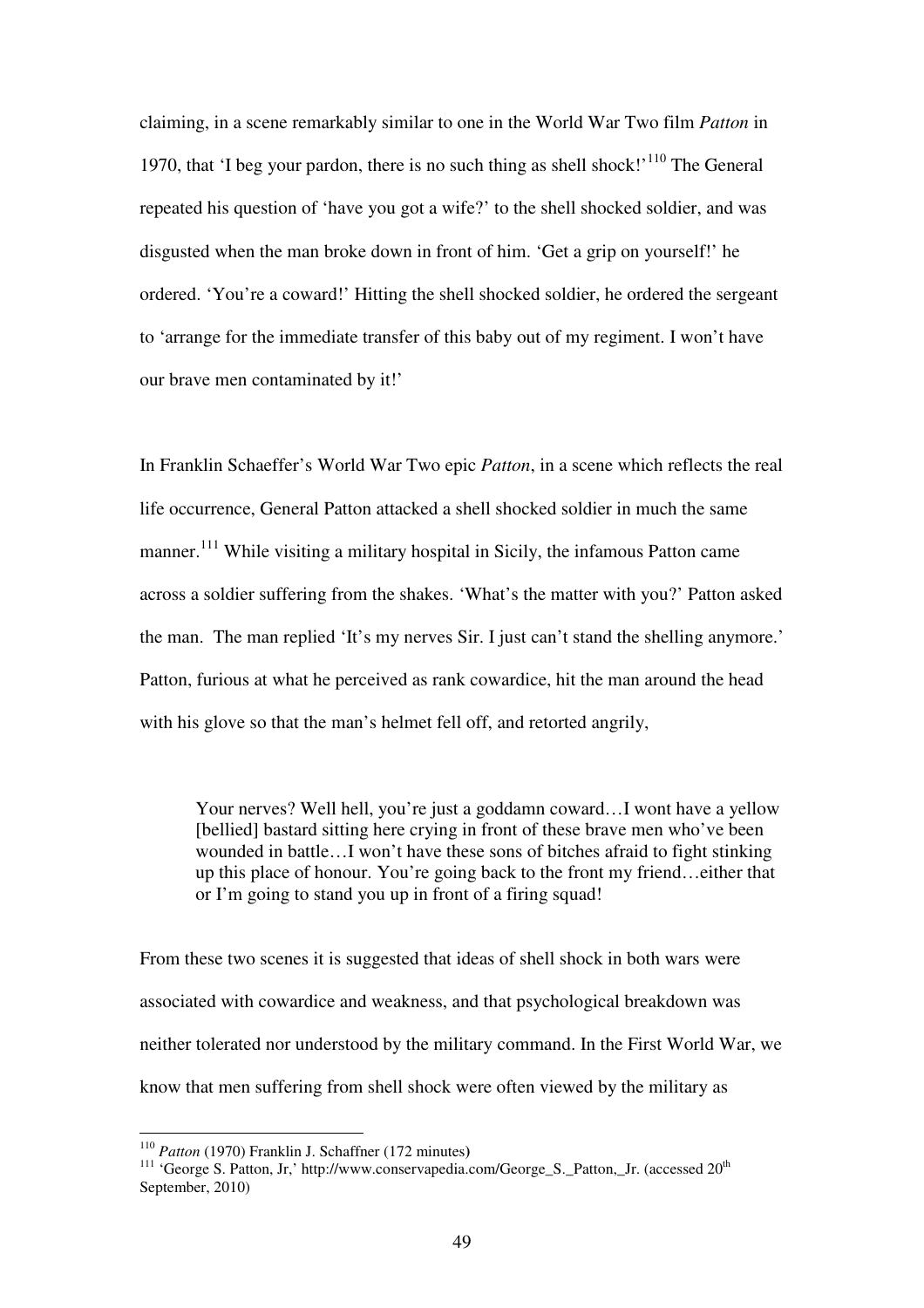claiming, in a scene remarkably similar to one in the World War Two film *Patton* in 1970, that 'I beg your pardon, there is no such thing as shell shock!'[110] The General repeated his question of 'have you got a wife?' to the shell shocked soldier, and was disgusted when the man broke down in front of him. 'Get a grip on yourself!' he ordered. 'You're a coward!' Hitting the shell shocked soldier, he ordered the sergeant to 'arrange for the immediate transfer of this baby out of my regiment. I won't have our brave men contaminated by it!'

In Franklin Schaeffer's World War Two epic *Patton*, in a scene which reflects the real life occurrence, General Patton attacked a shell shocked soldier in much the same manner.[111] While visiting a military hospital in Sicily, the infamous Patton came across a soldier suffering from the shakes. 'What's the matter with you?' Patton asked the man. The man replied 'It's my nerves Sir. I just can't stand the shelling anymore.' Patton, furious at what he perceived as rank cowardice, hit the man around the head with his glove so that the man's helmet fell off, and retorted angrily,

> Your nerves? Well hell, you're just a goddamn coward…I wont have a yellow [bellied] bastard sitting here crying in front of these brave men who've been wounded in battle…I won't have these sons of bitches afraid to fight stinking up this place of honour. You're going back to the front my friend…either that or I'm going to stand you up in front of a firing squad!

From these two scenes it is suggested that ideas of shell shock in both wars were associated with cowardice and weakness, and that psychological breakdown was neither tolerated nor understood by the military command. In the First World War, we know that men suffering from shell shock were often viewed by the military as

---

[110] *Patton* (1970) Franklin J. Schaffner (172 minutes)

[111] 'George S. Patton, Jr,' http://www.conservapedia.com/George_S._Patton,_Jr. (accessed 20th September, 2010)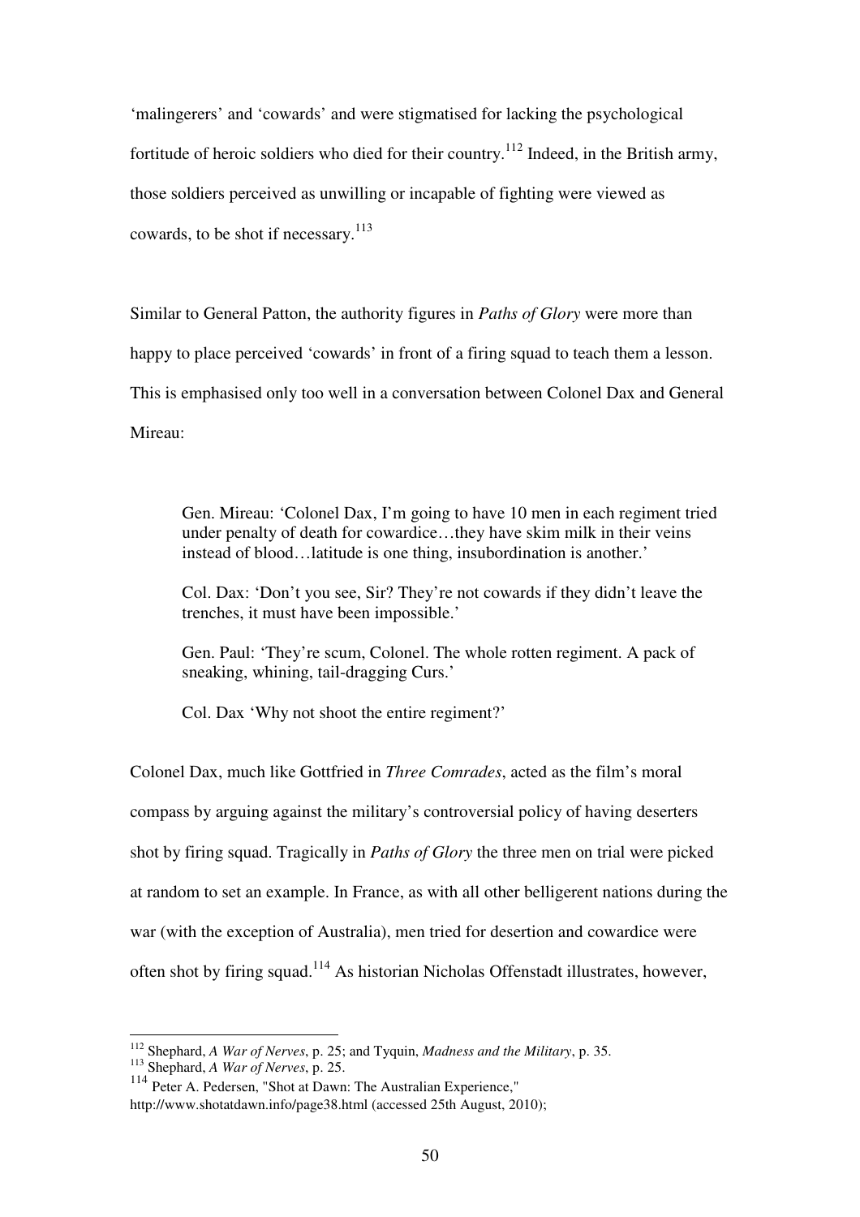'malingerers' and 'cowards' and were stigmatised for lacking the psychological fortitude of heroic soldiers who died for their country.[112] Indeed, in the British army, those soldiers perceived as unwilling or incapable of fighting were viewed as cowards, to be shot if necessary.[113]

Similar to General Patton, the authority figures in *Paths of Glory* were more than happy to place perceived 'cowards' in front of a firing squad to teach them a lesson. This is emphasised only too well in a conversation between Colonel Dax and General Mireau:

> Gen. Mireau: 'Colonel Dax, I'm going to have 10 men in each regiment tried under penalty of death for cowardice…they have skim milk in their veins instead of blood…latitude is one thing, insubordination is another.'
>
> Col. Dax: 'Don't you see, Sir? They're not cowards if they didn't leave the trenches, it must have been impossible.'
>
> Gen. Paul: 'They're scum, Colonel. The whole rotten regiment. A pack of sneaking, whining, tail-dragging Curs.'
>
> Col. Dax 'Why not shoot the entire regiment?'

Colonel Dax, much like Gottfried in *Three Comrades*, acted as the film's moral compass by arguing against the military's controversial policy of having deserters shot by firing squad. Tragically in *Paths of Glory* the three men on trial were picked at random to set an example. In France, as with all other belligerent nations during the war (with the exception of Australia), men tried for desertion and cowardice were often shot by firing squad.[114] As historian Nicholas Offenstadt illustrates, however,

---

[112] Shephard, *A War of Nerves*, p. 25; and Tyquin, *Madness and the Military*, p. 35.

[113] Shephard, *A War of Nerves*, p. 25.

[114] Peter A. Pedersen, "Shot at Dawn: The Australian Experience," http://www.shotatdawn.info/page38.html (accessed 25th August, 2010);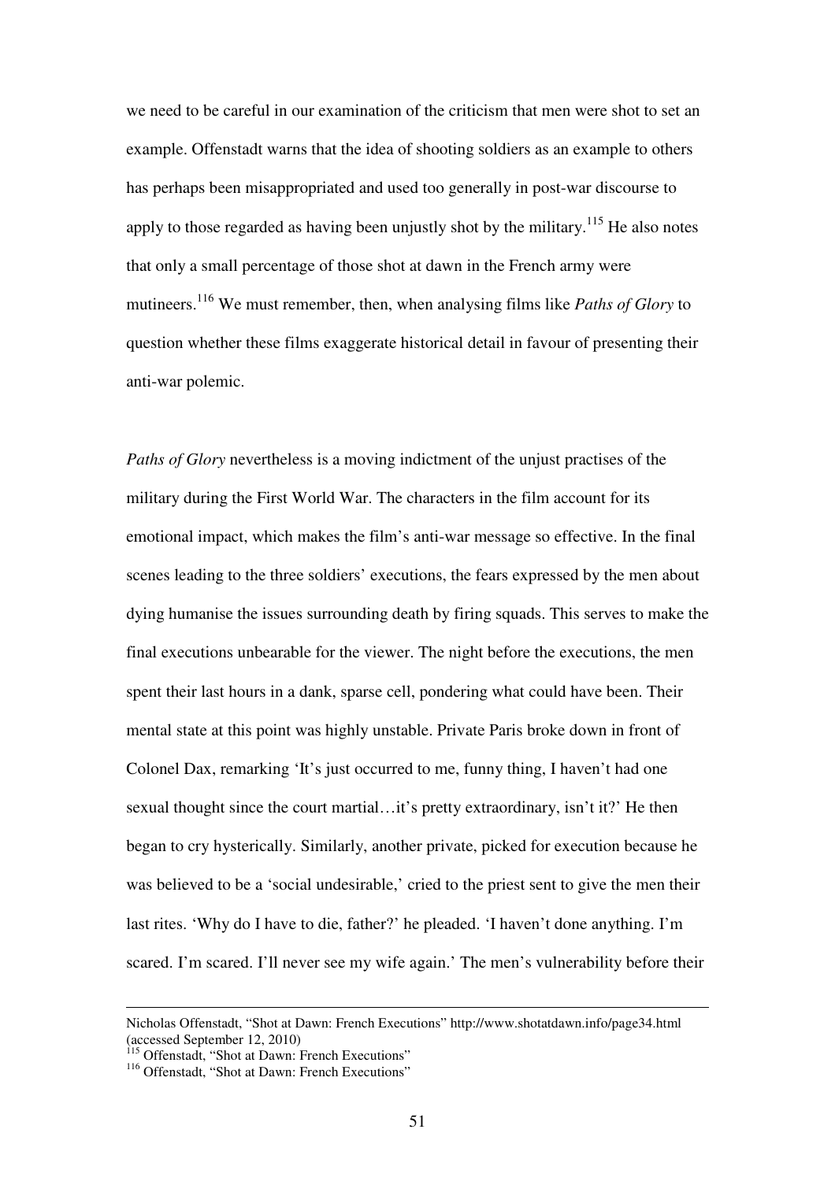we need to be careful in our examination of the criticism that men were shot to set an example. Offenstadt warns that the idea of shooting soldiers as an example to others has perhaps been misappropriated and used too generally in post-war discourse to apply to those regarded as having been unjustly shot by the military.[115] He also notes that only a small percentage of those shot at dawn in the French army were mutineers.[116] We must remember, then, when analysing films like *Paths of Glory* to question whether these films exaggerate historical detail in favour of presenting their anti-war polemic.

*Paths of Glory* nevertheless is a moving indictment of the unjust practises of the military during the First World War. The characters in the film account for its emotional impact, which makes the film's anti-war message so effective. In the final scenes leading to the three soldiers' executions, the fears expressed by the men about dying humanise the issues surrounding death by firing squads. This serves to make the final executions unbearable for the viewer. The night before the executions, the men spent their last hours in a dank, sparse cell, pondering what could have been. Their mental state at this point was highly unstable. Private Paris broke down in front of Colonel Dax, remarking 'It's just occurred to me, funny thing, I haven't had one sexual thought since the court martial…it's pretty extraordinary, isn't it?' He then began to cry hysterically. Similarly, another private, picked for execution because he was believed to be a 'social undesirable,' cried to the priest sent to give the men their last rites. 'Why do I have to die, father?' he pleaded. 'I haven't done anything. I'm scared. I'm scared. I'll never see my wife again.' The men's vulnerability before their

---

Nicholas Offenstadt, "Shot at Dawn: French Executions" http://www.shotatdawn.info/page34.html (accessed September 12, 2010)

[115] Offenstadt, "Shot at Dawn: French Executions"

[116] Offenstadt, "Shot at Dawn: French Executions"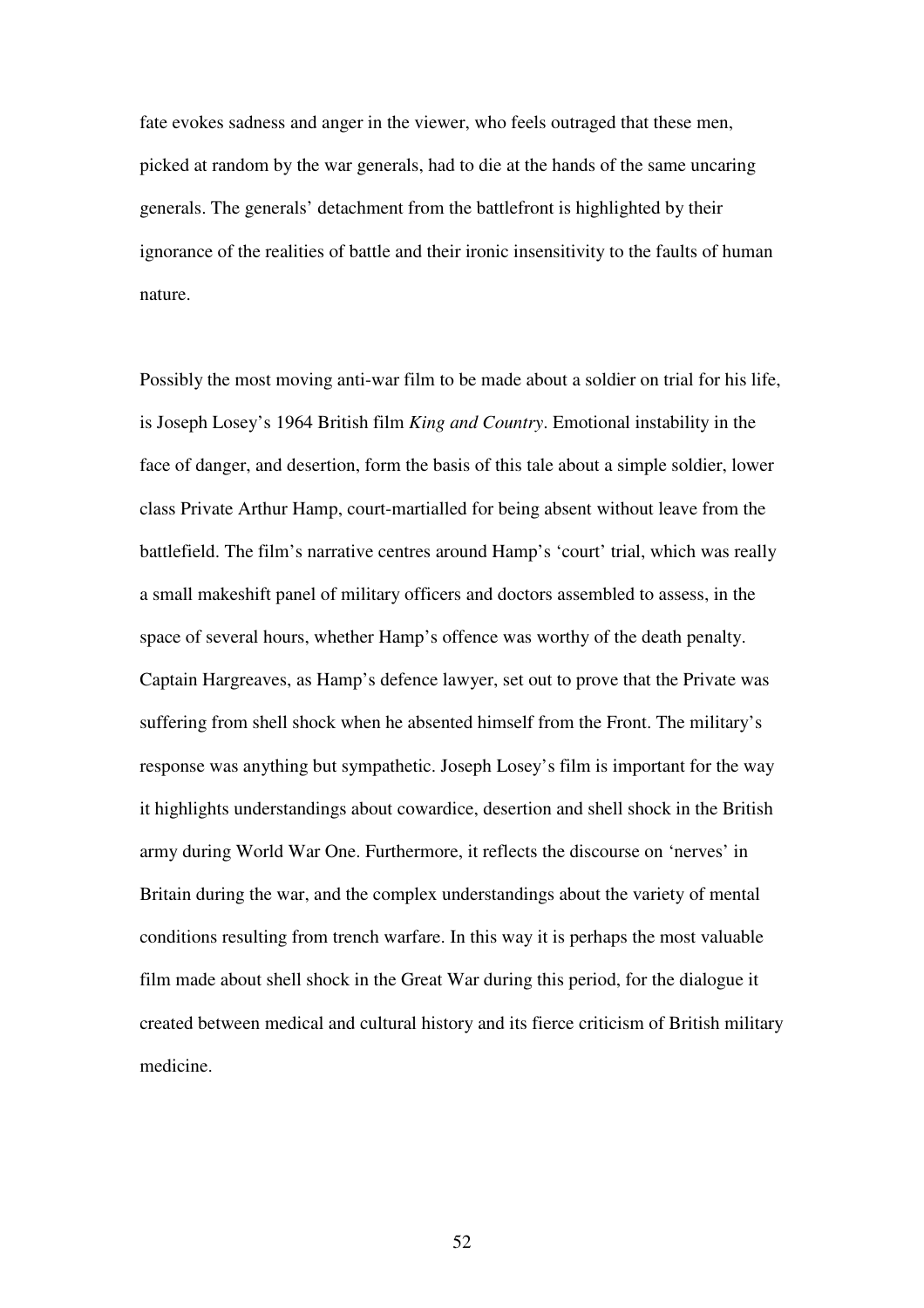fate evokes sadness and anger in the viewer, who feels outraged that these men, picked at random by the war generals, had to die at the hands of the same uncaring generals. The generals' detachment from the battlefront is highlighted by their ignorance of the realities of battle and their ironic insensitivity to the faults of human nature.

Possibly the most moving anti-war film to be made about a soldier on trial for his life, is Joseph Losey's 1964 British film *King and Country*. Emotional instability in the face of danger, and desertion, form the basis of this tale about a simple soldier, lower class Private Arthur Hamp, court-martialled for being absent without leave from the battlefield. The film's narrative centres around Hamp's 'court' trial, which was really a small makeshift panel of military officers and doctors assembled to assess, in the space of several hours, whether Hamp's offence was worthy of the death penalty. Captain Hargreaves, as Hamp's defence lawyer, set out to prove that the Private was suffering from shell shock when he absented himself from the Front. The military's response was anything but sympathetic. Joseph Losey's film is important for the way it highlights understandings about cowardice, desertion and shell shock in the British army during World War One. Furthermore, it reflects the discourse on 'nerves' in Britain during the war, and the complex understandings about the variety of mental conditions resulting from trench warfare. In this way it is perhaps the most valuable film made about shell shock in the Great War during this period, for the dialogue it created between medical and cultural history and its fierce criticism of British military medicine.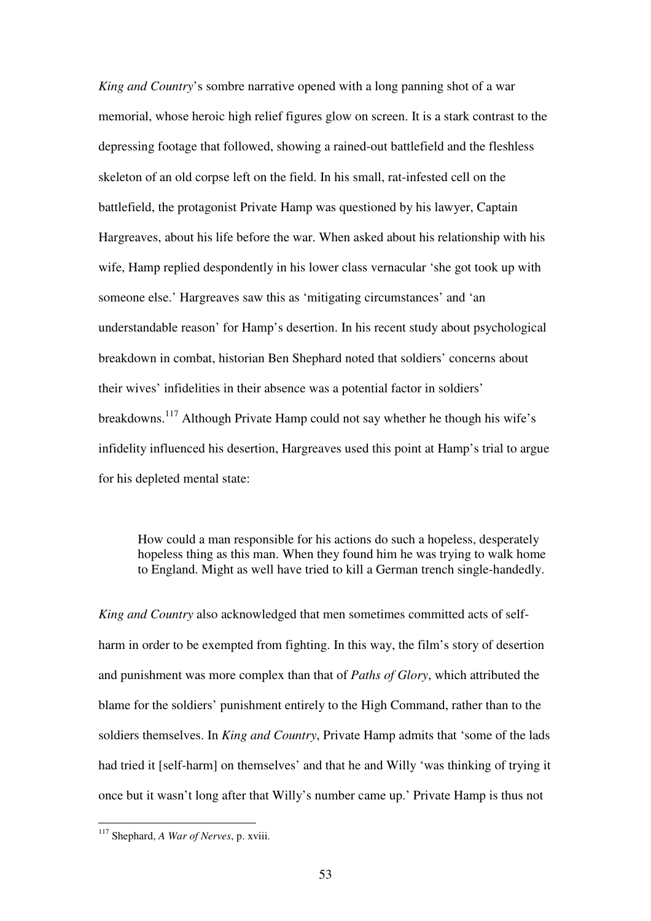*King and Country*'s sombre narrative opened with a long panning shot of a war memorial, whose heroic high relief figures glow on screen. It is a stark contrast to the depressing footage that followed, showing a rained-out battlefield and the fleshless skeleton of an old corpse left on the field. In his small, rat-infested cell on the battlefield, the protagonist Private Hamp was questioned by his lawyer, Captain Hargreaves, about his life before the war. When asked about his relationship with his wife, Hamp replied despondently in his lower class vernacular 'she got took up with someone else.' Hargreaves saw this as 'mitigating circumstances' and 'an understandable reason' for Hamp's desertion. In his recent study about psychological breakdown in combat, historian Ben Shephard noted that soldiers' concerns about their wives' infidelities in their absence was a potential factor in soldiers' breakdowns.[117] Although Private Hamp could not say whether he though his wife's infidelity influenced his desertion, Hargreaves used this point at Hamp's trial to argue for his depleted mental state:

> How could a man responsible for his actions do such a hopeless, desperately hopeless thing as this man. When they found him he was trying to walk home to England. Might as well have tried to kill a German trench single-handedly.

*King and Country* also acknowledged that men sometimes committed acts of self-harm in order to be exempted from fighting. In this way, the film's story of desertion and punishment was more complex than that of *Paths of Glory*, which attributed the blame for the soldiers' punishment entirely to the High Command, rather than to the soldiers themselves. In *King and Country*, Private Hamp admits that 'some of the lads had tried it [self-harm] on themselves' and that he and Willy 'was thinking of trying it once but it wasn't long after that Willy's number came up.' Private Hamp is thus not

---

[117] Shephard, *A War of Nerves*, p. xviii.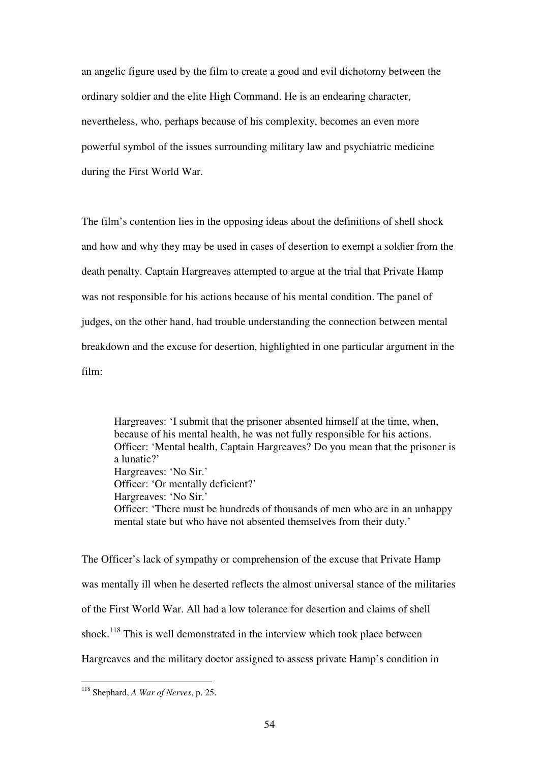an angelic figure used by the film to create a good and evil dichotomy between the ordinary soldier and the elite High Command. He is an endearing character, nevertheless, who, perhaps because of his complexity, becomes an even more powerful symbol of the issues surrounding military law and psychiatric medicine during the First World War.

The film's contention lies in the opposing ideas about the definitions of shell shock and how and why they may be used in cases of desertion to exempt a soldier from the death penalty. Captain Hargreaves attempted to argue at the trial that Private Hamp was not responsible for his actions because of his mental condition. The panel of judges, on the other hand, had trouble understanding the connection between mental breakdown and the excuse for desertion, highlighted in one particular argument in the film:

> Hargreaves: 'I submit that the prisoner absented himself at the time, when, because of his mental health, he was not fully responsible for his actions.
> Officer: 'Mental health, Captain Hargreaves? Do you mean that the prisoner is a lunatic?'
> Hargreaves: 'No Sir.'
> Officer: 'Or mentally deficient?'
> Hargreaves: 'No Sir.'
> Officer: 'There must be hundreds of thousands of men who are in an unhappy mental state but who have not absented themselves from their duty.'

The Officer's lack of sympathy or comprehension of the excuse that Private Hamp was mentally ill when he deserted reflects the almost universal stance of the militaries of the First World War. All had a low tolerance for desertion and claims of shell shock.[118] This is well demonstrated in the interview which took place between Hargreaves and the military doctor assigned to assess private Hamp's condition in

---

[118] Shephard, *A War of Nerves*, p. 25.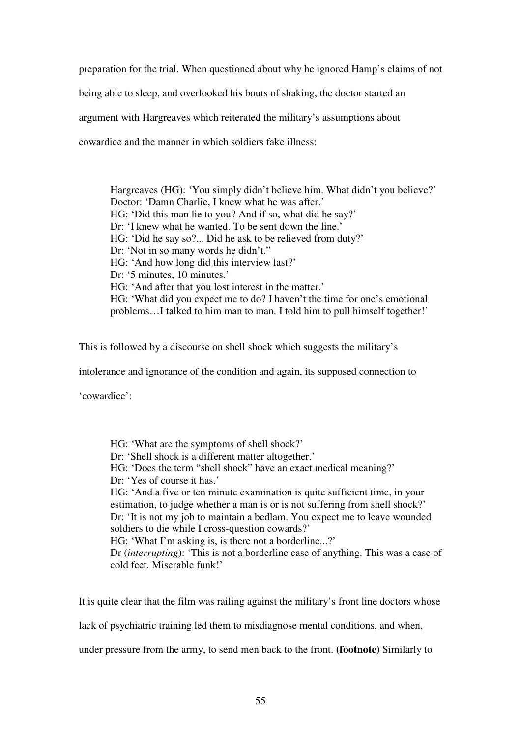preparation for the trial. When questioned about why he ignored Hamp's claims of not being able to sleep, and overlooked his bouts of shaking, the doctor started an argument with Hargreaves which reiterated the military's assumptions about cowardice and the manner in which soldiers fake illness:

> Hargreaves (HG): 'You simply didn't believe him. What didn't you believe?'
> Doctor: 'Damn Charlie, I knew what he was after.'
> HG: 'Did this man lie to you? And if so, what did he say?'
> Dr: 'I knew what he wanted. To be sent down the line.'
> HG: 'Did he say so?... Did he ask to be relieved from duty?'
> Dr: 'Not in so many words he didn't."
> HG: 'And how long did this interview last?'
> Dr: '5 minutes, 10 minutes.'
> HG: 'And after that you lost interest in the matter.'
> HG: 'What did you expect me to do? I haven't the time for one's emotional problems…I talked to him man to man. I told him to pull himself together!'

This is followed by a discourse on shell shock which suggests the military's intolerance and ignorance of the condition and again, its supposed connection to 'cowardice':

> HG: 'What are the symptoms of shell shock?'
> Dr: 'Shell shock is a different matter altogether.'
> HG: 'Does the term "shell shock" have an exact medical meaning?'
> Dr: 'Yes of course it has.'
> HG: 'And a five or ten minute examination is quite sufficient time, in your estimation, to judge whether a man is or is not suffering from shell shock?'
> Dr: 'It is not my job to maintain a bedlam. You expect me to leave wounded soldiers to die while I cross-question cowards?'
> HG: 'What I'm asking is, is there not a borderline...?'
> Dr (*interrupting*): 'This is not a borderline case of anything. This was a case of cold feet. Miserable funk!'

It is quite clear that the film was railing against the military's front line doctors whose lack of psychiatric training led them to misdiagnose mental conditions, and when, under pressure from the army, to send men back to the front. (**footnote**) Similarly to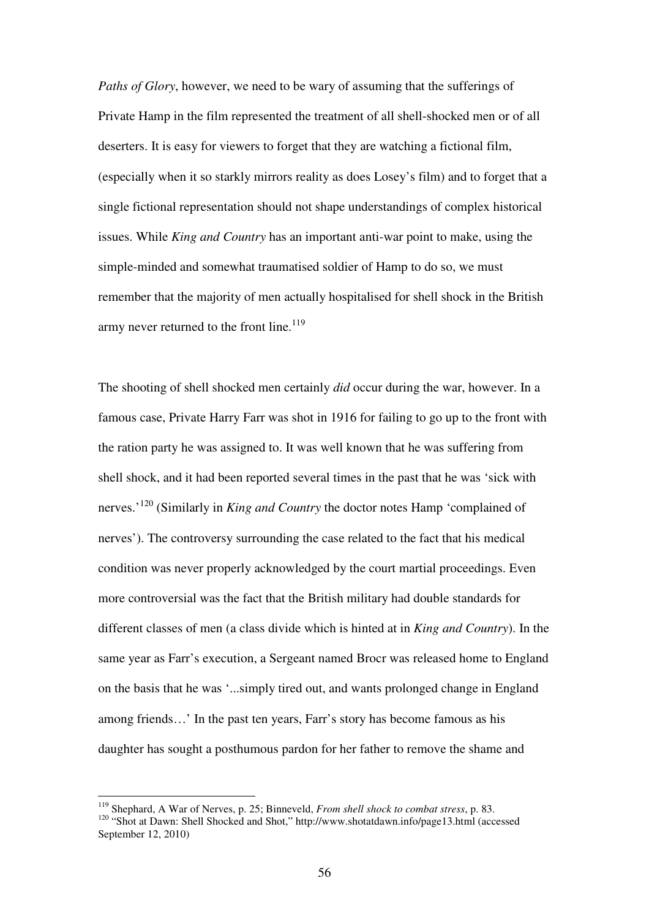*Paths of Glory*, however, we need to be wary of assuming that the sufferings of Private Hamp in the film represented the treatment of all shell-shocked men or of all deserters. It is easy for viewers to forget that they are watching a fictional film, (especially when it so starkly mirrors reality as does Losey's film) and to forget that a single fictional representation should not shape understandings of complex historical issues. While *King and Country* has an important anti-war point to make, using the simple-minded and somewhat traumatised soldier of Hamp to do so, we must remember that the majority of men actually hospitalised for shell shock in the British army never returned to the front line.[119]

The shooting of shell shocked men certainly *did* occur during the war, however. In a famous case, Private Harry Farr was shot in 1916 for failing to go up to the front with the ration party he was assigned to. It was well known that he was suffering from shell shock, and it had been reported several times in the past that he was 'sick with nerves.'[120] (Similarly in *King and Country* the doctor notes Hamp 'complained of nerves'). The controversy surrounding the case related to the fact that his medical condition was never properly acknowledged by the court martial proceedings. Even more controversial was the fact that the British military had double standards for different classes of men (a class divide which is hinted at in *King and Country*). In the same year as Farr's execution, a Sergeant named Brocr was released home to England on the basis that he was '...simply tired out, and wants prolonged change in England among friends…' In the past ten years, Farr's story has become famous as his daughter has sought a posthumous pardon for her father to remove the shame and

---

[119] Shephard, A War of Nerves, p. 25; Binneveld, *From shell shock to combat stress*, p. 83.

[120] "Shot at Dawn: Shell Shocked and Shot," http://www.shotatdawn.info/page13.html (accessed September 12, 2010)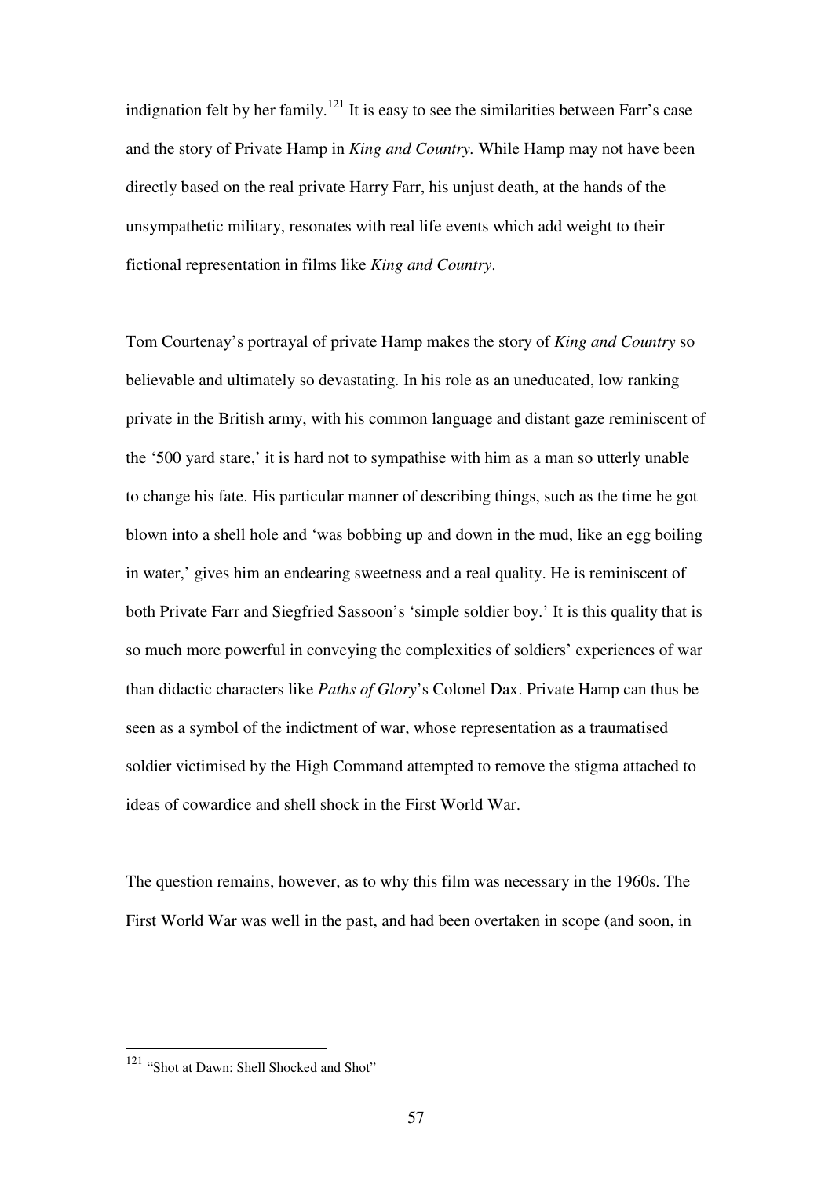indignation felt by her family.[121] It is easy to see the similarities between Farr's case and the story of Private Hamp in *King and Country.* While Hamp may not have been directly based on the real private Harry Farr, his unjust death, at the hands of the unsympathetic military, resonates with real life events which add weight to their fictional representation in films like *King and Country*.

Tom Courtenay's portrayal of private Hamp makes the story of *King and Country* so believable and ultimately so devastating. In his role as an uneducated, low ranking private in the British army, with his common language and distant gaze reminiscent of the '500 yard stare,' it is hard not to sympathise with him as a man so utterly unable to change his fate. His particular manner of describing things, such as the time he got blown into a shell hole and 'was bobbing up and down in the mud, like an egg boiling in water,' gives him an endearing sweetness and a real quality. He is reminiscent of both Private Farr and Siegfried Sassoon's 'simple soldier boy.' It is this quality that is so much more powerful in conveying the complexities of soldiers' experiences of war than didactic characters like *Paths of Glory*'s Colonel Dax. Private Hamp can thus be seen as a symbol of the indictment of war, whose representation as a traumatised soldier victimised by the High Command attempted to remove the stigma attached to ideas of cowardice and shell shock in the First World War.

The question remains, however, as to why this film was necessary in the 1960s. The First World War was well in the past, and had been overtaken in scope (and soon, in

[121] "Shot at Dawn: Shell Shocked and Shot"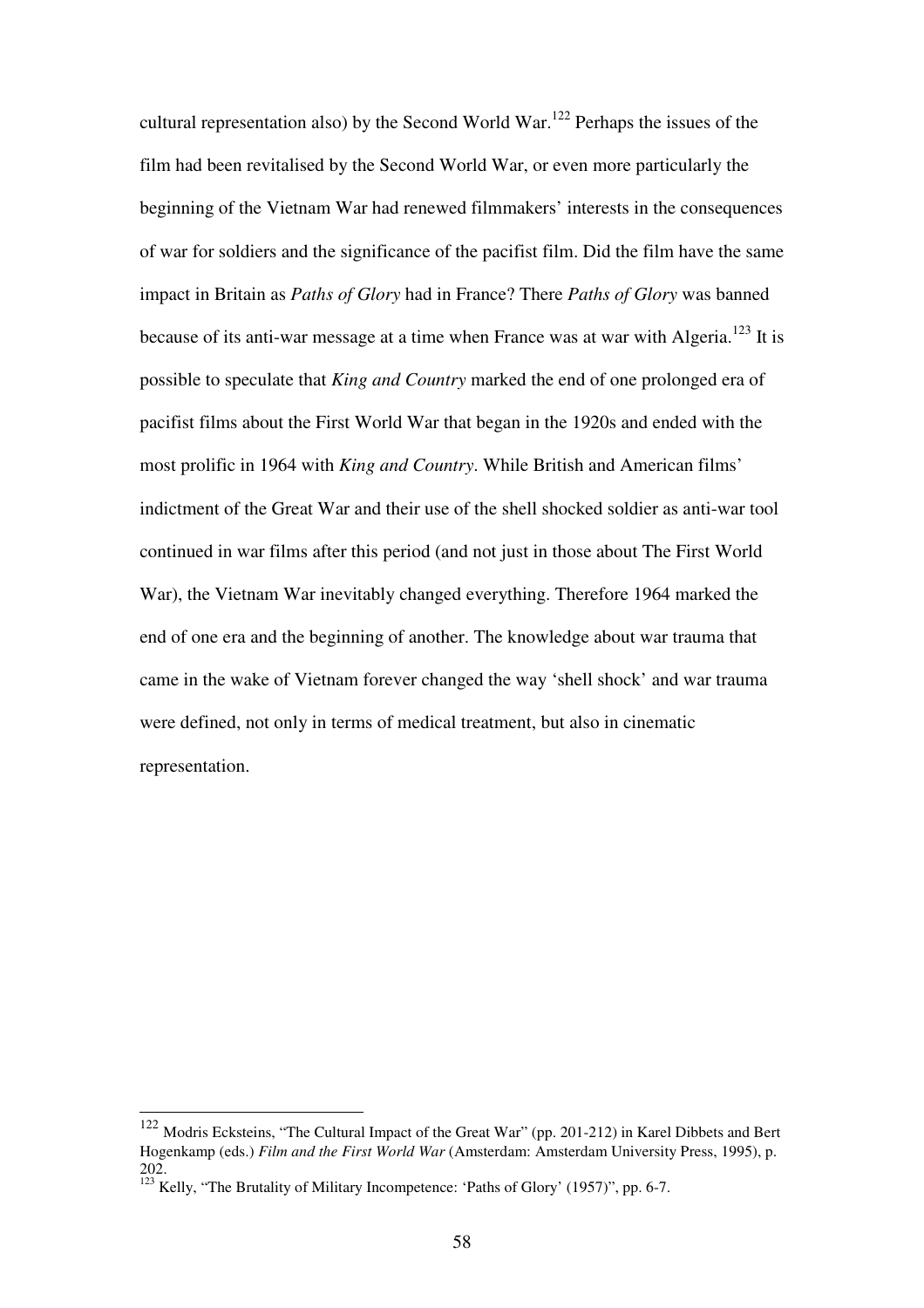cultural representation also) by the Second World War.[122] Perhaps the issues of the film had been revitalised by the Second World War, or even more particularly the beginning of the Vietnam War had renewed filmmakers' interests in the consequences of war for soldiers and the significance of the pacifist film. Did the film have the same impact in Britain as *Paths of Glory* had in France? There *Paths of Glory* was banned because of its anti-war message at a time when France was at war with Algeria.[123] It is possible to speculate that *King and Country* marked the end of one prolonged era of pacifist films about the First World War that began in the 1920s and ended with the most prolific in 1964 with *King and Country*. While British and American films' indictment of the Great War and their use of the shell shocked soldier as anti-war tool continued in war films after this period (and not just in those about The First World War), the Vietnam War inevitably changed everything. Therefore 1964 marked the end of one era and the beginning of another. The knowledge about war trauma that came in the wake of Vietnam forever changed the way 'shell shock' and war trauma were defined, not only in terms of medical treatment, but also in cinematic representation.

---

[122] Modris Ecksteins, "The Cultural Impact of the Great War" (pp. 201-212) in Karel Dibbets and Bert Hogenkamp (eds.) *Film and the First World War* (Amsterdam: Amsterdam University Press, 1995), p. 202.

[123] Kelly, "The Brutality of Military Incompetence: 'Paths of Glory' (1957)", pp. 6-7.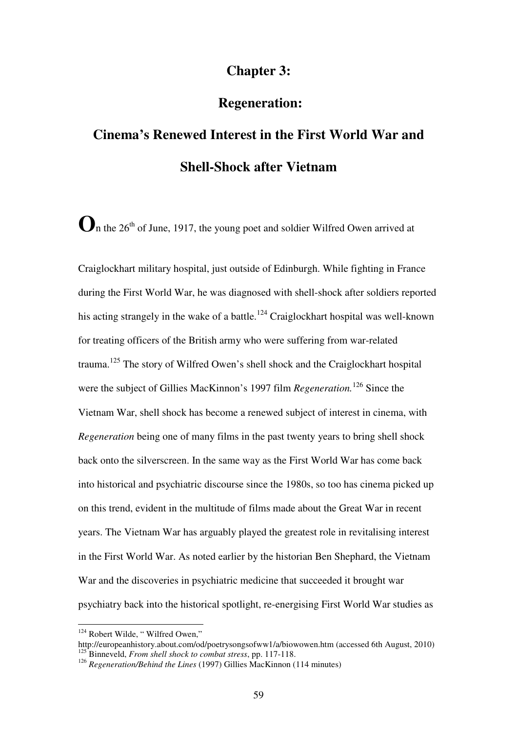# Chapter 3:

# Regeneration:

# Cinema's Renewed Interest in the First World War and Shell-Shock after Vietnam

On the 26th of June, 1917, the young poet and soldier Wilfred Owen arrived at Craiglockhart military hospital, just outside of Edinburgh. While fighting in France during the First World War, he was diagnosed with shell-shock after soldiers reported his acting strangely in the wake of a battle.[124] Craiglockhart hospital was well-known for treating officers of the British army who were suffering from war-related trauma.[125] The story of Wilfred Owen's shell shock and the Craiglockhart hospital were the subject of Gillies MacKinnon's 1997 film *Regeneration.*[126] Since the Vietnam War, shell shock has become a renewed subject of interest in cinema, with *Regeneration* being one of many films in the past twenty years to bring shell shock back onto the silverscreen. In the same way as the First World War has come back into historical and psychiatric discourse since the 1980s, so too has cinema picked up on this trend, evident in the multitude of films made about the Great War in recent years. The Vietnam War has arguably played the greatest role in revitalising interest in the First World War. As noted earlier by the historian Ben Shephard, the Vietnam War and the discoveries in psychiatric medicine that succeeded it brought war psychiatry back into the historical spotlight, re-energising First World War studies as

---

[124] Robert Wilde, " Wilfred Owen," http://europeanhistory.about.com/od/poetrysongsofww1/a/biowowen.htm (accessed 6th August, 2010)

[125] Binneveld, *From shell shock to combat stress*, pp. 117-118.

[126] *Regeneration/Behind the Lines* (1997) Gillies MacKinnon (114 minutes)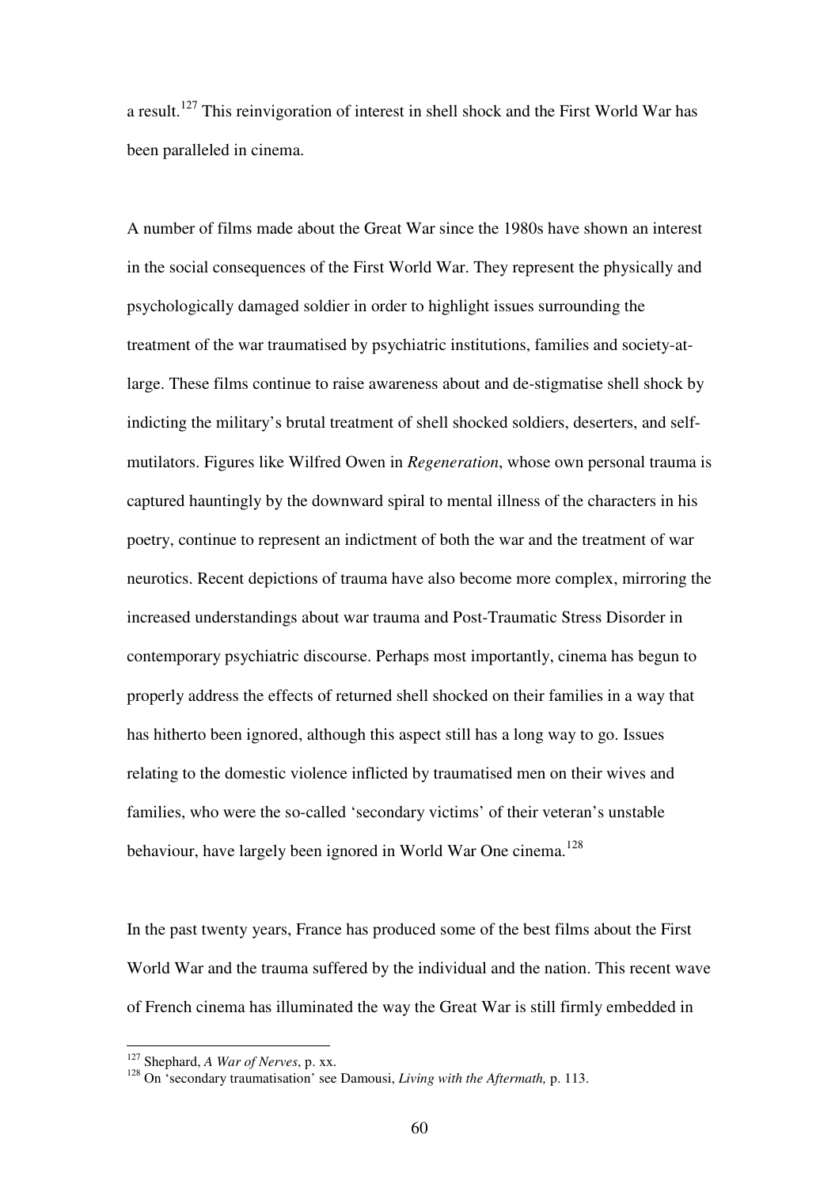a result.[127] This reinvigoration of interest in shell shock and the First World War has been paralleled in cinema.

A number of films made about the Great War since the 1980s have shown an interest in the social consequences of the First World War. They represent the physically and psychologically damaged soldier in order to highlight issues surrounding the treatment of the war traumatised by psychiatric institutions, families and society-at-large. These films continue to raise awareness about and de-stigmatise shell shock by indicting the military's brutal treatment of shell shocked soldiers, deserters, and self-mutilators. Figures like Wilfred Owen in *Regeneration*, whose own personal trauma is captured hauntingly by the downward spiral to mental illness of the characters in his poetry, continue to represent an indictment of both the war and the treatment of war neurotics. Recent depictions of trauma have also become more complex, mirroring the increased understandings about war trauma and Post-Traumatic Stress Disorder in contemporary psychiatric discourse. Perhaps most importantly, cinema has begun to properly address the effects of returned shell shocked on their families in a way that has hitherto been ignored, although this aspect still has a long way to go. Issues relating to the domestic violence inflicted by traumatised men on their wives and families, who were the so-called 'secondary victims' of their veteran's unstable behaviour, have largely been ignored in World War One cinema.[128]

In the past twenty years, France has produced some of the best films about the First World War and the trauma suffered by the individual and the nation. This recent wave of French cinema has illuminated the way the Great War is still firmly embedded in

---

[127] Shephard, *A War of Nerves*, p. xx.

[128] On 'secondary traumatisation' see Damousi, *Living with the Aftermath,* p. 113.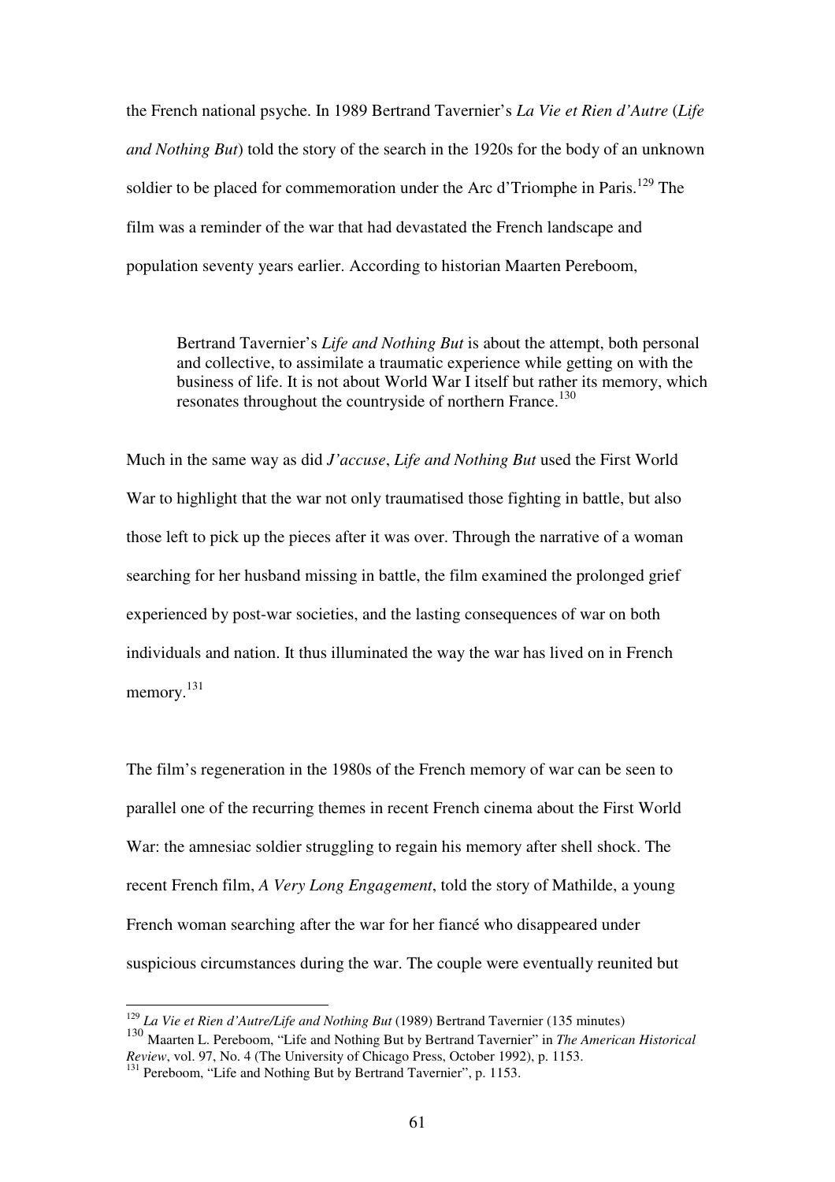the French national psyche. In 1989 Bertrand Tavernier's *La Vie et Rien d'Autre* (*Life and Nothing But*) told the story of the search in the 1920s for the body of an unknown soldier to be placed for commemoration under the Arc d'Triomphe in Paris.[129] The film was a reminder of the war that had devastated the French landscape and population seventy years earlier. According to historian Maarten Pereboom,

> Bertrand Tavernier's *Life and Nothing But* is about the attempt, both personal and collective, to assimilate a traumatic experience while getting on with the business of life. It is not about World War I itself but rather its memory, which resonates throughout the countryside of northern France.[130]

Much in the same way as did *J'accuse*, *Life and Nothing But* used the First World War to highlight that the war not only traumatised those fighting in battle, but also those left to pick up the pieces after it was over. Through the narrative of a woman searching for her husband missing in battle, the film examined the prolonged grief experienced by post-war societies, and the lasting consequences of war on both individuals and nation. It thus illuminated the way the war has lived on in French memory.[131]

The film's regeneration in the 1980s of the French memory of war can be seen to parallel one of the recurring themes in recent French cinema about the First World War: the amnesiac soldier struggling to regain his memory after shell shock. The recent French film, *A Very Long Engagement*, told the story of Mathilde, a young French woman searching after the war for her fiancé who disappeared under suspicious circumstances during the war. The couple were eventually reunited but

---

[129] *La Vie et Rien d'Autre/Life and Nothing But* (1989) Bertrand Tavernier (135 minutes)

[130] Maarten L. Pereboom, "Life and Nothing But by Bertrand Tavernier" in *The American Historical Review*, vol. 97, No. 4 (The University of Chicago Press, October 1992), p. 1153.

[131] Pereboom, "Life and Nothing But by Bertrand Tavernier", p. 1153.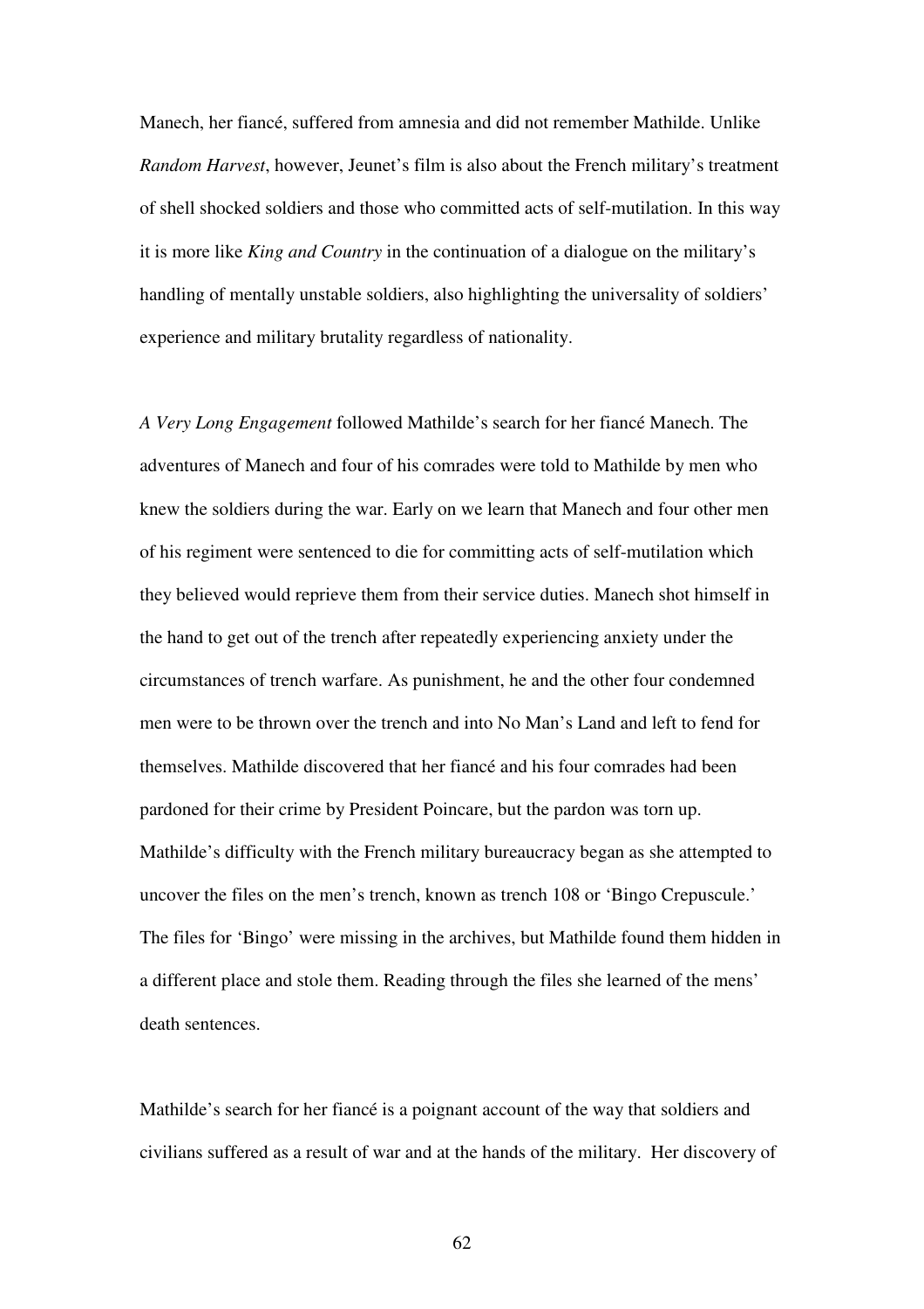Manech, her fiancé, suffered from amnesia and did not remember Mathilde. Unlike *Random Harvest*, however, Jeunet's film is also about the French military's treatment of shell shocked soldiers and those who committed acts of self-mutilation. In this way it is more like *King and Country* in the continuation of a dialogue on the military's handling of mentally unstable soldiers, also highlighting the universality of soldiers' experience and military brutality regardless of nationality.

*A Very Long Engagement* followed Mathilde's search for her fiancé Manech. The adventures of Manech and four of his comrades were told to Mathilde by men who knew the soldiers during the war. Early on we learn that Manech and four other men of his regiment were sentenced to die for committing acts of self-mutilation which they believed would reprieve them from their service duties. Manech shot himself in the hand to get out of the trench after repeatedly experiencing anxiety under the circumstances of trench warfare. As punishment, he and the other four condemned men were to be thrown over the trench and into No Man's Land and left to fend for themselves. Mathilde discovered that her fiancé and his four comrades had been pardoned for their crime by President Poincare, but the pardon was torn up. Mathilde's difficulty with the French military bureaucracy began as she attempted to uncover the files on the men's trench, known as trench 108 or 'Bingo Crepuscule.' The files for 'Bingo' were missing in the archives, but Mathilde found them hidden in a different place and stole them. Reading through the files she learned of the mens' death sentences.

Mathilde's search for her fiancé is a poignant account of the way that soldiers and civilians suffered as a result of war and at the hands of the military. Her discovery of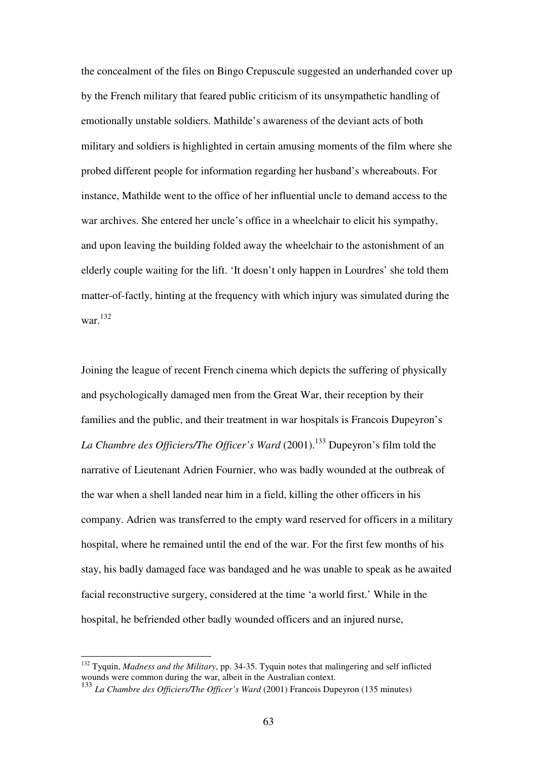the concealment of the files on Bingo Crepuscule suggested an underhanded cover up by the French military that feared public criticism of its unsympathetic handling of emotionally unstable soldiers. Mathilde's awareness of the deviant acts of both military and soldiers is highlighted in certain amusing moments of the film where she probed different people for information regarding her husband's whereabouts. For instance, Mathilde went to the office of her influential uncle to demand access to the war archives. She entered her uncle's office in a wheelchair to elicit his sympathy, and upon leaving the building folded away the wheelchair to the astonishment of an elderly couple waiting for the lift. 'It doesn't only happen in Lourdres' she told them matter-of-factly, hinting at the frequency with which injury was simulated during the war.[132]

Joining the league of recent French cinema which depicts the suffering of physically and psychologically damaged men from the Great War, their reception by their families and the public, and their treatment in war hospitals is Francois Dupeyron's *La Chambre des Officiers/The Officer's Ward* (2001).[133] Dupeyron's film told the narrative of Lieutenant Adrien Fournier, who was badly wounded at the outbreak of the war when a shell landed near him in a field, killing the other officers in his company. Adrien was transferred to the empty ward reserved for officers in a military hospital, where he remained until the end of the war. For the first few months of his stay, his badly damaged face was bandaged and he was unable to speak as he awaited facial reconstructive surgery, considered at the time 'a world first.' While in the hospital, he befriended other badly wounded officers and an injured nurse,

---

[132] Tyquin, *Madness and the Military*, pp. 34-35. Tyquin notes that malingering and self inflicted wounds were common during the war, albeit in the Australian context.

[133] *La Chambre des Officiers/The Officer's Ward* (2001) Francois Dupeyron (135 minutes)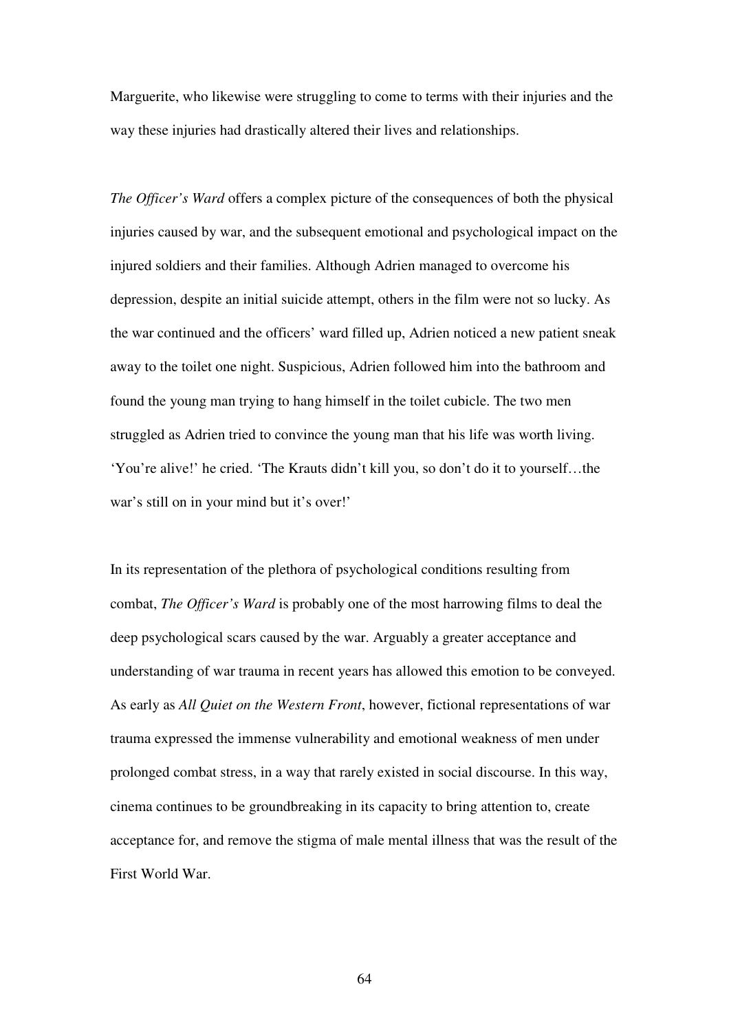Marguerite, who likewise were struggling to come to terms with their injuries and the way these injuries had drastically altered their lives and relationships.

*The Officer's Ward* offers a complex picture of the consequences of both the physical injuries caused by war, and the subsequent emotional and psychological impact on the injured soldiers and their families. Although Adrien managed to overcome his depression, despite an initial suicide attempt, others in the film were not so lucky. As the war continued and the officers' ward filled up, Adrien noticed a new patient sneak away to the toilet one night. Suspicious, Adrien followed him into the bathroom and found the young man trying to hang himself in the toilet cubicle. The two men struggled as Adrien tried to convince the young man that his life was worth living. 'You're alive!' he cried. 'The Krauts didn't kill you, so don't do it to yourself…the war's still on in your mind but it's over!'

In its representation of the plethora of psychological conditions resulting from combat, *The Officer's Ward* is probably one of the most harrowing films to deal the deep psychological scars caused by the war. Arguably a greater acceptance and understanding of war trauma in recent years has allowed this emotion to be conveyed. As early as *All Quiet on the Western Front*, however, fictional representations of war trauma expressed the immense vulnerability and emotional weakness of men under prolonged combat stress, in a way that rarely existed in social discourse. In this way, cinema continues to be groundbreaking in its capacity to bring attention to, create acceptance for, and remove the stigma of male mental illness that was the result of the First World War.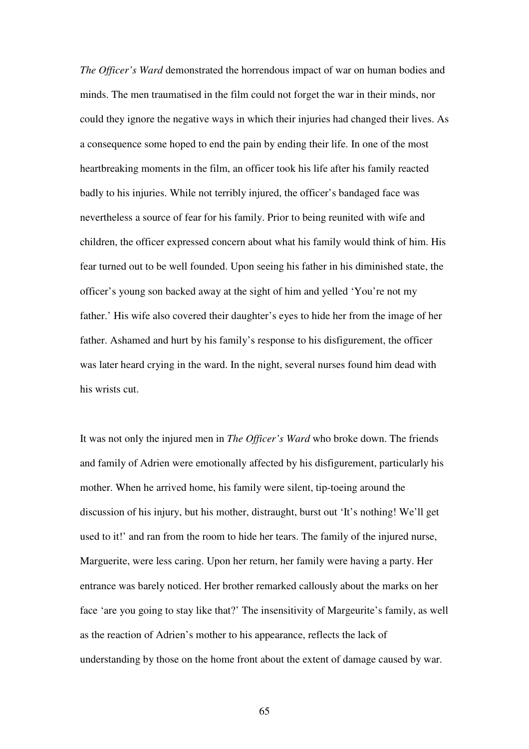*The Officer's Ward* demonstrated the horrendous impact of war on human bodies and minds. The men traumatised in the film could not forget the war in their minds, nor could they ignore the negative ways in which their injuries had changed their lives. As a consequence some hoped to end the pain by ending their life. In one of the most heartbreaking moments in the film, an officer took his life after his family reacted badly to his injuries. While not terribly injured, the officer's bandaged face was nevertheless a source of fear for his family. Prior to being reunited with wife and children, the officer expressed concern about what his family would think of him. His fear turned out to be well founded. Upon seeing his father in his diminished state, the officer's young son backed away at the sight of him and yelled 'You're not my father.' His wife also covered their daughter's eyes to hide her from the image of her father. Ashamed and hurt by his family's response to his disfigurement, the officer was later heard crying in the ward. In the night, several nurses found him dead with his wrists cut.

It was not only the injured men in *The Officer's Ward* who broke down. The friends and family of Adrien were emotionally affected by his disfigurement, particularly his mother. When he arrived home, his family were silent, tip-toeing around the discussion of his injury, but his mother, distraught, burst out 'It's nothing! We'll get used to it!' and ran from the room to hide her tears. The family of the injured nurse, Marguerite, were less caring. Upon her return, her family were having a party. Her entrance was barely noticed. Her brother remarked callously about the marks on her face 'are you going to stay like that?' The insensitivity of Margeurite's family, as well as the reaction of Adrien's mother to his appearance, reflects the lack of understanding by those on the home front about the extent of damage caused by war.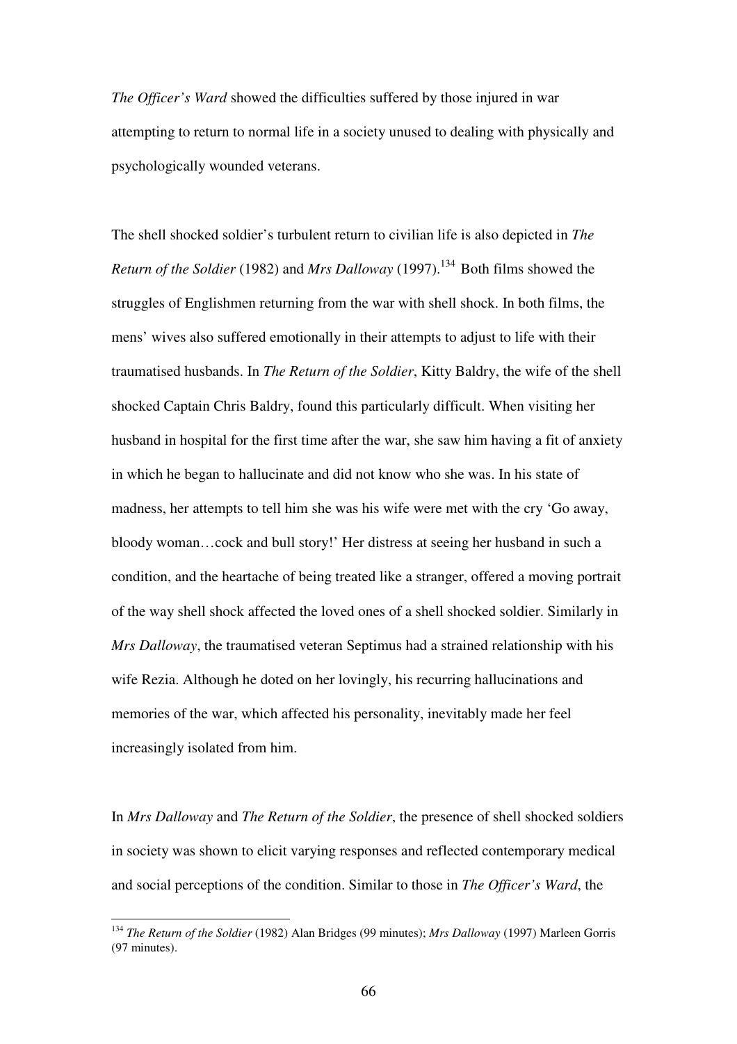*The Officer's Ward* showed the difficulties suffered by those injured in war attempting to return to normal life in a society unused to dealing with physically and psychologically wounded veterans.

The shell shocked soldier's turbulent return to civilian life is also depicted in *The Return of the Soldier* (1982) and *Mrs Dalloway* (1997).[134] Both films showed the struggles of Englishmen returning from the war with shell shock. In both films, the mens' wives also suffered emotionally in their attempts to adjust to life with their traumatised husbands. In *The Return of the Soldier*, Kitty Baldry, the wife of the shell shocked Captain Chris Baldry, found this particularly difficult. When visiting her husband in hospital for the first time after the war, she saw him having a fit of anxiety in which he began to hallucinate and did not know who she was. In his state of madness, her attempts to tell him she was his wife were met with the cry 'Go away, bloody woman…cock and bull story!' Her distress at seeing her husband in such a condition, and the heartache of being treated like a stranger, offered a moving portrait of the way shell shock affected the loved ones of a shell shocked soldier. Similarly in *Mrs Dalloway*, the traumatised veteran Septimus had a strained relationship with his wife Rezia. Although he doted on her lovingly, his recurring hallucinations and memories of the war, which affected his personality, inevitably made her feel increasingly isolated from him.

In *Mrs Dalloway* and *The Return of the Soldier*, the presence of shell shocked soldiers in society was shown to elicit varying responses and reflected contemporary medical and social perceptions of the condition. Similar to those in *The Officer's Ward*, the

[134] *The Return of the Soldier* (1982) Alan Bridges (99 minutes); *Mrs Dalloway* (1997) Marleen Gorris (97 minutes).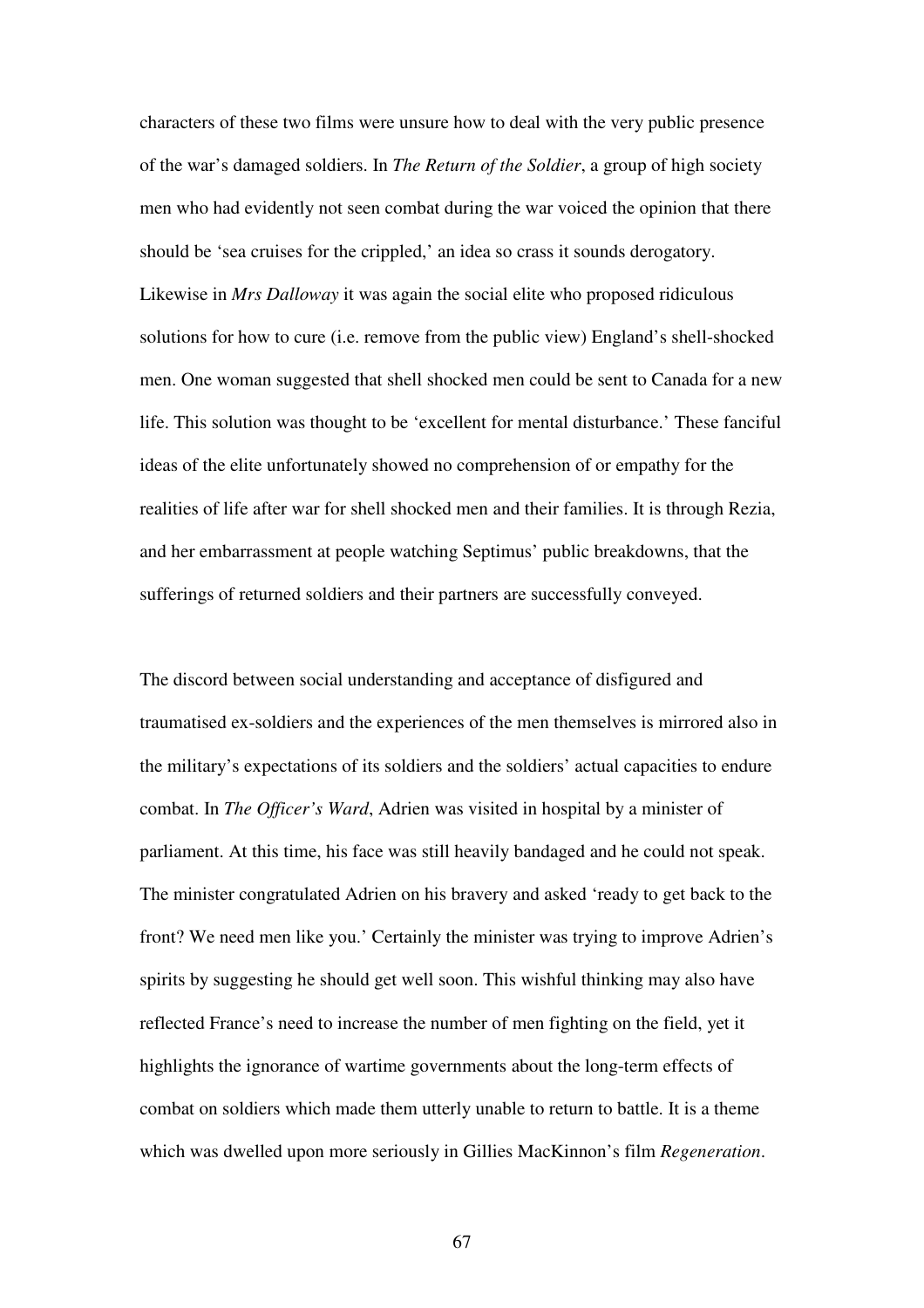characters of these two films were unsure how to deal with the very public presence of the war's damaged soldiers. In *The Return of the Soldier*, a group of high society men who had evidently not seen combat during the war voiced the opinion that there should be 'sea cruises for the crippled,' an idea so crass it sounds derogatory. Likewise in *Mrs Dalloway* it was again the social elite who proposed ridiculous solutions for how to cure (i.e. remove from the public view) England's shell-shocked men. One woman suggested that shell shocked men could be sent to Canada for a new life. This solution was thought to be 'excellent for mental disturbance.' These fanciful ideas of the elite unfortunately showed no comprehension of or empathy for the realities of life after war for shell shocked men and their families. It is through Rezia, and her embarrassment at people watching Septimus' public breakdowns, that the sufferings of returned soldiers and their partners are successfully conveyed.

The discord between social understanding and acceptance of disfigured and traumatised ex-soldiers and the experiences of the men themselves is mirrored also in the military's expectations of its soldiers and the soldiers' actual capacities to endure combat. In *The Officer's Ward*, Adrien was visited in hospital by a minister of parliament. At this time, his face was still heavily bandaged and he could not speak. The minister congratulated Adrien on his bravery and asked 'ready to get back to the front? We need men like you.' Certainly the minister was trying to improve Adrien's spirits by suggesting he should get well soon. This wishful thinking may also have reflected France's need to increase the number of men fighting on the field, yet it highlights the ignorance of wartime governments about the long-term effects of combat on soldiers which made them utterly unable to return to battle. It is a theme which was dwelled upon more seriously in Gillies MacKinnon's film *Regeneration*.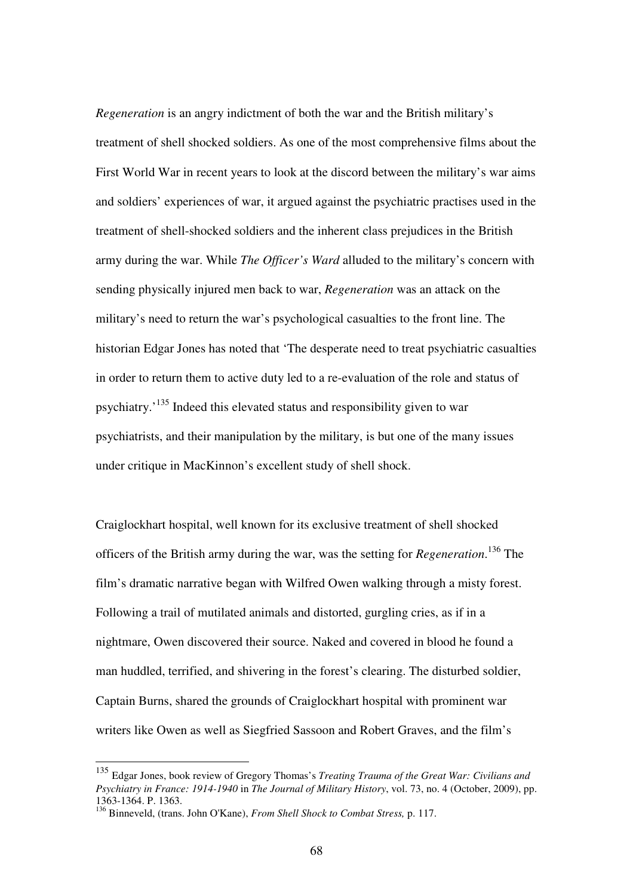*Regeneration* is an angry indictment of both the war and the British military's treatment of shell shocked soldiers. As one of the most comprehensive films about the First World War in recent years to look at the discord between the military's war aims and soldiers' experiences of war, it argued against the psychiatric practises used in the treatment of shell-shocked soldiers and the inherent class prejudices in the British army during the war. While *The Officer's Ward* alluded to the military's concern with sending physically injured men back to war, *Regeneration* was an attack on the military's need to return the war's psychological casualties to the front line. The historian Edgar Jones has noted that 'The desperate need to treat psychiatric casualties in order to return them to active duty led to a re-evaluation of the role and status of psychiatry.'[135] Indeed this elevated status and responsibility given to war psychiatrists, and their manipulation by the military, is but one of the many issues under critique in MacKinnon's excellent study of shell shock.

Craiglockhart hospital, well known for its exclusive treatment of shell shocked officers of the British army during the war, was the setting for *Regeneration*.[136] The film's dramatic narrative began with Wilfred Owen walking through a misty forest. Following a trail of mutilated animals and distorted, gurgling cries, as if in a nightmare, Owen discovered their source. Naked and covered in blood he found a man huddled, terrified, and shivering in the forest's clearing. The disturbed soldier, Captain Burns, shared the grounds of Craiglockhart hospital with prominent war writers like Owen as well as Siegfried Sassoon and Robert Graves, and the film's

---

[135] Edgar Jones, book review of Gregory Thomas's *Treating Trauma of the Great War: Civilians and Psychiatry in France: 1914-1940* in *The Journal of Military History*, vol. 73, no. 4 (October, 2009), pp. 1363-1364. P. 1363.

[136] Binneveld, (trans. John O'Kane), *From Shell Shock to Combat Stress,* p. 117.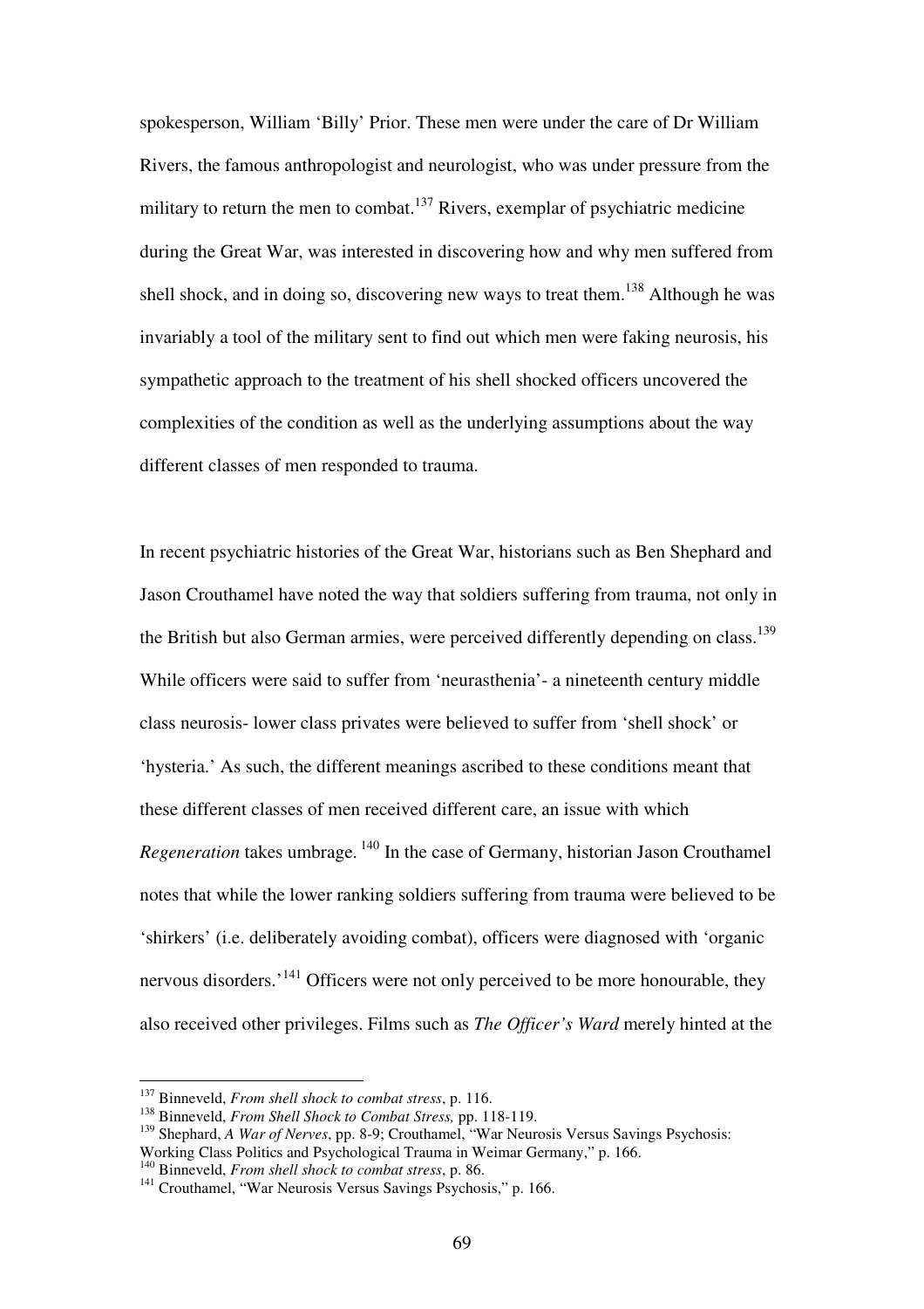spokesperson, William 'Billy' Prior. These men were under the care of Dr William Rivers, the famous anthropologist and neurologist, who was under pressure from the military to return the men to combat.[137] Rivers, exemplar of psychiatric medicine during the Great War, was interested in discovering how and why men suffered from shell shock, and in doing so, discovering new ways to treat them.[138] Although he was invariably a tool of the military sent to find out which men were faking neurosis, his sympathetic approach to the treatment of his shell shocked officers uncovered the complexities of the condition as well as the underlying assumptions about the way different classes of men responded to trauma.

In recent psychiatric histories of the Great War, historians such as Ben Shephard and Jason Crouthamel have noted the way that soldiers suffering from trauma, not only in the British but also German armies, were perceived differently depending on class.[139] While officers were said to suffer from 'neurasthenia'- a nineteenth century middle class neurosis- lower class privates were believed to suffer from 'shell shock' or 'hysteria.' As such, the different meanings ascribed to these conditions meant that these different classes of men received different care, an issue with which *Regeneration* takes umbrage. [140] In the case of Germany, historian Jason Crouthamel notes that while the lower ranking soldiers suffering from trauma were believed to be 'shirkers' (i.e. deliberately avoiding combat), officers were diagnosed with 'organic nervous disorders.'[141] Officers were not only perceived to be more honourable, they also received other privileges. Films such as *The Officer's Ward* merely hinted at the

---

[137] Binneveld, *From shell shock to combat stress*, p. 116.

[138] Binneveld, *From Shell Shock to Combat Stress,* pp. 118-119.

[139] Shephard, *A War of Nerves*, pp. 8-9; Crouthamel, "War Neurosis Versus Savings Psychosis: Working Class Politics and Psychological Trauma in Weimar Germany," p. 166.

[140] Binneveld, *From shell shock to combat stress*, p. 86.

[141] Crouthamel, "War Neurosis Versus Savings Psychosis," p. 166.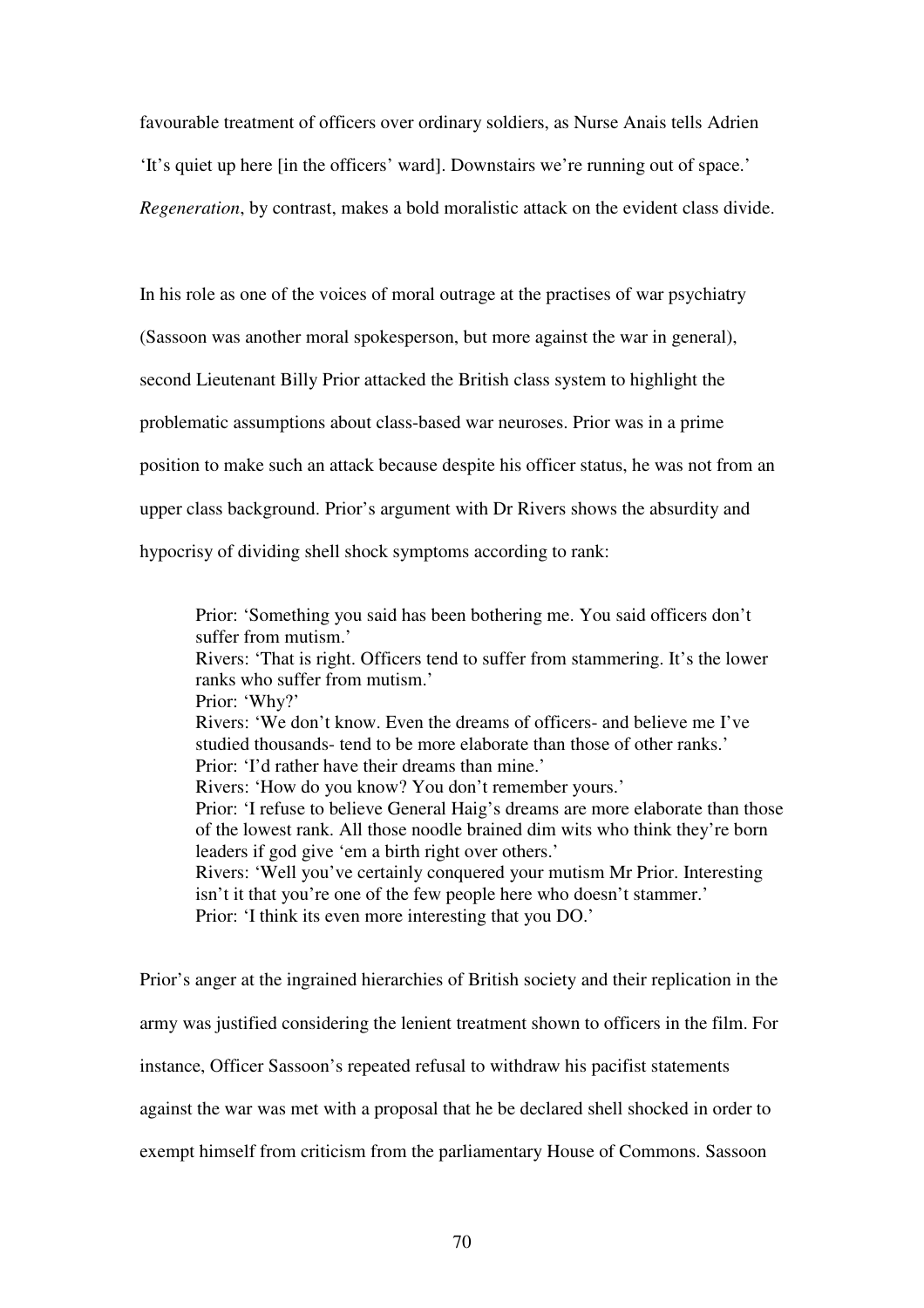favourable treatment of officers over ordinary soldiers, as Nurse Anais tells Adrien 'It's quiet up here [in the officers' ward]. Downstairs we're running out of space.' *Regeneration*, by contrast, makes a bold moralistic attack on the evident class divide.

In his role as one of the voices of moral outrage at the practises of war psychiatry (Sassoon was another moral spokesperson, but more against the war in general), second Lieutenant Billy Prior attacked the British class system to highlight the problematic assumptions about class-based war neuroses. Prior was in a prime position to make such an attack because despite his officer status, he was not from an upper class background. Prior's argument with Dr Rivers shows the absurdity and hypocrisy of dividing shell shock symptoms according to rank:

> Prior: 'Something you said has been bothering me. You said officers don't suffer from mutism.'
> Rivers: 'That is right. Officers tend to suffer from stammering. It's the lower ranks who suffer from mutism.'
> Prior: 'Why?'
> Rivers: 'We don't know. Even the dreams of officers- and believe me I've studied thousands- tend to be more elaborate than those of other ranks.'
> Prior: 'I'd rather have their dreams than mine.'
> Rivers: 'How do you know? You don't remember yours.'
> Prior: 'I refuse to believe General Haig's dreams are more elaborate than those of the lowest rank. All those noodle brained dim wits who think they're born leaders if god give 'em a birth right over others.'
> Rivers: 'Well you've certainly conquered your mutism Mr Prior. Interesting isn't it that you're one of the few people here who doesn't stammer.'
> Prior: 'I think its even more interesting that you DO.'

Prior's anger at the ingrained hierarchies of British society and their replication in the army was justified considering the lenient treatment shown to officers in the film. For instance, Officer Sassoon's repeated refusal to withdraw his pacifist statements against the war was met with a proposal that he be declared shell shocked in order to exempt himself from criticism from the parliamentary House of Commons. Sassoon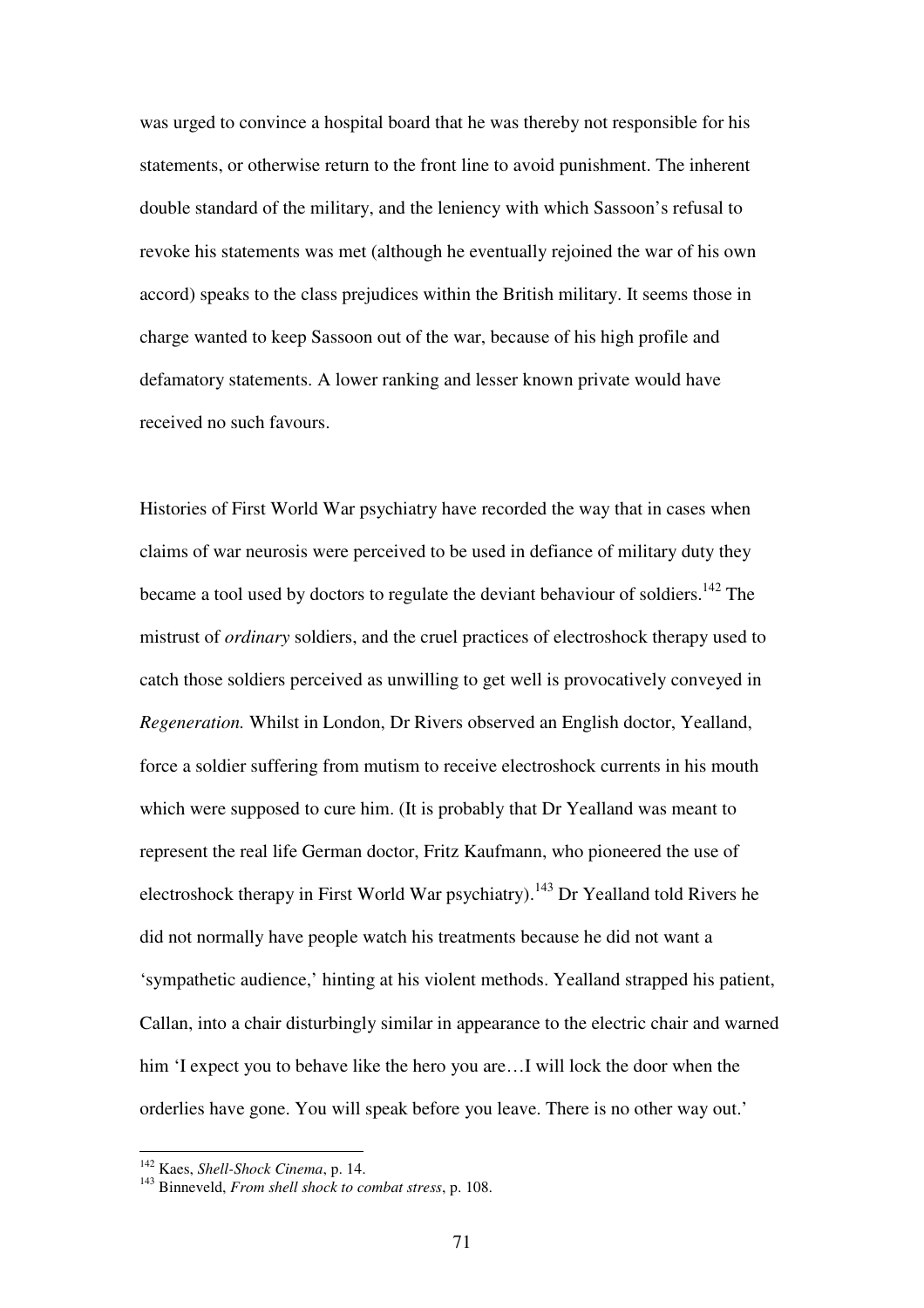was urged to convince a hospital board that he was thereby not responsible for his statements, or otherwise return to the front line to avoid punishment. The inherent double standard of the military, and the leniency with which Sassoon's refusal to revoke his statements was met (although he eventually rejoined the war of his own accord) speaks to the class prejudices within the British military. It seems those in charge wanted to keep Sassoon out of the war, because of his high profile and defamatory statements. A lower ranking and lesser known private would have received no such favours.

Histories of First World War psychiatry have recorded the way that in cases when claims of war neurosis were perceived to be used in defiance of military duty they became a tool used by doctors to regulate the deviant behaviour of soldiers.[142] The mistrust of *ordinary* soldiers, and the cruel practices of electroshock therapy used to catch those soldiers perceived as unwilling to get well is provocatively conveyed in *Regeneration.* Whilst in London, Dr Rivers observed an English doctor, Yealland, force a soldier suffering from mutism to receive electroshock currents in his mouth which were supposed to cure him. (It is probably that Dr Yealland was meant to represent the real life German doctor, Fritz Kaufmann, who pioneered the use of electroshock therapy in First World War psychiatry).[143] Dr Yealland told Rivers he did not normally have people watch his treatments because he did not want a 'sympathetic audience,' hinting at his violent methods. Yealland strapped his patient, Callan, into a chair disturbingly similar in appearance to the electric chair and warned him 'I expect you to behave like the hero you are…I will lock the door when the orderlies have gone. You will speak before you leave. There is no other way out.'

---

[142] Kaes, *Shell-Shock Cinema*, p. 14.

[143] Binneveld, *From shell shock to combat stress*, p. 108.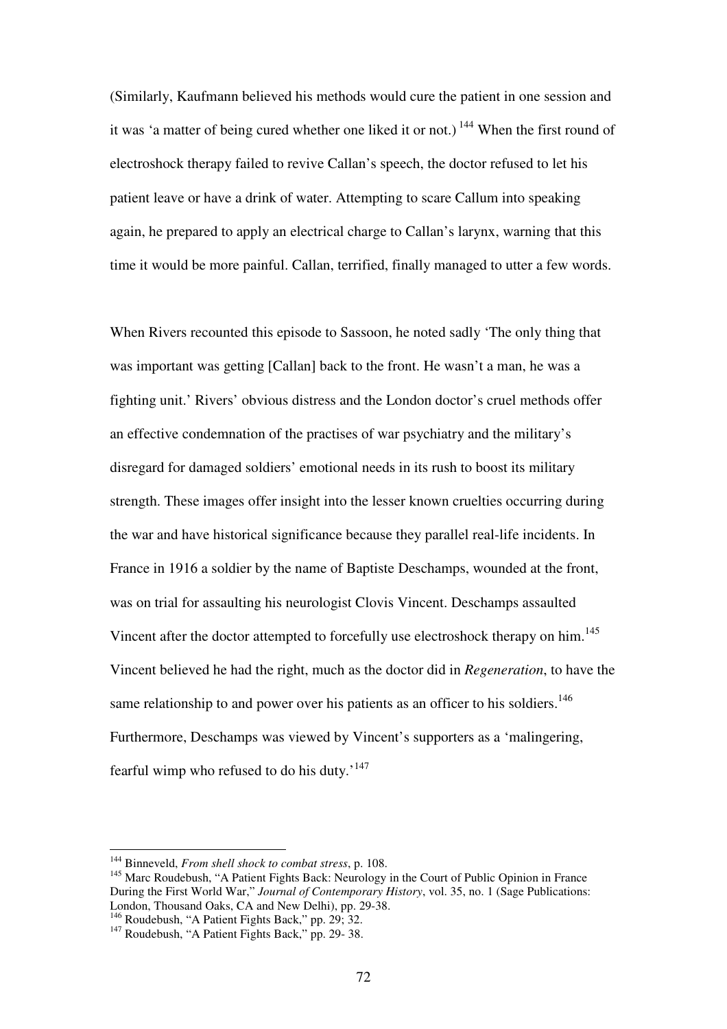(Similarly, Kaufmann believed his methods would cure the patient in one session and it was 'a matter of being cured whether one liked it or not.)[144] When the first round of electroshock therapy failed to revive Callan's speech, the doctor refused to let his patient leave or have a drink of water. Attempting to scare Callum into speaking again, he prepared to apply an electrical charge to Callan's larynx, warning that this time it would be more painful. Callan, terrified, finally managed to utter a few words.

When Rivers recounted this episode to Sassoon, he noted sadly 'The only thing that was important was getting [Callan] back to the front. He wasn't a man, he was a fighting unit.' Rivers' obvious distress and the London doctor's cruel methods offer an effective condemnation of the practises of war psychiatry and the military's disregard for damaged soldiers' emotional needs in its rush to boost its military strength. These images offer insight into the lesser known cruelties occurring during the war and have historical significance because they parallel real-life incidents. In France in 1916 a soldier by the name of Baptiste Deschamps, wounded at the front, was on trial for assaulting his neurologist Clovis Vincent. Deschamps assaulted Vincent after the doctor attempted to forcefully use electroshock therapy on him.[145] Vincent believed he had the right, much as the doctor did in *Regeneration*, to have the same relationship to and power over his patients as an officer to his soldiers.[146] Furthermore, Deschamps was viewed by Vincent's supporters as a 'malingering, fearful wimp who refused to do his duty.'[147]

---

[144] Binneveld, *From shell shock to combat stress*, p. 108.

[145] Marc Roudebush, "A Patient Fights Back: Neurology in the Court of Public Opinion in France During the First World War," *Journal of Contemporary History*, vol. 35, no. 1 (Sage Publications: London, Thousand Oaks, CA and New Delhi), pp. 29-38.

[146] Roudebush, "A Patient Fights Back," pp. 29; 32.

[147] Roudebush, "A Patient Fights Back," pp. 29- 38.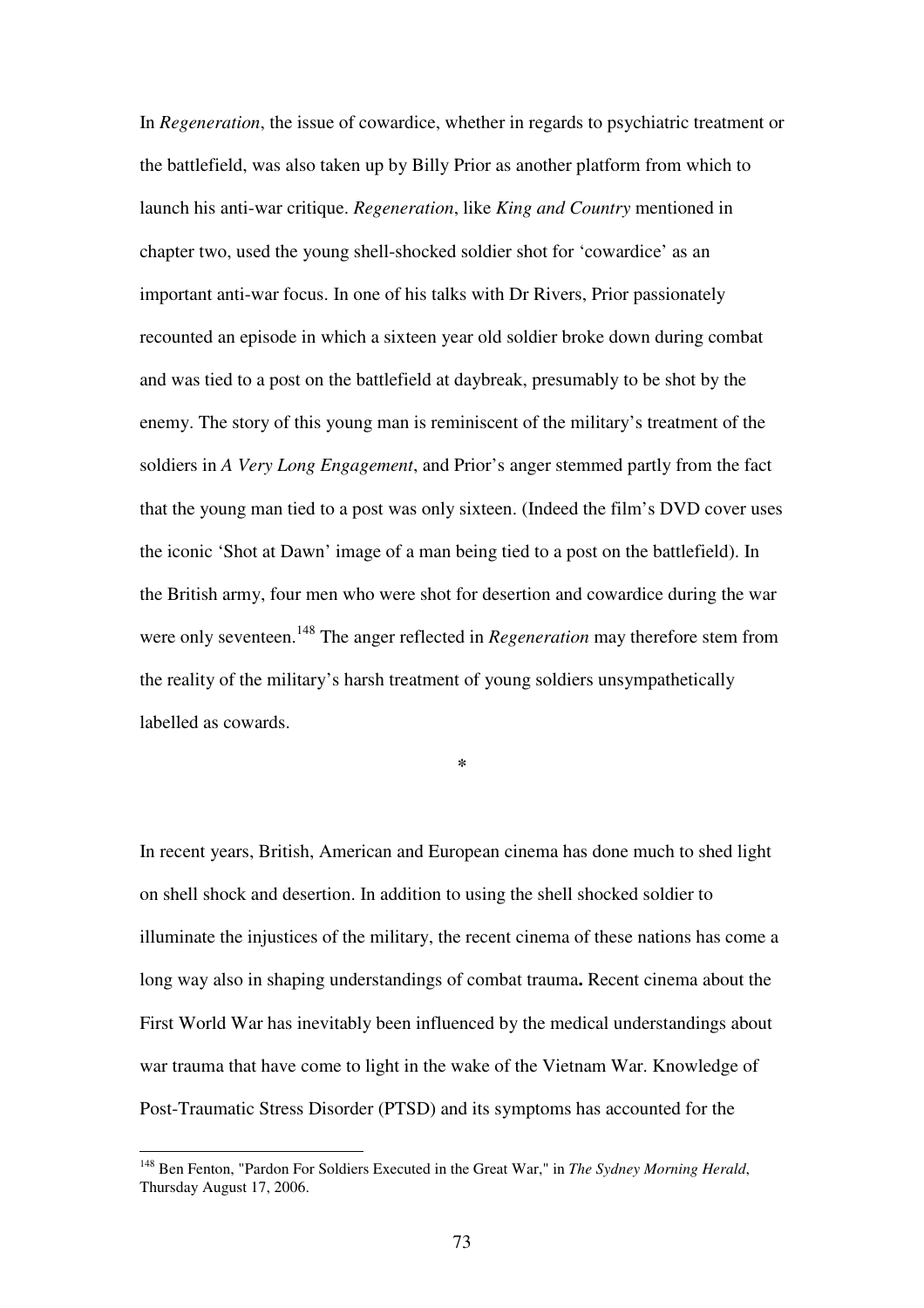In *Regeneration*, the issue of cowardice, whether in regards to psychiatric treatment or the battlefield, was also taken up by Billy Prior as another platform from which to launch his anti-war critique. *Regeneration*, like *King and Country* mentioned in chapter two, used the young shell-shocked soldier shot for 'cowardice' as an important anti-war focus. In one of his talks with Dr Rivers, Prior passionately recounted an episode in which a sixteen year old soldier broke down during combat and was tied to a post on the battlefield at daybreak, presumably to be shot by the enemy. The story of this young man is reminiscent of the military's treatment of the soldiers in *A Very Long Engagement*, and Prior's anger stemmed partly from the fact that the young man tied to a post was only sixteen. (Indeed the film's DVD cover uses the iconic 'Shot at Dawn' image of a man being tied to a post on the battlefield). In the British army, four men who were shot for desertion and cowardice during the war were only seventeen.[148] The anger reflected in *Regeneration* may therefore stem from the reality of the military's harsh treatment of young soldiers unsympathetically labelled as cowards.

*

In recent years, British, American and European cinema has done much to shed light on shell shock and desertion. In addition to using the shell shocked soldier to illuminate the injustices of the military, the recent cinema of these nations has come a long way also in shaping understandings of combat trauma**.** Recent cinema about the First World War has inevitably been influenced by the medical understandings about war trauma that have come to light in the wake of the Vietnam War. Knowledge of Post-Traumatic Stress Disorder (PTSD) and its symptoms has accounted for the

---

[148] Ben Fenton, "Pardon For Soldiers Executed in the Great War," in *The Sydney Morning Herald*, Thursday August 17, 2006.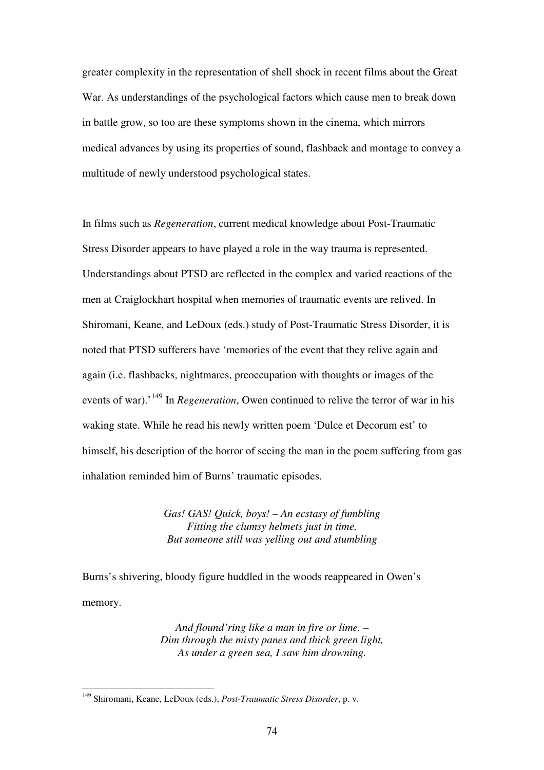greater complexity in the representation of shell shock in recent films about the Great War. As understandings of the psychological factors which cause men to break down in battle grow, so too are these symptoms shown in the cinema, which mirrors medical advances by using its properties of sound, flashback and montage to convey a multitude of newly understood psychological states.

In films such as *Regeneration*, current medical knowledge about Post-Traumatic Stress Disorder appears to have played a role in the way trauma is represented. Understandings about PTSD are reflected in the complex and varied reactions of the men at Craiglockhart hospital when memories of traumatic events are relived. In Shiromani, Keane, and LeDoux (eds.) study of Post-Traumatic Stress Disorder, it is noted that PTSD sufferers have 'memories of the event that they relive again and again (i.e. flashbacks, nightmares, preoccupation with thoughts or images of the events of war).'[149] In *Regeneration*, Owen continued to relive the terror of war in his waking state. While he read his newly written poem 'Dulce et Decorum est' to himself, his description of the horror of seeing the man in the poem suffering from gas inhalation reminded him of Burns' traumatic episodes.

> *Gas! GAS! Quick, boys! – An ecstasy of fumbling*
> *Fitting the clumsy helmets just in time,*
> *But someone still was yelling out and stumbling*

Burns's shivering, bloody figure huddled in the woods reappeared in Owen's memory.

> *And flound'ring like a man in fire or lime. –*
> *Dim through the misty panes and thick green light,*
> *As under a green sea, I saw him drowning.*

[149] Shiromani, Keane, LeDoux (eds.), *Post-Traumatic Stress Disorder*, p. v.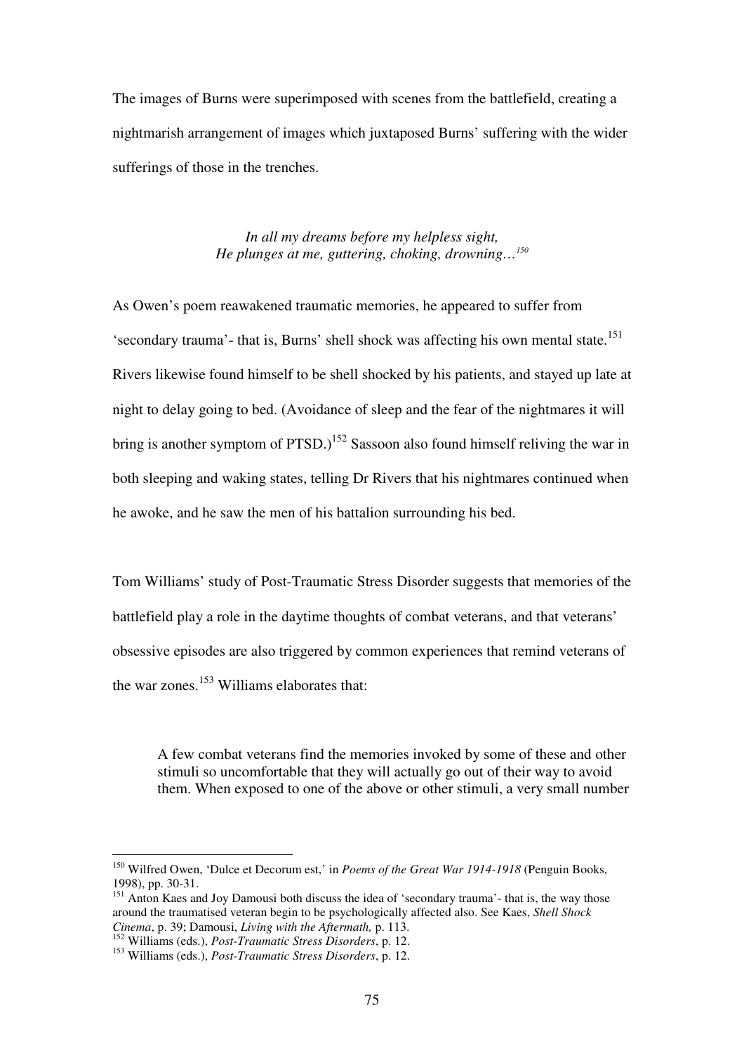The images of Burns were superimposed with scenes from the battlefield, creating a nightmarish arrangement of images which juxtaposed Burns' suffering with the wider sufferings of those in the trenches.

> *In all my dreams before my helpless sight,*
> *He plunges at me, guttering, choking, drowning…*[150]

As Owen's poem reawakened traumatic memories, he appeared to suffer from 'secondary trauma'- that is, Burns' shell shock was affecting his own mental state.[151] Rivers likewise found himself to be shell shocked by his patients, and stayed up late at night to delay going to bed. (Avoidance of sleep and the fear of the nightmares it will bring is another symptom of PTSD.)[152] Sassoon also found himself reliving the war in both sleeping and waking states, telling Dr Rivers that his nightmares continued when he awoke, and he saw the men of his battalion surrounding his bed.

Tom Williams' study of Post-Traumatic Stress Disorder suggests that memories of the battlefield play a role in the daytime thoughts of combat veterans, and that veterans' obsessive episodes are also triggered by common experiences that remind veterans of the war zones.[153] Williams elaborates that:

> A few combat veterans find the memories invoked by some of these and other stimuli so uncomfortable that they will actually go out of their way to avoid them. When exposed to one of the above or other stimuli, a very small number

---

[150] Wilfred Owen, 'Dulce et Decorum est,' in *Poems of the Great War 1914-1918* (Penguin Books, 1998), pp. 30-31.

[151] Anton Kaes and Joy Damousi both discuss the idea of 'secondary trauma'- that is, the way those around the traumatised veteran begin to be psychologically affected also. See Kaes, *Shell Shock Cinema*, p. 39; Damousi, *Living with the Aftermath,* p. 113.

[152] Williams (eds.), *Post-Traumatic Stress Disorders*, p. 12.

[153] Williams (eds.), *Post-Traumatic Stress Disorders*, p. 12.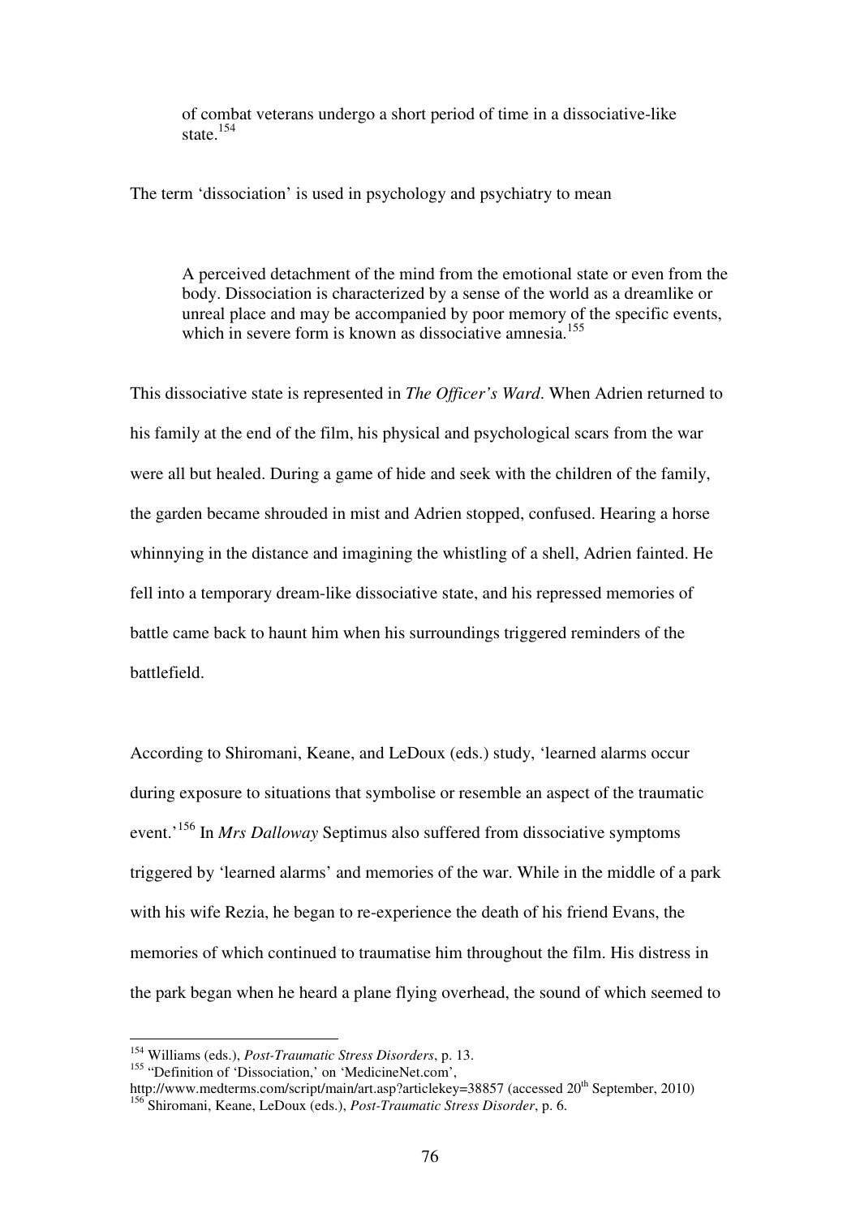> of combat veterans undergo a short period of time in a dissociative-like state.[154]

The term 'dissociation' is used in psychology and psychiatry to mean

> A perceived detachment of the mind from the emotional state or even from the body. Dissociation is characterized by a sense of the world as a dreamlike or unreal place and may be accompanied by poor memory of the specific events, which in severe form is known as dissociative amnesia.[155]

This dissociative state is represented in *The Officer's Ward*. When Adrien returned to his family at the end of the film, his physical and psychological scars from the war were all but healed. During a game of hide and seek with the children of the family, the garden became shrouded in mist and Adrien stopped, confused. Hearing a horse whinnying in the distance and imagining the whistling of a shell, Adrien fainted. He fell into a temporary dream-like dissociative state, and his repressed memories of battle came back to haunt him when his surroundings triggered reminders of the battlefield.

According to Shiromani, Keane, and LeDoux (eds.) study, 'learned alarms occur during exposure to situations that symbolise or resemble an aspect of the traumatic event.'[156] In *Mrs Dalloway* Septimus also suffered from dissociative symptoms triggered by 'learned alarms' and memories of the war. While in the middle of a park with his wife Rezia, he began to re-experience the death of his friend Evans, the memories of which continued to traumatise him throughout the film. His distress in the park began when he heard a plane flying overhead, the sound of which seemed to

---

[154] Williams (eds.), *Post-Traumatic Stress Disorders*, p. 13.

[155] "Definition of 'Dissociation,' on 'MedicineNet.com', http://www.medterms.com/script/main/art.asp?articlekey=38857 (accessed 20th September, 2010)

[156] Shiromani, Keane, LeDoux (eds.), *Post-Traumatic Stress Disorder*, p. 6.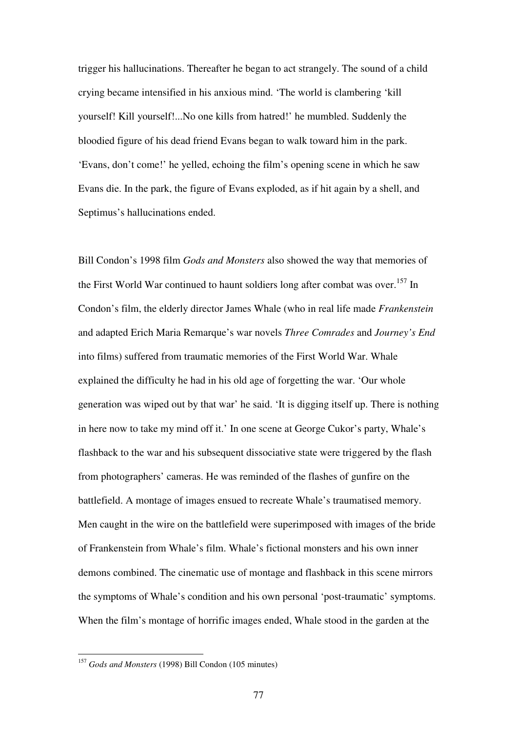trigger his hallucinations. Thereafter he began to act strangely. The sound of a child crying became intensified in his anxious mind. 'The world is clambering 'kill yourself! Kill yourself!...No one kills from hatred!' he mumbled. Suddenly the bloodied figure of his dead friend Evans began to walk toward him in the park. 'Evans, don't come!' he yelled, echoing the film's opening scene in which he saw Evans die. In the park, the figure of Evans exploded, as if hit again by a shell, and Septimus's hallucinations ended.

Bill Condon's 1998 film *Gods and Monsters* also showed the way that memories of the First World War continued to haunt soldiers long after combat was over.[157] In Condon's film, the elderly director James Whale (who in real life made *Frankenstein* and adapted Erich Maria Remarque's war novels *Three Comrades* and *Journey's End* into films) suffered from traumatic memories of the First World War. Whale explained the difficulty he had in his old age of forgetting the war. 'Our whole generation was wiped out by that war' he said. 'It is digging itself up. There is nothing in here now to take my mind off it.' In one scene at George Cukor's party, Whale's flashback to the war and his subsequent dissociative state were triggered by the flash from photographers' cameras. He was reminded of the flashes of gunfire on the battlefield. A montage of images ensued to recreate Whale's traumatised memory. Men caught in the wire on the battlefield were superimposed with images of the bride of Frankenstein from Whale's film. Whale's fictional monsters and his own inner demons combined. The cinematic use of montage and flashback in this scene mirrors the symptoms of Whale's condition and his own personal 'post-traumatic' symptoms. When the film's montage of horrific images ended, Whale stood in the garden at the

[157] *Gods and Monsters* (1998) Bill Condon (105 minutes)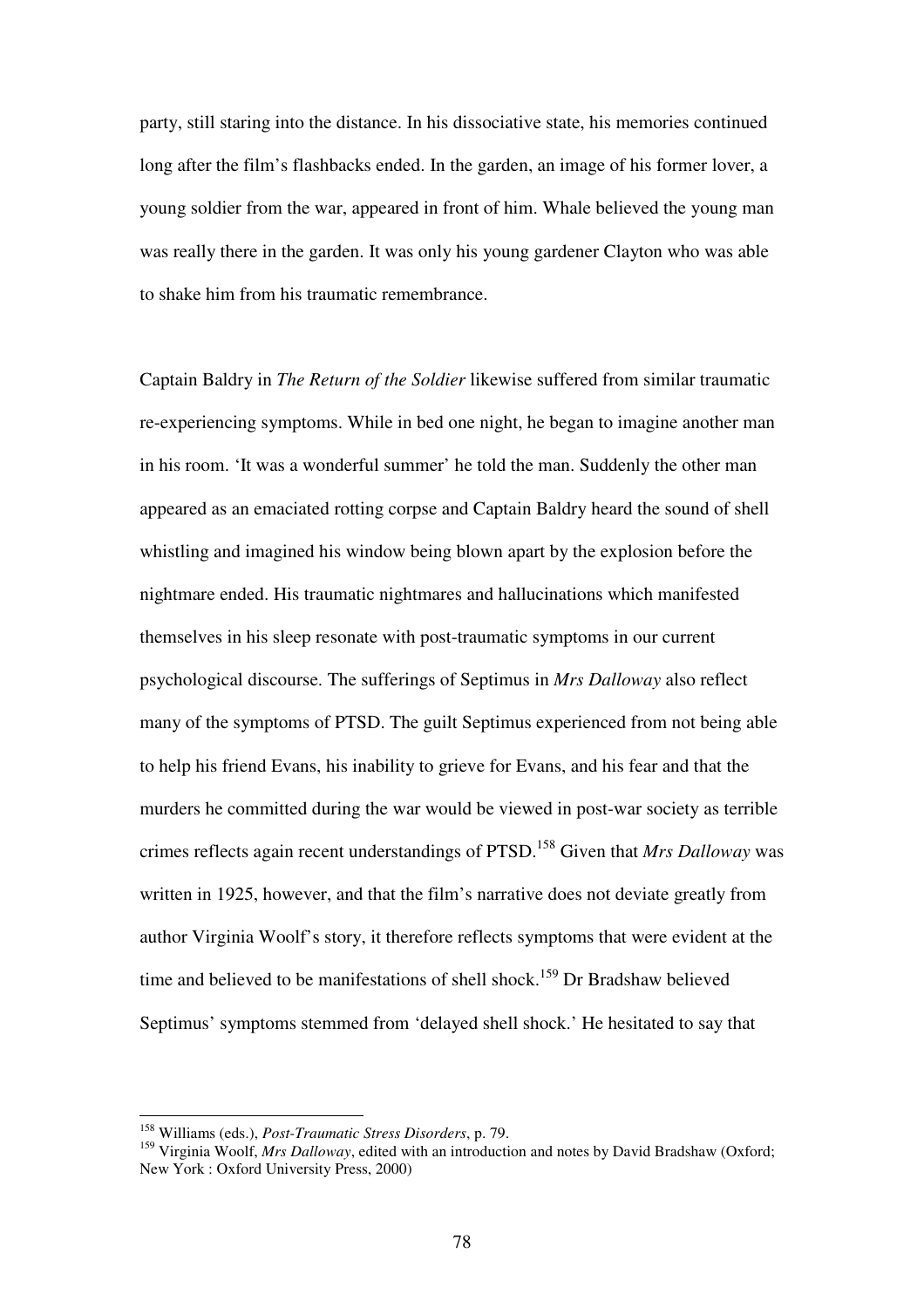party, still staring into the distance. In his dissociative state, his memories continued long after the film's flashbacks ended. In the garden, an image of his former lover, a young soldier from the war, appeared in front of him. Whale believed the young man was really there in the garden. It was only his young gardener Clayton who was able to shake him from his traumatic remembrance.

Captain Baldry in *The Return of the Soldier* likewise suffered from similar traumatic re-experiencing symptoms. While in bed one night, he began to imagine another man in his room. 'It was a wonderful summer' he told the man. Suddenly the other man appeared as an emaciated rotting corpse and Captain Baldry heard the sound of shell whistling and imagined his window being blown apart by the explosion before the nightmare ended. His traumatic nightmares and hallucinations which manifested themselves in his sleep resonate with post-traumatic symptoms in our current psychological discourse. The sufferings of Septimus in *Mrs Dalloway* also reflect many of the symptoms of PTSD. The guilt Septimus experienced from not being able to help his friend Evans, his inability to grieve for Evans, and his fear and that the murders he committed during the war would be viewed in post-war society as terrible crimes reflects again recent understandings of PTSD.[158] Given that *Mrs Dalloway* was written in 1925, however, and that the film's narrative does not deviate greatly from author Virginia Woolf's story, it therefore reflects symptoms that were evident at the time and believed to be manifestations of shell shock.[159] Dr Bradshaw believed Septimus' symptoms stemmed from 'delayed shell shock.' He hesitated to say that

---

[158] Williams (eds.), *Post-Traumatic Stress Disorders*, p. 79.

[159] Virginia Woolf, *Mrs Dalloway*, edited with an introduction and notes by David Bradshaw (Oxford; New York : Oxford University Press, 2000)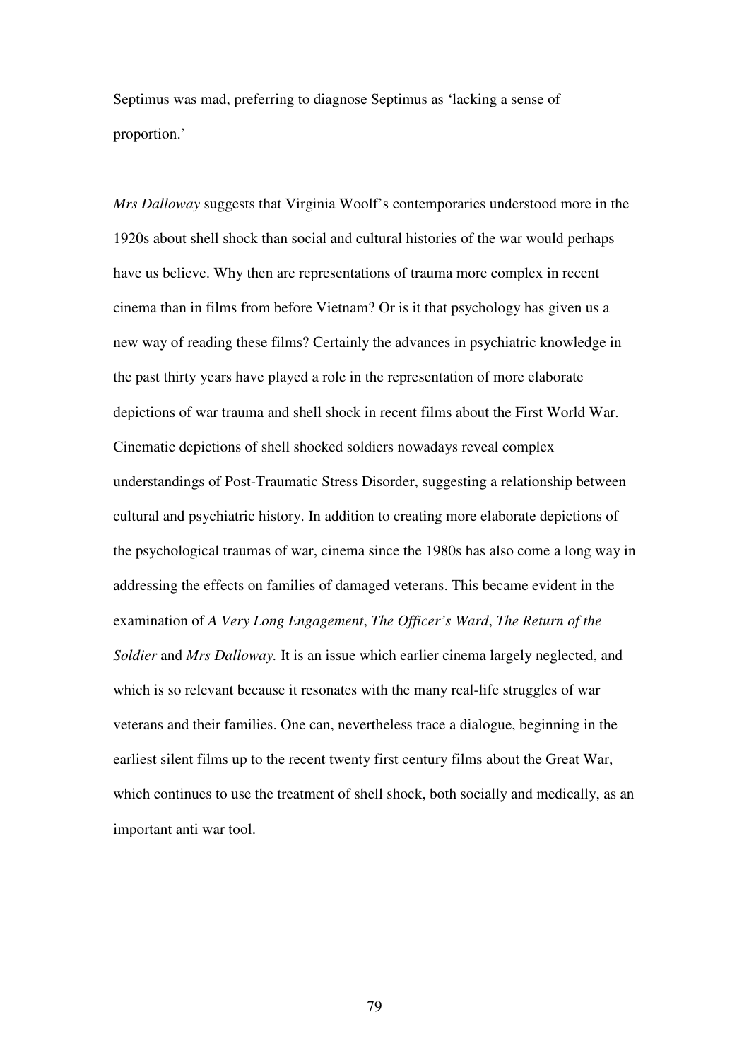Septimus was mad, preferring to diagnose Septimus as 'lacking a sense of proportion.'

*Mrs Dalloway* suggests that Virginia Woolf's contemporaries understood more in the 1920s about shell shock than social and cultural histories of the war would perhaps have us believe. Why then are representations of trauma more complex in recent cinema than in films from before Vietnam? Or is it that psychology has given us a new way of reading these films? Certainly the advances in psychiatric knowledge in the past thirty years have played a role in the representation of more elaborate depictions of war trauma and shell shock in recent films about the First World War. Cinematic depictions of shell shocked soldiers nowadays reveal complex understandings of Post-Traumatic Stress Disorder, suggesting a relationship between cultural and psychiatric history. In addition to creating more elaborate depictions of the psychological traumas of war, cinema since the 1980s has also come a long way in addressing the effects on families of damaged veterans. This became evident in the examination of *A Very Long Engagement*, *The Officer's Ward*, *The Return of the Soldier* and *Mrs Dalloway.* It is an issue which earlier cinema largely neglected, and which is so relevant because it resonates with the many real-life struggles of war veterans and their families. One can, nevertheless trace a dialogue, beginning in the earliest silent films up to the recent twenty first century films about the Great War, which continues to use the treatment of shell shock, both socially and medically, as an important anti war tool.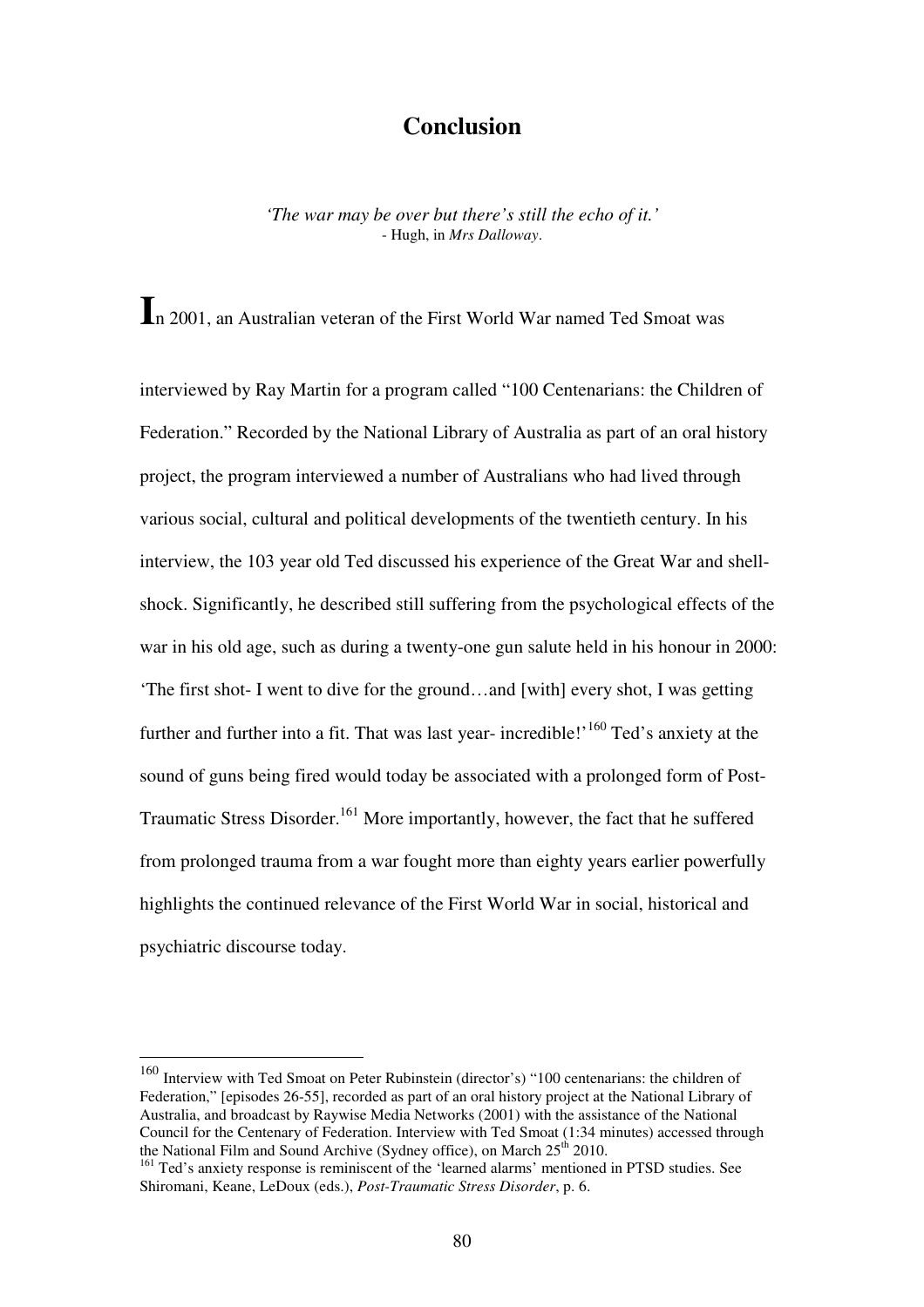# Conclusion

*'The war may be over but there's still the echo of it.'*
- Hugh, in *Mrs Dalloway*.

**I**n 2001, an Australian veteran of the First World War named Ted Smoat was interviewed by Ray Martin for a program called "100 Centenarians: the Children of Federation." Recorded by the National Library of Australia as part of an oral history project, the program interviewed a number of Australians who had lived through various social, cultural and political developments of the twentieth century. In his interview, the 103 year old Ted discussed his experience of the Great War and shell-shock. Significantly, he described still suffering from the psychological effects of the war in his old age, such as during a twenty-one gun salute held in his honour in 2000: 'The first shot- I went to dive for the ground…and [with] every shot, I was getting further and further into a fit. That was last year- incredible!'[160] Ted's anxiety at the sound of guns being fired would today be associated with a prolonged form of Post-Traumatic Stress Disorder.[161] More importantly, however, the fact that he suffered from prolonged trauma from a war fought more than eighty years earlier powerfully highlights the continued relevance of the First World War in social, historical and psychiatric discourse today.

---

[160] Interview with Ted Smoat on Peter Rubinstein (director's) "100 centenarians: the children of Federation," [episodes 26-55], recorded as part of an oral history project at the National Library of Australia, and broadcast by Raywise Media Networks (2001) with the assistance of the National Council for the Centenary of Federation. Interview with Ted Smoat (1:34 minutes) accessed through the National Film and Sound Archive (Sydney office), on March 25th 2010.

[161] Ted's anxiety response is reminiscent of the 'learned alarms' mentioned in PTSD studies. See Shiromani, Keane, LeDoux (eds.), *Post-Traumatic Stress Disorder*, p. 6.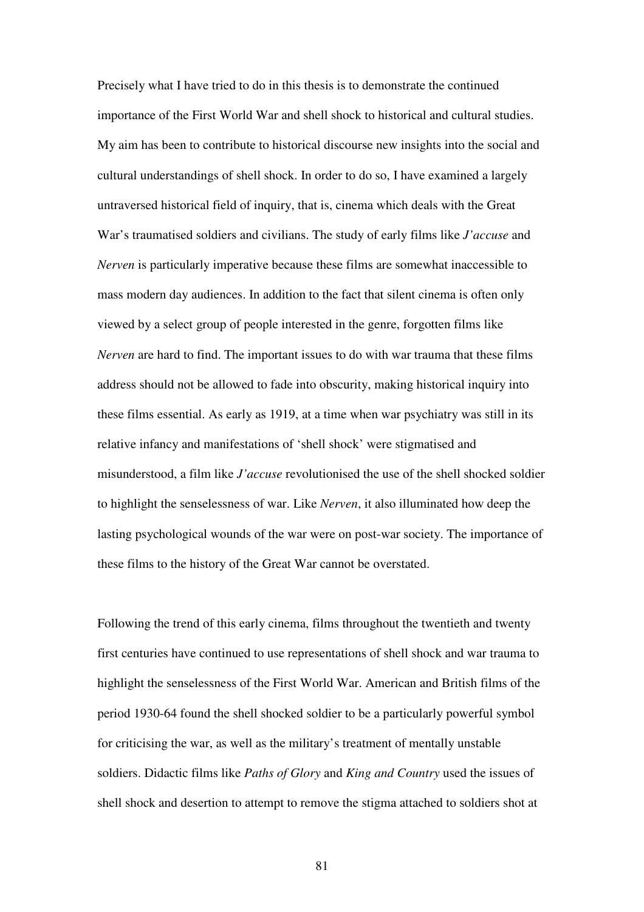Precisely what I have tried to do in this thesis is to demonstrate the continued importance of the First World War and shell shock to historical and cultural studies. My aim has been to contribute to historical discourse new insights into the social and cultural understandings of shell shock. In order to do so, I have examined a largely untraversed historical field of inquiry, that is, cinema which deals with the Great War's traumatised soldiers and civilians. The study of early films like *J'accuse* and *Nerven* is particularly imperative because these films are somewhat inaccessible to mass modern day audiences. In addition to the fact that silent cinema is often only viewed by a select group of people interested in the genre, forgotten films like *Nerven* are hard to find. The important issues to do with war trauma that these films address should not be allowed to fade into obscurity, making historical inquiry into these films essential. As early as 1919, at a time when war psychiatry was still in its relative infancy and manifestations of 'shell shock' were stigmatised and misunderstood, a film like *J'accuse* revolutionised the use of the shell shocked soldier to highlight the senselessness of war. Like *Nerven*, it also illuminated how deep the lasting psychological wounds of the war were on post-war society. The importance of these films to the history of the Great War cannot be overstated.

Following the trend of this early cinema, films throughout the twentieth and twenty first centuries have continued to use representations of shell shock and war trauma to highlight the senselessness of the First World War. American and British films of the period 1930-64 found the shell shocked soldier to be a particularly powerful symbol for criticising the war, as well as the military's treatment of mentally unstable soldiers. Didactic films like *Paths of Glory* and *King and Country* used the issues of shell shock and desertion to attempt to remove the stigma attached to soldiers shot at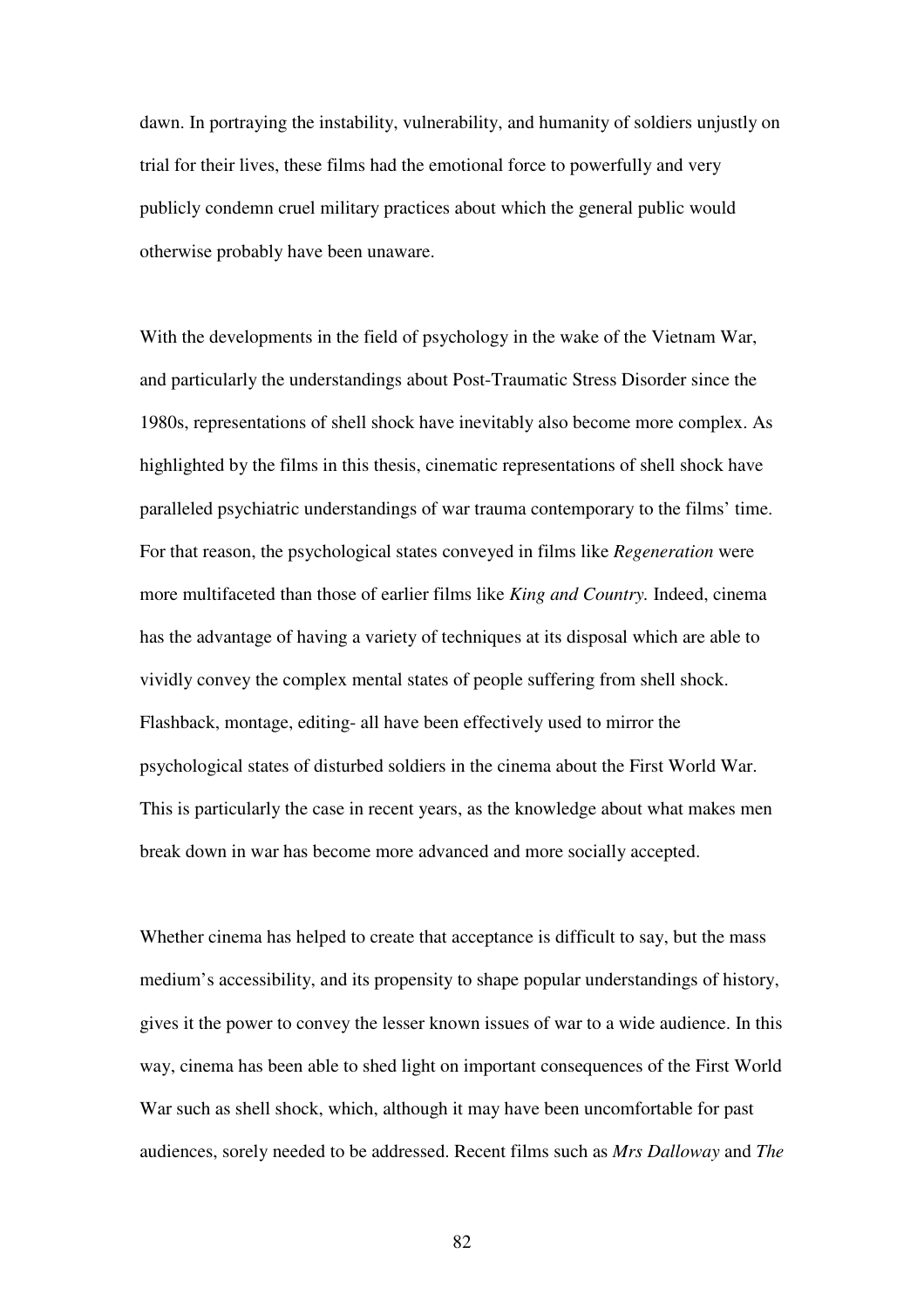dawn. In portraying the instability, vulnerability, and humanity of soldiers unjustly on trial for their lives, these films had the emotional force to powerfully and very publicly condemn cruel military practices about which the general public would otherwise probably have been unaware.

With the developments in the field of psychology in the wake of the Vietnam War, and particularly the understandings about Post-Traumatic Stress Disorder since the 1980s, representations of shell shock have inevitably also become more complex. As highlighted by the films in this thesis, cinematic representations of shell shock have paralleled psychiatric understandings of war trauma contemporary to the films' time. For that reason, the psychological states conveyed in films like *Regeneration* were more multifaceted than those of earlier films like *King and Country.* Indeed, cinema has the advantage of having a variety of techniques at its disposal which are able to vividly convey the complex mental states of people suffering from shell shock. Flashback, montage, editing- all have been effectively used to mirror the psychological states of disturbed soldiers in the cinema about the First World War. This is particularly the case in recent years, as the knowledge about what makes men break down in war has become more advanced and more socially accepted.

Whether cinema has helped to create that acceptance is difficult to say, but the mass medium's accessibility, and its propensity to shape popular understandings of history, gives it the power to convey the lesser known issues of war to a wide audience. In this way, cinema has been able to shed light on important consequences of the First World War such as shell shock, which, although it may have been uncomfortable for past audiences, sorely needed to be addressed. Recent films such as *Mrs Dalloway* and *The*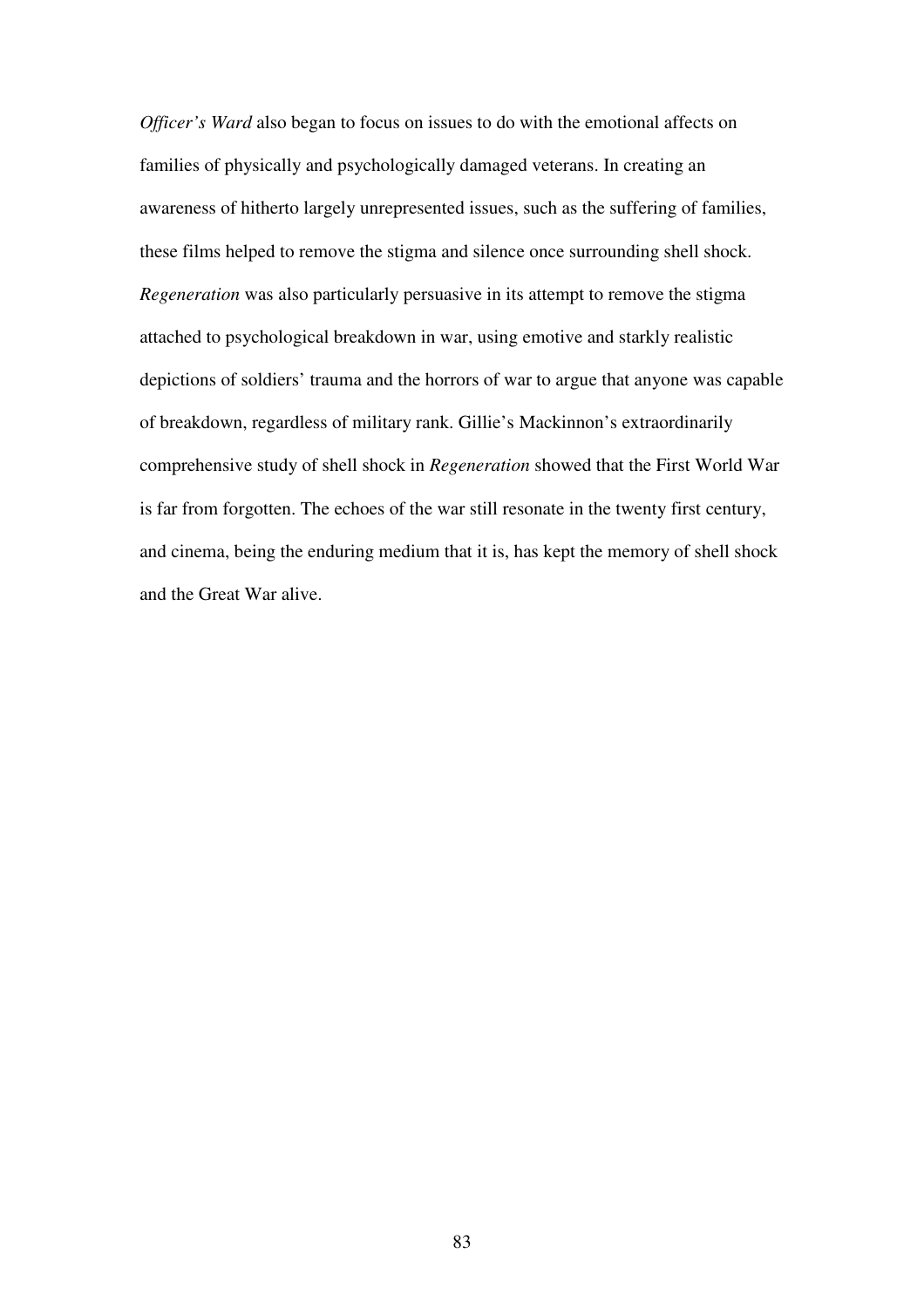*Officer's Ward* also began to focus on issues to do with the emotional affects on families of physically and psychologically damaged veterans. In creating an awareness of hitherto largely unrepresented issues, such as the suffering of families, these films helped to remove the stigma and silence once surrounding shell shock. *Regeneration* was also particularly persuasive in its attempt to remove the stigma attached to psychological breakdown in war, using emotive and starkly realistic depictions of soldiers' trauma and the horrors of war to argue that anyone was capable of breakdown, regardless of military rank. Gillie's Mackinnon's extraordinarily comprehensive study of shell shock in *Regeneration* showed that the First World War is far from forgotten. The echoes of the war still resonate in the twenty first century, and cinema, being the enduring medium that it is, has kept the memory of shell shock and the Great War alive.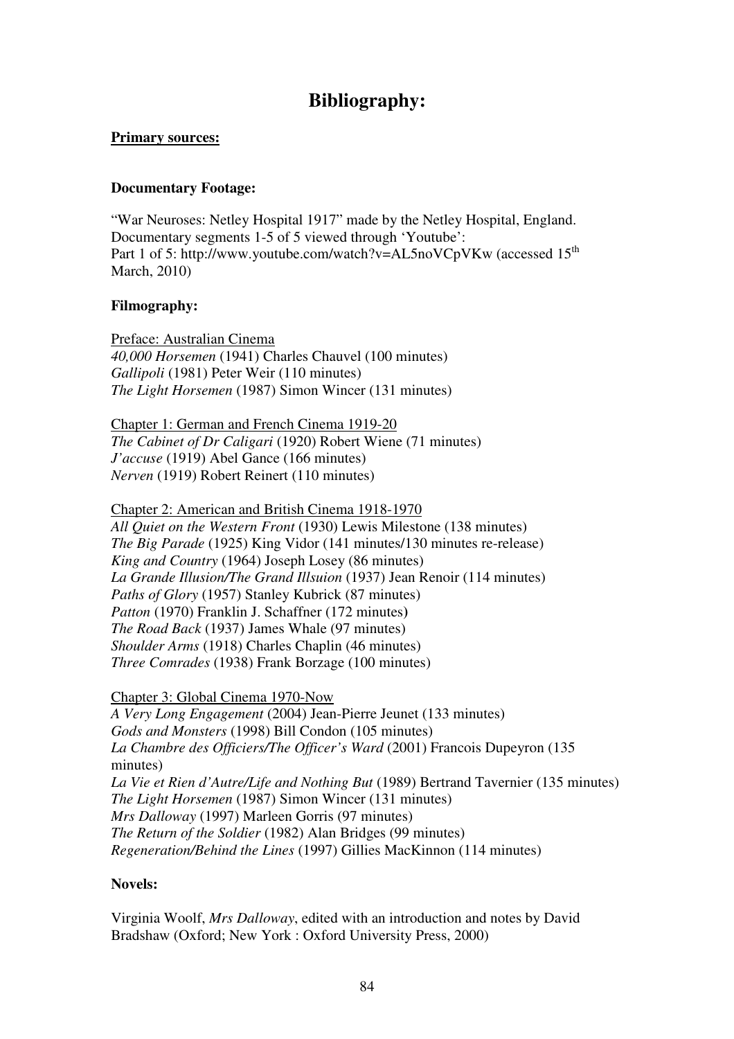# Bibliography:

**Primary sources:**

**Documentary Footage:**

"War Neuroses: Netley Hospital 1917" made by the Netley Hospital, England. Documentary segments 1-5 of 5 viewed through 'Youtube':
Part 1 of 5: http://www.youtube.com/watch?v=AL5noVCpVKw (accessed 15th March, 2010)

**Filmography:**

Preface: Australian Cinema
*40,000 Horsemen* (1941) Charles Chauvel (100 minutes)
*Gallipoli* (1981) Peter Weir (110 minutes)
*The Light Horsemen* (1987) Simon Wincer (131 minutes)

Chapter 1: German and French Cinema 1919-20
*The Cabinet of Dr Caligari* (1920) Robert Wiene (71 minutes)
*J'accuse* (1919) Abel Gance (166 minutes)
*Nerven* (1919) Robert Reinert (110 minutes)

Chapter 2: American and British Cinema 1918-1970
*All Quiet on the Western Front* (1930) Lewis Milestone (138 minutes)
*The Big Parade* (1925) King Vidor (141 minutes/130 minutes re-release)
*King and Country* (1964) Joseph Losey (86 minutes)
*La Grande Illusion/The Grand Illsuion* (1937) Jean Renoir (114 minutes)
*Paths of Glory* (1957) Stanley Kubrick (87 minutes)
*Patton* (1970) Franklin J. Schaffner (172 minutes)
*The Road Back* (1937) James Whale (97 minutes)
*Shoulder Arms* (1918) Charles Chaplin (46 minutes)
*Three Comrades* (1938) Frank Borzage (100 minutes)

Chapter 3: Global Cinema 1970-Now
*A Very Long Engagement* (2004) Jean-Pierre Jeunet (133 minutes)
*Gods and Monsters* (1998) Bill Condon (105 minutes)
*La Chambre des Officiers/The Officer's Ward* (2001) Francois Dupeyron (135 minutes)
*La Vie et Rien d'Autre/Life and Nothing But* (1989) Bertrand Tavernier (135 minutes)
*The Light Horsemen* (1987) Simon Wincer (131 minutes)
*Mrs Dalloway* (1997) Marleen Gorris (97 minutes)
*The Return of the Soldier* (1982) Alan Bridges (99 minutes)
*Regeneration/Behind the Lines* (1997) Gillies MacKinnon (114 minutes)

**Novels:**

Virginia Woolf, *Mrs Dalloway*, edited with an introduction and notes by David Bradshaw (Oxford; New York : Oxford University Press, 2000)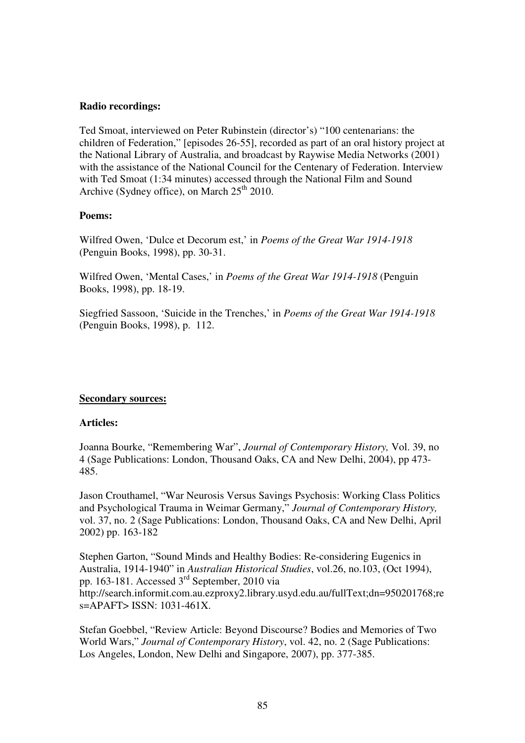**Radio recordings:**

Ted Smoat, interviewed on Peter Rubinstein (director's) "100 centenarians: the children of Federation," [episodes 26-55], recorded as part of an oral history project at the National Library of Australia, and broadcast by Raywise Media Networks (2001) with the assistance of the National Council for the Centenary of Federation. Interview with Ted Smoat (1:34 minutes) accessed through the National Film and Sound Archive (Sydney office), on March 25th 2010.

**Poems:**

Wilfred Owen, 'Dulce et Decorum est,' in *Poems of the Great War 1914-1918* (Penguin Books, 1998), pp. 30-31.

Wilfred Owen, 'Mental Cases,' in *Poems of the Great War 1914-1918* (Penguin Books, 1998), pp. 18-19.

Siegfried Sassoon, 'Suicide in the Trenches,' in *Poems of the Great War 1914-1918* (Penguin Books, 1998), p. 112.

**Secondary sources:**

**Articles:**

Joanna Bourke, "Remembering War", *Journal of Contemporary History,* Vol. 39, no 4 (Sage Publications: London, Thousand Oaks, CA and New Delhi, 2004), pp 473-485.

Jason Crouthamel, "War Neurosis Versus Savings Psychosis: Working Class Politics and Psychological Trauma in Weimar Germany," *Journal of Contemporary History,* vol. 37, no. 2 (Sage Publications: London, Thousand Oaks, CA and New Delhi, April 2002) pp. 163-182

Stephen Garton, "Sound Minds and Healthy Bodies: Re-considering Eugenics in Australia, 1914-1940" in *Australian Historical Studies*, vol.26, no.103, (Oct 1994), pp. 163-181. Accessed 3rd September, 2010 via http://search.informit.com.au.ezproxy2.library.usyd.edu.au/fullText;dn=950201768;res=APAFT> ISSN: 1031-461X.

Stefan Goebbel, "Review Article: Beyond Discourse? Bodies and Memories of Two World Wars," *Journal of Contemporary History*, vol. 42, no. 2 (Sage Publications: Los Angeles, London, New Delhi and Singapore, 2007), pp. 377-385.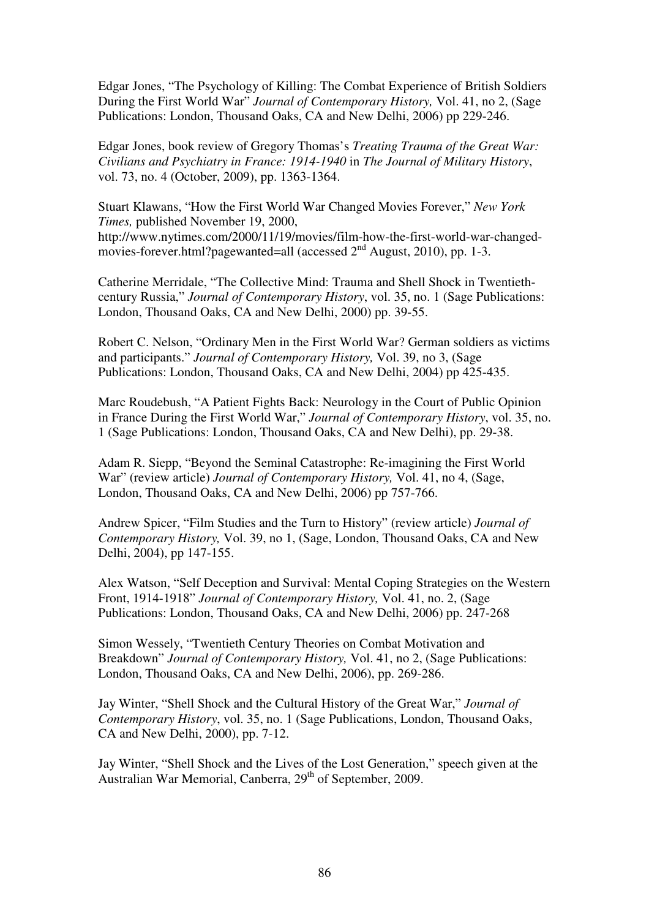Edgar Jones, "The Psychology of Killing: The Combat Experience of British Soldiers During the First World War" *Journal of Contemporary History,* Vol. 41, no 2, (Sage Publications: London, Thousand Oaks, CA and New Delhi, 2006) pp 229-246.

Edgar Jones, book review of Gregory Thomas's *Treating Trauma of the Great War: Civilians and Psychiatry in France: 1914-1940* in *The Journal of Military History*, vol. 73, no. 4 (October, 2009), pp. 1363-1364.

Stuart Klawans, "How the First World War Changed Movies Forever," *New York Times,* published November 19, 2000, http://www.nytimes.com/2000/11/19/movies/film-how-the-first-world-war-changed-movies-forever.html?pagewanted=all (accessed 2nd August, 2010), pp. 1-3.

Catherine Merridale, "The Collective Mind: Trauma and Shell Shock in Twentieth-century Russia," *Journal of Contemporary History*, vol. 35, no. 1 (Sage Publications: London, Thousand Oaks, CA and New Delhi, 2000) pp. 39-55.

Robert C. Nelson, "Ordinary Men in the First World War? German soldiers as victims and participants." *Journal of Contemporary History,* Vol. 39, no 3, (Sage Publications: London, Thousand Oaks, CA and New Delhi, 2004) pp 425-435.

Marc Roudebush, "A Patient Fights Back: Neurology in the Court of Public Opinion in France During the First World War," *Journal of Contemporary History*, vol. 35, no. 1 (Sage Publications: London, Thousand Oaks, CA and New Delhi), pp. 29-38.

Adam R. Siepp, "Beyond the Seminal Catastrophe: Re-imagining the First World War" (review article) *Journal of Contemporary History,* Vol. 41, no 4, (Sage, London, Thousand Oaks, CA and New Delhi, 2006) pp 757-766.

Andrew Spicer, "Film Studies and the Turn to History" (review article) *Journal of Contemporary History,* Vol. 39, no 1, (Sage, London, Thousand Oaks, CA and New Delhi, 2004), pp 147-155.

Alex Watson, "Self Deception and Survival: Mental Coping Strategies on the Western Front, 1914-1918" *Journal of Contemporary History,* Vol. 41, no. 2, (Sage Publications: London, Thousand Oaks, CA and New Delhi, 2006) pp. 247-268

Simon Wessely, "Twentieth Century Theories on Combat Motivation and Breakdown" *Journal of Contemporary History,* Vol. 41, no 2, (Sage Publications: London, Thousand Oaks, CA and New Delhi, 2006), pp. 269-286.

Jay Winter, "Shell Shock and the Cultural History of the Great War," *Journal of Contemporary History*, vol. 35, no. 1 (Sage Publications, London, Thousand Oaks, CA and New Delhi, 2000), pp. 7-12.

Jay Winter, "Shell Shock and the Lives of the Lost Generation," speech given at the Australian War Memorial, Canberra, 29th of September, 2009.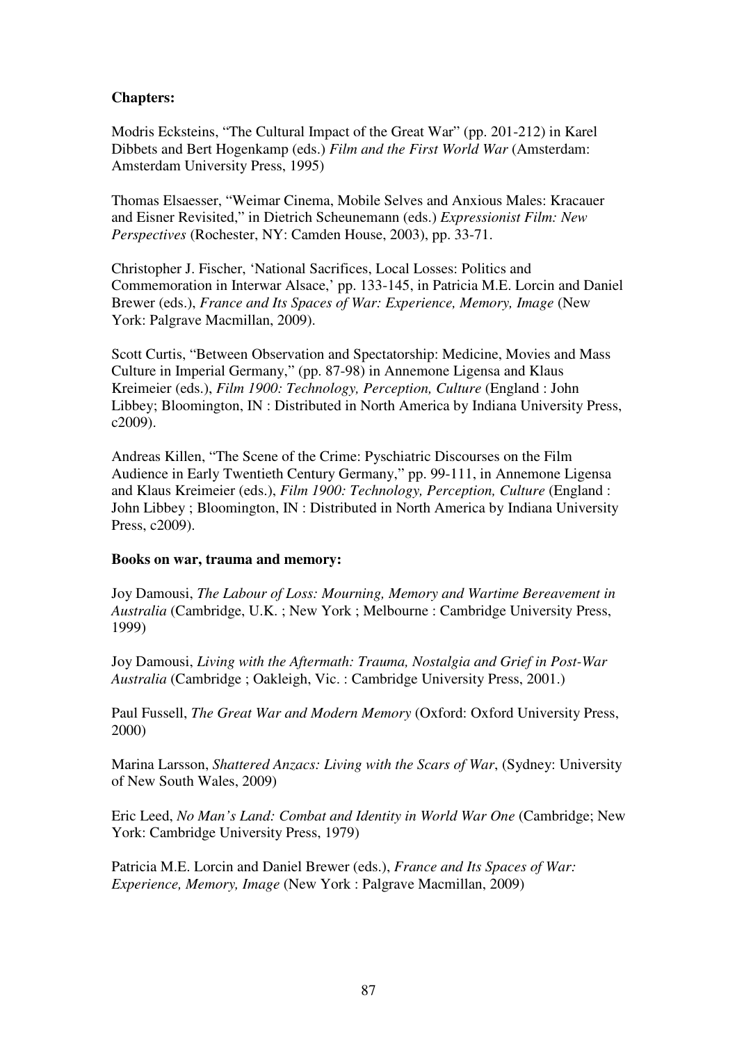**Chapters:**

Modris Ecksteins, "The Cultural Impact of the Great War" (pp. 201-212) in Karel Dibbets and Bert Hogenkamp (eds.) *Film and the First World War* (Amsterdam: Amsterdam University Press, 1995)

Thomas Elsaesser, "Weimar Cinema, Mobile Selves and Anxious Males: Kracauer and Eisner Revisited," in Dietrich Scheunemann (eds.) *Expressionist Film: New Perspectives* (Rochester, NY: Camden House, 2003), pp. 33-71.

Christopher J. Fischer, 'National Sacrifices, Local Losses: Politics and Commemoration in Interwar Alsace,' pp. 133-145, in Patricia M.E. Lorcin and Daniel Brewer (eds.), *France and Its Spaces of War: Experience, Memory, Image* (New York: Palgrave Macmillan, 2009).

Scott Curtis, "Between Observation and Spectatorship: Medicine, Movies and Mass Culture in Imperial Germany," (pp. 87-98) in Annemone Ligensa and Klaus Kreimeier (eds.), *Film 1900: Technology, Perception, Culture* (England : John Libbey; Bloomington, IN : Distributed in North America by Indiana University Press, c2009).

Andreas Killen, "The Scene of the Crime: Pyschiatric Discourses on the Film Audience in Early Twentieth Century Germany," pp. 99-111, in Annemone Ligensa and Klaus Kreimeier (eds.), *Film 1900: Technology, Perception, Culture* (England : John Libbey ; Bloomington, IN : Distributed in North America by Indiana University Press, c2009).

**Books on war, trauma and memory:**

Joy Damousi, *The Labour of Loss: Mourning, Memory and Wartime Bereavement in Australia* (Cambridge, U.K. ; New York ; Melbourne : Cambridge University Press, 1999)

Joy Damousi, *Living with the Aftermath: Trauma, Nostalgia and Grief in Post-War Australia* (Cambridge ; Oakleigh, Vic. : Cambridge University Press, 2001.)

Paul Fussell, *The Great War and Modern Memory* (Oxford: Oxford University Press, 2000)

Marina Larsson, *Shattered Anzacs: Living with the Scars of War*, (Sydney: University of New South Wales, 2009)

Eric Leed, *No Man's Land: Combat and Identity in World War One* (Cambridge; New York: Cambridge University Press, 1979)

Patricia M.E. Lorcin and Daniel Brewer (eds.), *France and Its Spaces of War: Experience, Memory, Image* (New York : Palgrave Macmillan, 2009)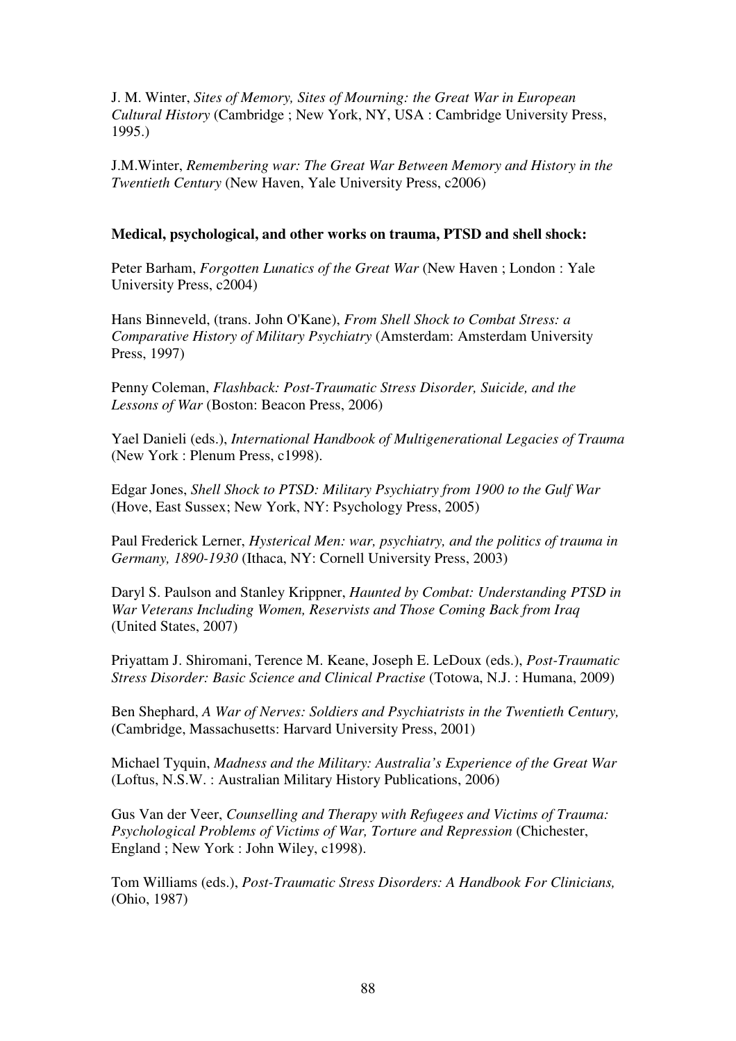J. M. Winter, *Sites of Memory, Sites of Mourning: the Great War in European Cultural History* (Cambridge ; New York, NY, USA : Cambridge University Press, 1995.)

J.M.Winter, *Remembering war: The Great War Between Memory and History in the Twentieth Century* (New Haven, Yale University Press, c2006)

**Medical, psychological, and other works on trauma, PTSD and shell shock:**

Peter Barham, *Forgotten Lunatics of the Great War* (New Haven ; London : Yale University Press, c2004)

Hans Binneveld, (trans. John O'Kane), *From Shell Shock to Combat Stress: a Comparative History of Military Psychiatry* (Amsterdam: Amsterdam University Press, 1997)

Penny Coleman, *Flashback: Post-Traumatic Stress Disorder, Suicide, and the Lessons of War* (Boston: Beacon Press, 2006)

Yael Danieli (eds.), *International Handbook of Multigenerational Legacies of Trauma* (New York : Plenum Press, c1998).

Edgar Jones, *Shell Shock to PTSD: Military Psychiatry from 1900 to the Gulf War* (Hove, East Sussex; New York, NY: Psychology Press, 2005)

Paul Frederick Lerner, *Hysterical Men: war, psychiatry, and the politics of trauma in Germany, 1890-1930* (Ithaca, NY: Cornell University Press, 2003)

Daryl S. Paulson and Stanley Krippner, *Haunted by Combat: Understanding PTSD in War Veterans Including Women, Reservists and Those Coming Back from Iraq* (United States, 2007)

Priyattam J. Shiromani, Terence M. Keane, Joseph E. LeDoux (eds.), *Post-Traumatic Stress Disorder: Basic Science and Clinical Practise* (Totowa, N.J. : Humana, 2009)

Ben Shephard, *A War of Nerves: Soldiers and Psychiatrists in the Twentieth Century,* (Cambridge, Massachusetts: Harvard University Press, 2001)

Michael Tyquin, *Madness and the Military: Australia's Experience of the Great War* (Loftus, N.S.W. : Australian Military History Publications, 2006)

Gus Van der Veer, *Counselling and Therapy with Refugees and Victims of Trauma: Psychological Problems of Victims of War, Torture and Repression* (Chichester, England ; New York : John Wiley, c1998).

Tom Williams (eds.), *Post-Traumatic Stress Disorders: A Handbook For Clinicians,* (Ohio, 1987)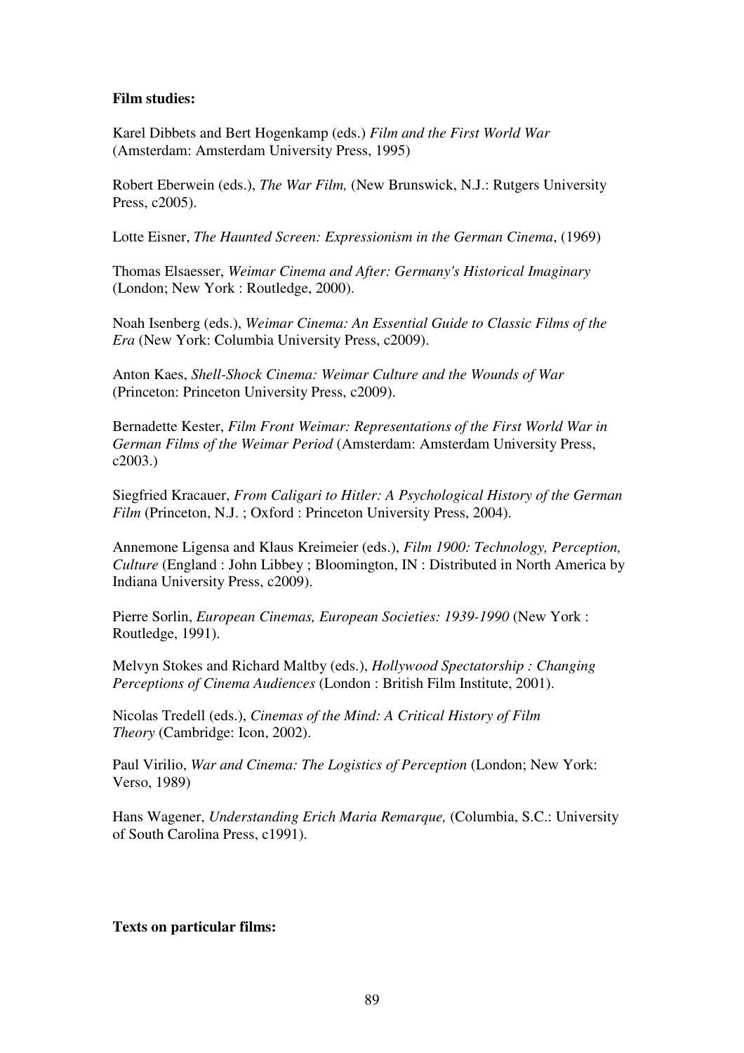**Film studies:**

Karel Dibbets and Bert Hogenkamp (eds.) *Film and the First World War* (Amsterdam: Amsterdam University Press, 1995)

Robert Eberwein (eds.), *The War Film,* (New Brunswick, N.J.: Rutgers University Press, c2005).

Lotte Eisner, *The Haunted Screen: Expressionism in the German Cinema*, (1969)

Thomas Elsaesser, *Weimar Cinema and After: Germany's Historical Imaginary* (London; New York : Routledge, 2000).

Noah Isenberg (eds.), *Weimar Cinema: An Essential Guide to Classic Films of the Era* (New York: Columbia University Press, c2009).

Anton Kaes, *Shell-Shock Cinema: Weimar Culture and the Wounds of War* (Princeton: Princeton University Press, c2009).

Bernadette Kester, *Film Front Weimar: Representations of the First World War in German Films of the Weimar Period* (Amsterdam: Amsterdam University Press, c2003.)

Siegfried Kracauer, *From Caligari to Hitler: A Psychological History of the German Film* (Princeton, N.J. ; Oxford : Princeton University Press, 2004).

Annemone Ligensa and Klaus Kreimeier (eds.), *Film 1900: Technology, Perception, Culture* (England : John Libbey ; Bloomington, IN : Distributed in North America by Indiana University Press, c2009).

Pierre Sorlin, *European Cinemas, European Societies: 1939-1990* (New York : Routledge, 1991).

Melvyn Stokes and Richard Maltby (eds.), *Hollywood Spectatorship : Changing Perceptions of Cinema Audiences* (London : British Film Institute, 2001).

Nicolas Tredell (eds.), *Cinemas of the Mind: A Critical History of Film Theory* (Cambridge: Icon, 2002).

Paul Virilio, *War and Cinema: The Logistics of Perception* (London; New York: Verso, 1989)

Hans Wagener, *Understanding Erich Maria Remarque,* (Columbia, S.C.: University of South Carolina Press, c1991).

**Texts on particular films:**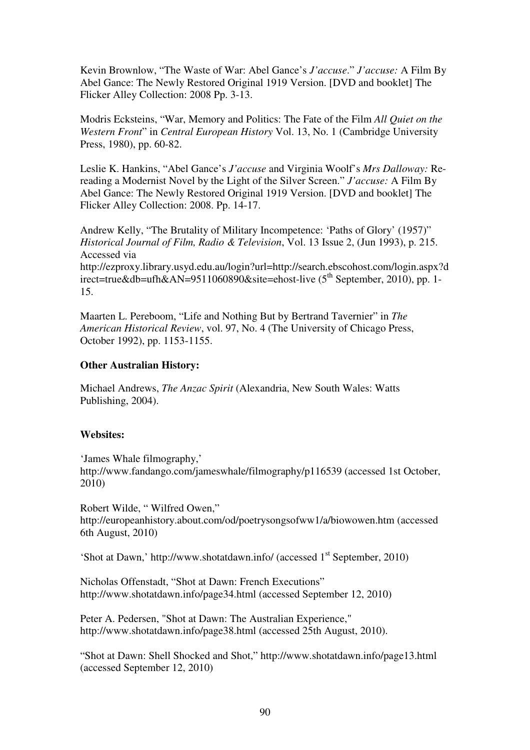Kevin Brownlow, "The Waste of War: Abel Gance's *J'accuse*." *J'accuse:* A Film By Abel Gance: The Newly Restored Original 1919 Version. [DVD and booklet] The Flicker Alley Collection: 2008 Pp. 3-13.

Modris Ecksteins, "War, Memory and Politics: The Fate of the Film *All Quiet on the Western Front*" in *Central European History* Vol. 13, No. 1 (Cambridge University Press, 1980), pp. 60-82.

Leslie K. Hankins, "Abel Gance's *J'accuse* and Virginia Woolf's *Mrs Dalloway:* Re-reading a Modernist Novel by the Light of the Silver Screen." *J'accuse:* A Film By Abel Gance: The Newly Restored Original 1919 Version. [DVD and booklet] The Flicker Alley Collection: 2008. Pp. 14-17.

Andrew Kelly, "The Brutality of Military Incompetence: 'Paths of Glory' (1957)" *Historical Journal of Film, Radio & Television*, Vol. 13 Issue 2, (Jun 1993), p. 215. Accessed via http://ezproxy.library.usyd.edu.au/login?url=http://search.ebscohost.com/login.aspx?direct=true&db=ufh&AN=9511060890&site=ehost-live (5th September, 2010), pp. 1-15.

Maarten L. Pereboom, "Life and Nothing But by Bertrand Tavernier" in *The American Historical Review*, vol. 97, No. 4 (The University of Chicago Press, October 1992), pp. 1153-1155.

**Other Australian History:**

Michael Andrews, *The Anzac Spirit* (Alexandria, New South Wales: Watts Publishing, 2004).

**Websites:**

'James Whale filmography,' http://www.fandango.com/jameswhale/filmography/p116539 (accessed 1st October, 2010)

Robert Wilde, " Wilfred Owen," http://europeanhistory.about.com/od/poetrysongsofww1/a/biowowen.htm (accessed 6th August, 2010)

'Shot at Dawn,' http://www.shotatdawn.info/ (accessed 1st September, 2010)

Nicholas Offenstadt, "Shot at Dawn: French Executions" http://www.shotatdawn.info/page34.html (accessed September 12, 2010)

Peter A. Pedersen, "Shot at Dawn: The Australian Experience," http://www.shotatdawn.info/page38.html (accessed 25th August, 2010).

"Shot at Dawn: Shell Shocked and Shot," http://www.shotatdawn.info/page13.html (accessed September 12, 2010)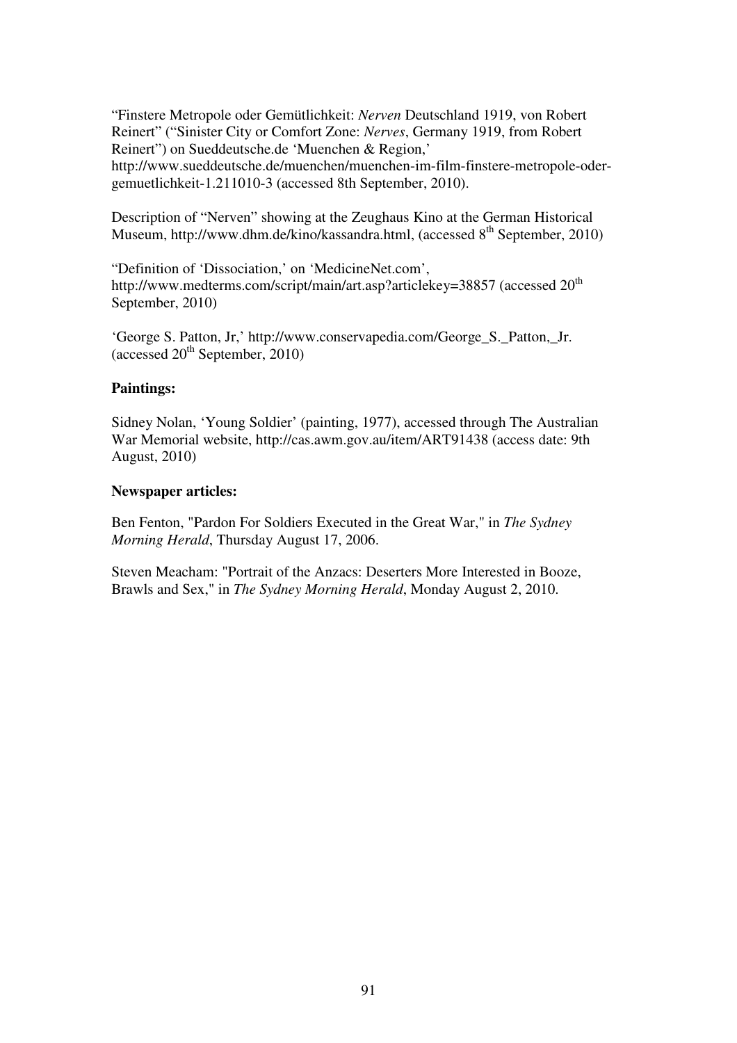"Finstere Metropole oder Gemütlichkeit: *Nerven* Deutschland 1919, von Robert Reinert" ("Sinister City or Comfort Zone: *Nerves*, Germany 1919, from Robert Reinert") on Sueddeutsche.de 'Muenchen & Region,' http://www.sueddeutsche.de/muenchen/muenchen-im-film-finstere-metropole-oder-gemuetlichkeit-1.211010-3 (accessed 8th September, 2010).

Description of "Nerven" showing at the Zeughaus Kino at the German Historical Museum, http://www.dhm.de/kino/kassandra.html, (accessed 8th September, 2010)

"Definition of 'Dissociation,' on 'MedicineNet.com', http://www.medterms.com/script/main/art.asp?articlekey=38857 (accessed 20th September, 2010)

'George S. Patton, Jr,' http://www.conservapedia.com/George_S._Patton,_Jr. (accessed 20th September, 2010)

**Paintings:**

Sidney Nolan, 'Young Soldier' (painting, 1977), accessed through The Australian War Memorial website, http://cas.awm.gov.au/item/ART91438 (access date: 9th August, 2010)

**Newspaper articles:**

Ben Fenton, "Pardon For Soldiers Executed in the Great War," in *The Sydney Morning Herald*, Thursday August 17, 2006.

Steven Meacham: "Portrait of the Anzacs: Deserters More Interested in Booze, Brawls and Sex," in *The Sydney Morning Herald*, Monday August 2, 2010.